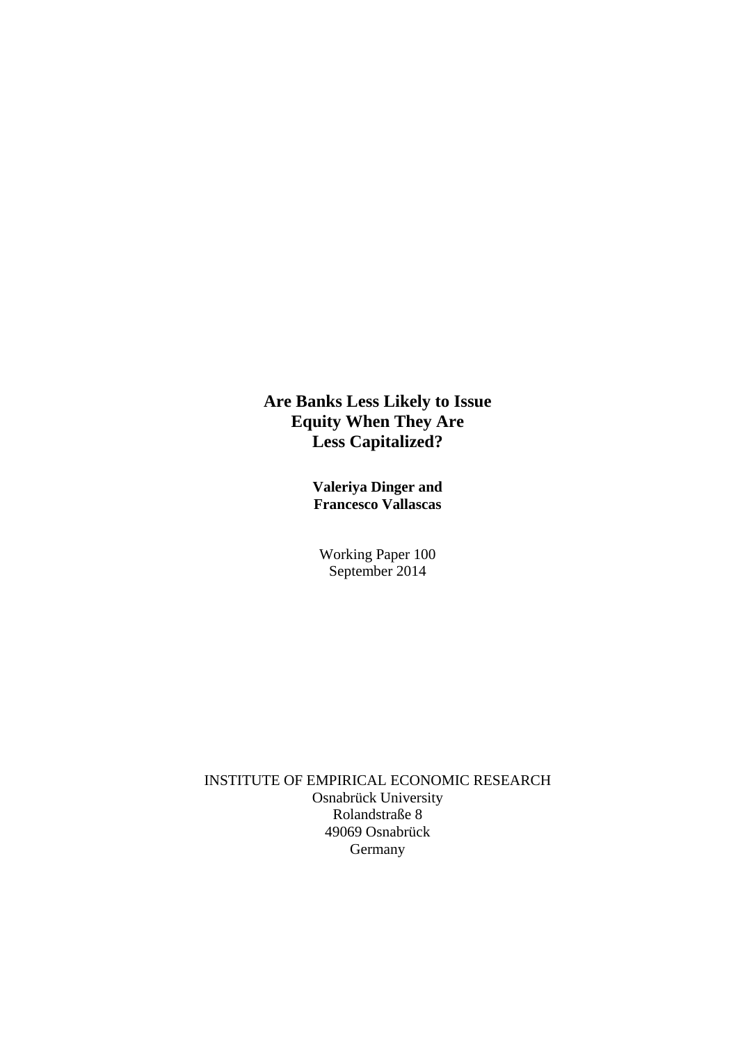# Are Banks Less Likely to Issue Equity When They Are Less Capitalized?

**Valeriya Dinger and Francesco Vallascas**

Working Paper 100
September 2014

INSTITUTE OF EMPIRICAL ECONOMIC RESEARCH
Osnabrück University
Rolandstraße 8
49069 Osnabrück
Germany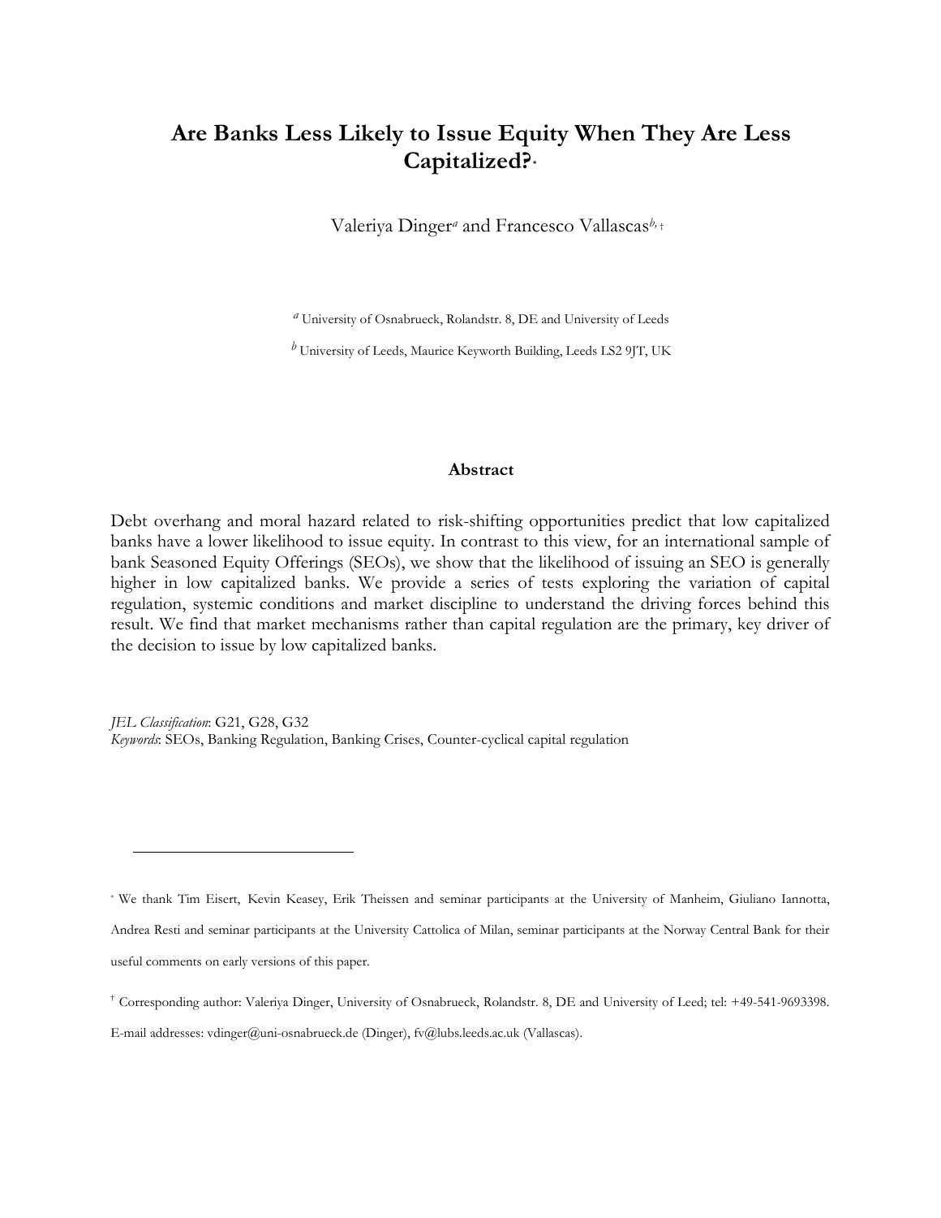# Are Banks Less Likely to Issue Equity When They Are Less Capitalized?[*]

Valeriya Dinger[a] and Francesco Vallascas[b, †]

[a] University of Osnabrueck, Rolandstr. 8, DE and University of Leeds

[b] University of Leeds, Maurice Keyworth Building, Leeds LS2 9JT, UK

### Abstract

Debt overhang and moral hazard related to risk-shifting opportunities predict that low capitalized banks have a lower likelihood to issue equity. In contrast to this view, for an international sample of bank Seasoned Equity Offerings (SEOs), we show that the likelihood of issuing an SEO is generally higher in low capitalized banks. We provide a series of tests exploring the variation of capital regulation, systemic conditions and market discipline to understand the driving forces behind this result. We find that market mechanisms rather than capital regulation are the primary, key driver of the decision to issue by low capitalized banks.

*JEL Classification*: G21, G28, G32
*Keywords*: SEOs, Banking Regulation, Banking Crises, Counter-cyclical capital regulation

[*] We thank Tim Eisert, Kevin Keasey, Erik Theissen and seminar participants at the University of Manheim, Giuliano Iannotta, Andrea Resti and seminar participants at the University Cattolica of Milan, seminar participants at the Norway Central Bank for their useful comments on early versions of this paper.

[†] Corresponding author: Valeriya Dinger, University of Osnabrueck, Rolandstr. 8, DE and University of Leed; tel: +49-541-9693398. E-mail addresses: vdinger@uni-osnabrueck.de (Dinger), fv@lubs.leeds.ac.uk (Vallascas).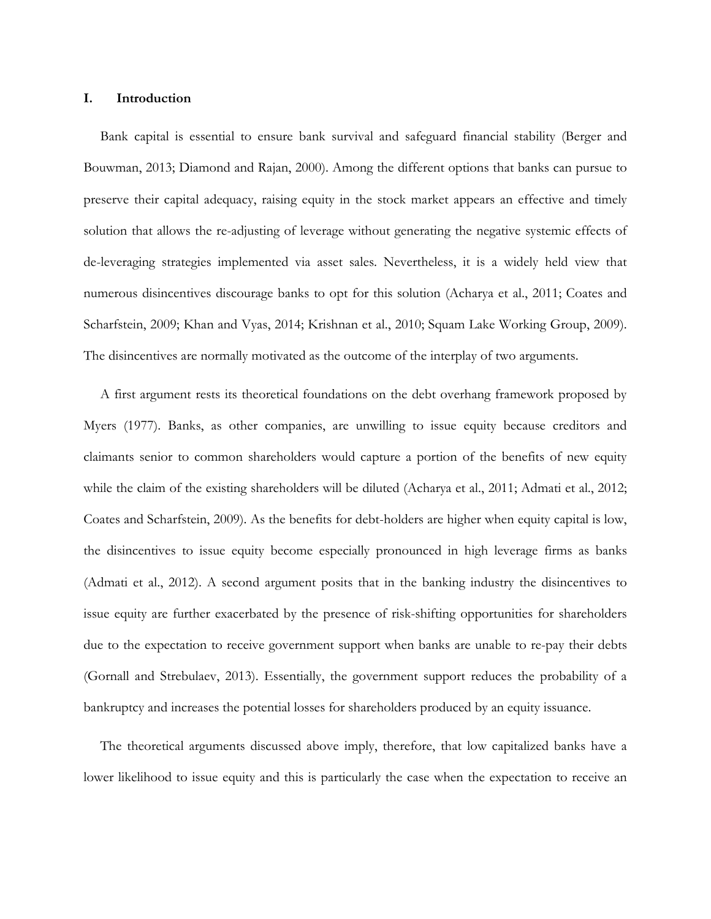## I. Introduction

Bank capital is essential to ensure bank survival and safeguard financial stability (Berger and Bouwman, 2013; Diamond and Rajan, 2000). Among the different options that banks can pursue to preserve their capital adequacy, raising equity in the stock market appears an effective and timely solution that allows the re-adjusting of leverage without generating the negative systemic effects of de-leveraging strategies implemented via asset sales. Nevertheless, it is a widely held view that numerous disincentives discourage banks to opt for this solution (Acharya et al., 2011; Coates and Scharfstein, 2009; Khan and Vyas, 2014; Krishnan et al., 2010; Squam Lake Working Group, 2009). The disincentives are normally motivated as the outcome of the interplay of two arguments.

A first argument rests its theoretical foundations on the debt overhang framework proposed by Myers (1977). Banks, as other companies, are unwilling to issue equity because creditors and claimants senior to common shareholders would capture a portion of the benefits of new equity while the claim of the existing shareholders will be diluted (Acharya et al., 2011; Admati et al., 2012; Coates and Scharfstein, 2009). As the benefits for debt-holders are higher when equity capital is low, the disincentives to issue equity become especially pronounced in high leverage firms as banks (Admati et al., 2012). A second argument posits that in the banking industry the disincentives to issue equity are further exacerbated by the presence of risk-shifting opportunities for shareholders due to the expectation to receive government support when banks are unable to re-pay their debts (Gornall and Strebulaev, 2013). Essentially, the government support reduces the probability of a bankruptcy and increases the potential losses for shareholders produced by an equity issuance.

The theoretical arguments discussed above imply, therefore, that low capitalized banks have a lower likelihood to issue equity and this is particularly the case when the expectation to receive an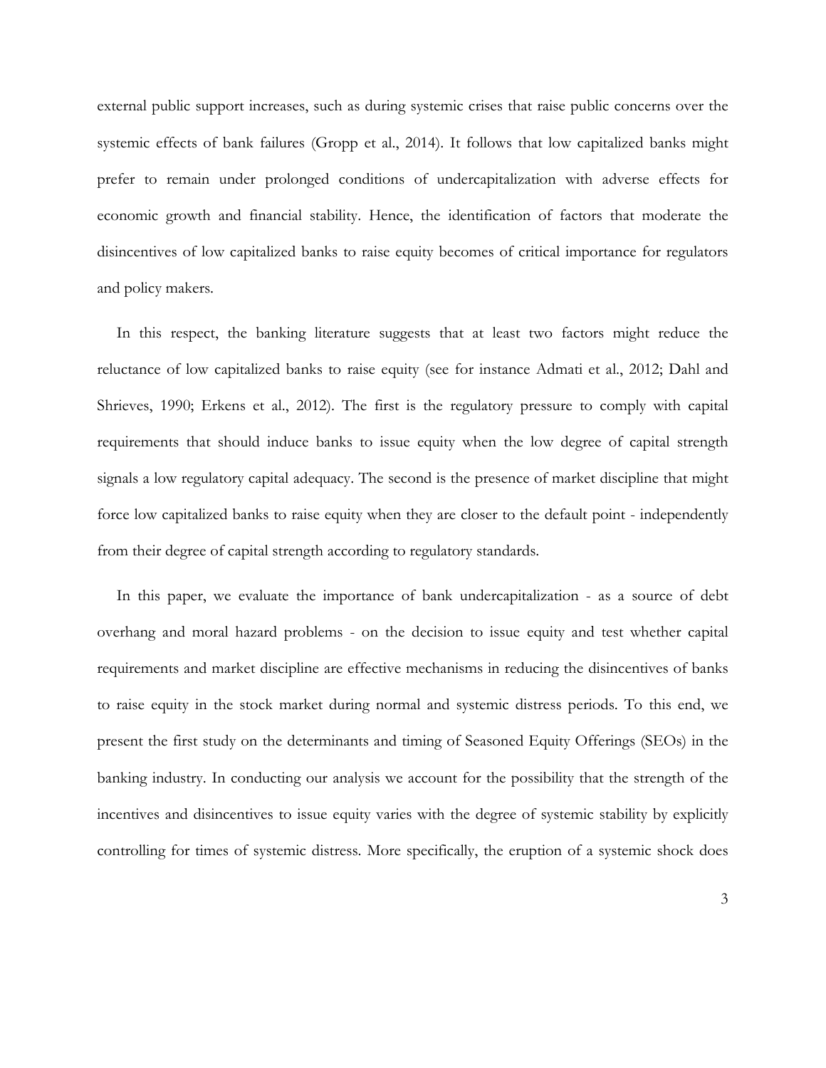external public support increases, such as during systemic crises that raise public concerns over the systemic effects of bank failures (Gropp et al., 2014). It follows that low capitalized banks might prefer to remain under prolonged conditions of undercapitalization with adverse effects for economic growth and financial stability. Hence, the identification of factors that moderate the disincentives of low capitalized banks to raise equity becomes of critical importance for regulators and policy makers.

In this respect, the banking literature suggests that at least two factors might reduce the reluctance of low capitalized banks to raise equity (see for instance Admati et al., 2012; Dahl and Shrieves, 1990; Erkens et al., 2012). The first is the regulatory pressure to comply with capital requirements that should induce banks to issue equity when the low degree of capital strength signals a low regulatory capital adequacy. The second is the presence of market discipline that might force low capitalized banks to raise equity when they are closer to the default point - independently from their degree of capital strength according to regulatory standards.

In this paper, we evaluate the importance of bank undercapitalization - as a source of debt overhang and moral hazard problems - on the decision to issue equity and test whether capital requirements and market discipline are effective mechanisms in reducing the disincentives of banks to raise equity in the stock market during normal and systemic distress periods. To this end, we present the first study on the determinants and timing of Seasoned Equity Offerings (SEOs) in the banking industry. In conducting our analysis we account for the possibility that the strength of the incentives and disincentives to issue equity varies with the degree of systemic stability by explicitly controlling for times of systemic distress. More specifically, the eruption of a systemic shock does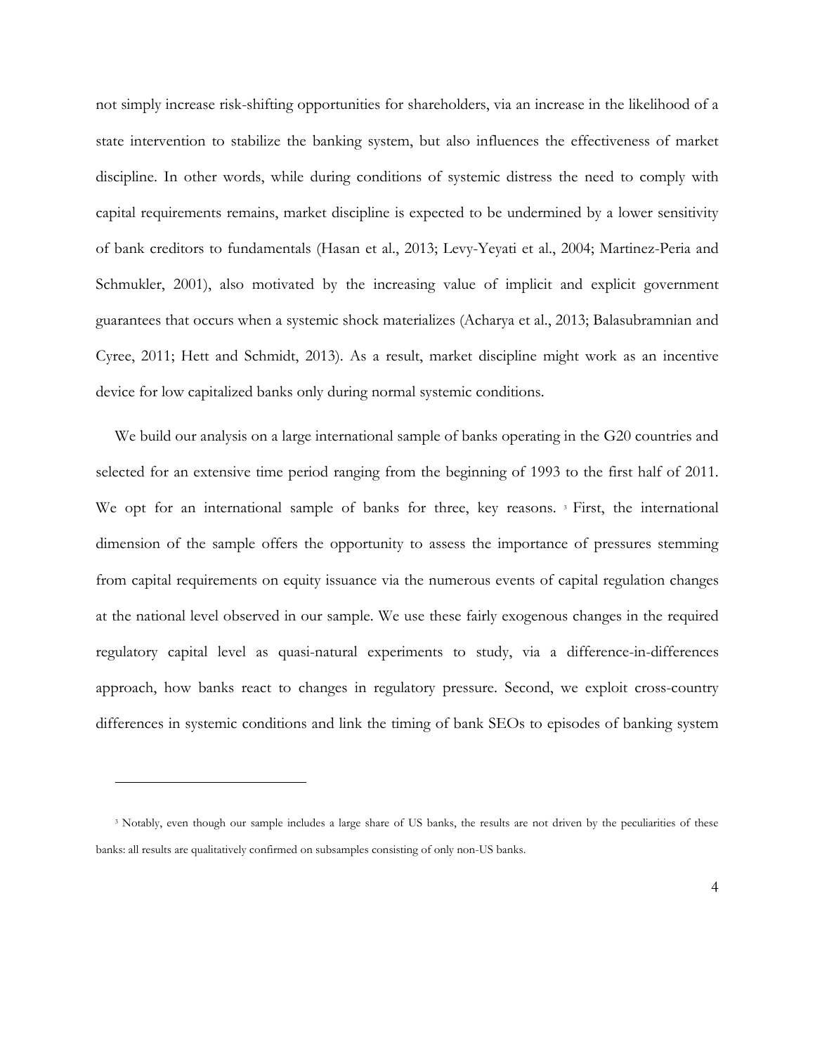not simply increase risk-shifting opportunities for shareholders, via an increase in the likelihood of a state intervention to stabilize the banking system, but also influences the effectiveness of market discipline. In other words, while during conditions of systemic distress the need to comply with capital requirements remains, market discipline is expected to be undermined by a lower sensitivity of bank creditors to fundamentals (Hasan et al., 2013; Levy-Yeyati et al., 2004; Martinez-Peria and Schmukler, 2001), also motivated by the increasing value of implicit and explicit government guarantees that occurs when a systemic shock materializes (Acharya et al., 2013; Balasubramnian and Cyree, 2011; Hett and Schmidt, 2013). As a result, market discipline might work as an incentive device for low capitalized banks only during normal systemic conditions.

We build our analysis on a large international sample of banks operating in the G20 countries and selected for an extensive time period ranging from the beginning of 1993 to the first half of 2011. We opt for an international sample of banks for three, key reasons. [3] First, the international dimension of the sample offers the opportunity to assess the importance of pressures stemming from capital requirements on equity issuance via the numerous events of capital regulation changes at the national level observed in our sample. We use these fairly exogenous changes in the required regulatory capital level as quasi-natural experiments to study, via a difference-in-differences approach, how banks react to changes in regulatory pressure. Second, we exploit cross-country differences in systemic conditions and link the timing of bank SEOs to episodes of banking system

[3] Notably, even though our sample includes a large share of US banks, the results are not driven by the peculiarities of these banks: all results are qualitatively confirmed on subsamples consisting of only non-US banks.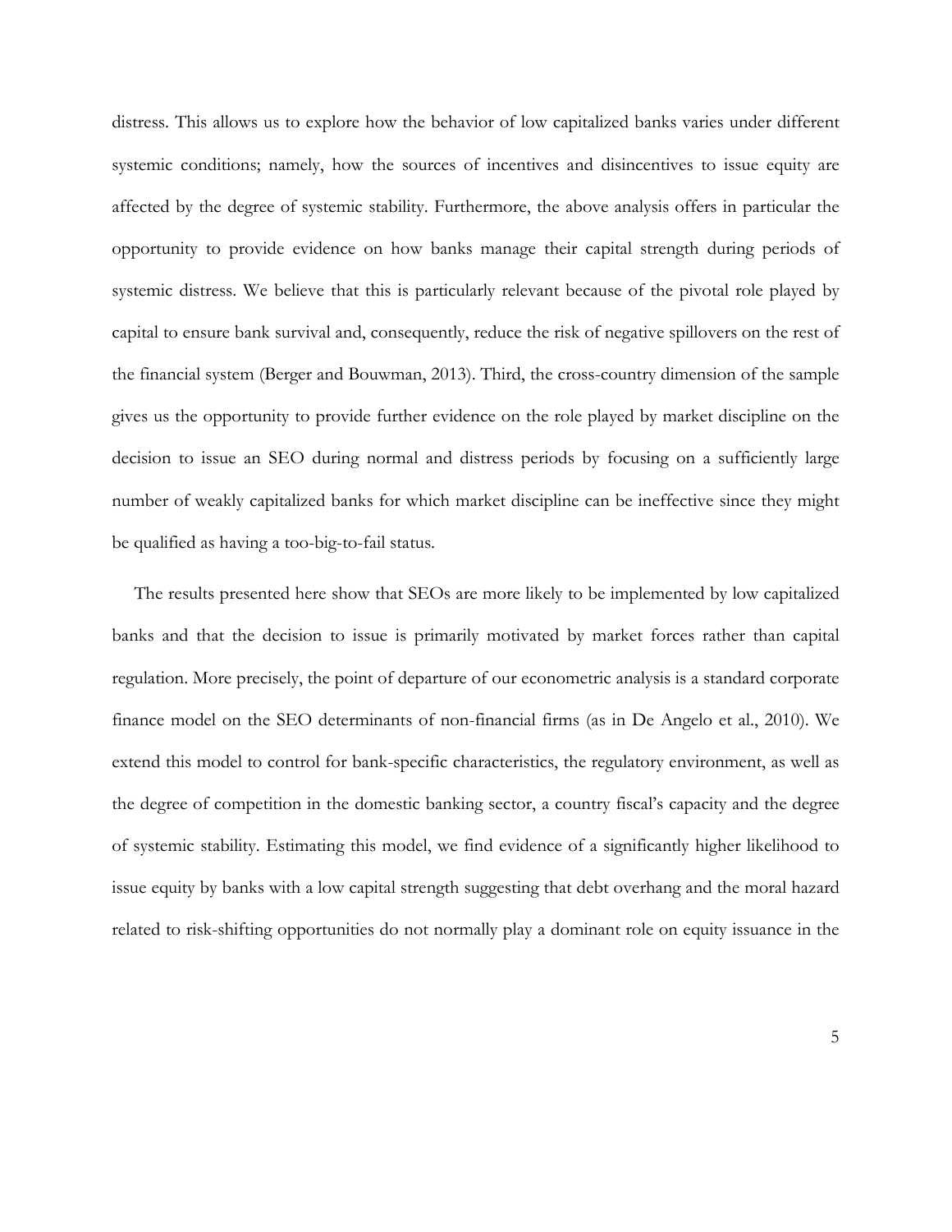distress. This allows us to explore how the behavior of low capitalized banks varies under different systemic conditions; namely, how the sources of incentives and disincentives to issue equity are affected by the degree of systemic stability. Furthermore, the above analysis offers in particular the opportunity to provide evidence on how banks manage their capital strength during periods of systemic distress. We believe that this is particularly relevant because of the pivotal role played by capital to ensure bank survival and, consequently, reduce the risk of negative spillovers on the rest of the financial system (Berger and Bouwman, 2013). Third, the cross-country dimension of the sample gives us the opportunity to provide further evidence on the role played by market discipline on the decision to issue an SEO during normal and distress periods by focusing on a sufficiently large number of weakly capitalized banks for which market discipline can be ineffective since they might be qualified as having a too-big-to-fail status.

The results presented here show that SEOs are more likely to be implemented by low capitalized banks and that the decision to issue is primarily motivated by market forces rather than capital regulation. More precisely, the point of departure of our econometric analysis is a standard corporate finance model on the SEO determinants of non-financial firms (as in De Angelo et al., 2010). We extend this model to control for bank-specific characteristics, the regulatory environment, as well as the degree of competition in the domestic banking sector, a country fiscal's capacity and the degree of systemic stability. Estimating this model, we find evidence of a significantly higher likelihood to issue equity by banks with a low capital strength suggesting that debt overhang and the moral hazard related to risk-shifting opportunities do not normally play a dominant role on equity issuance in the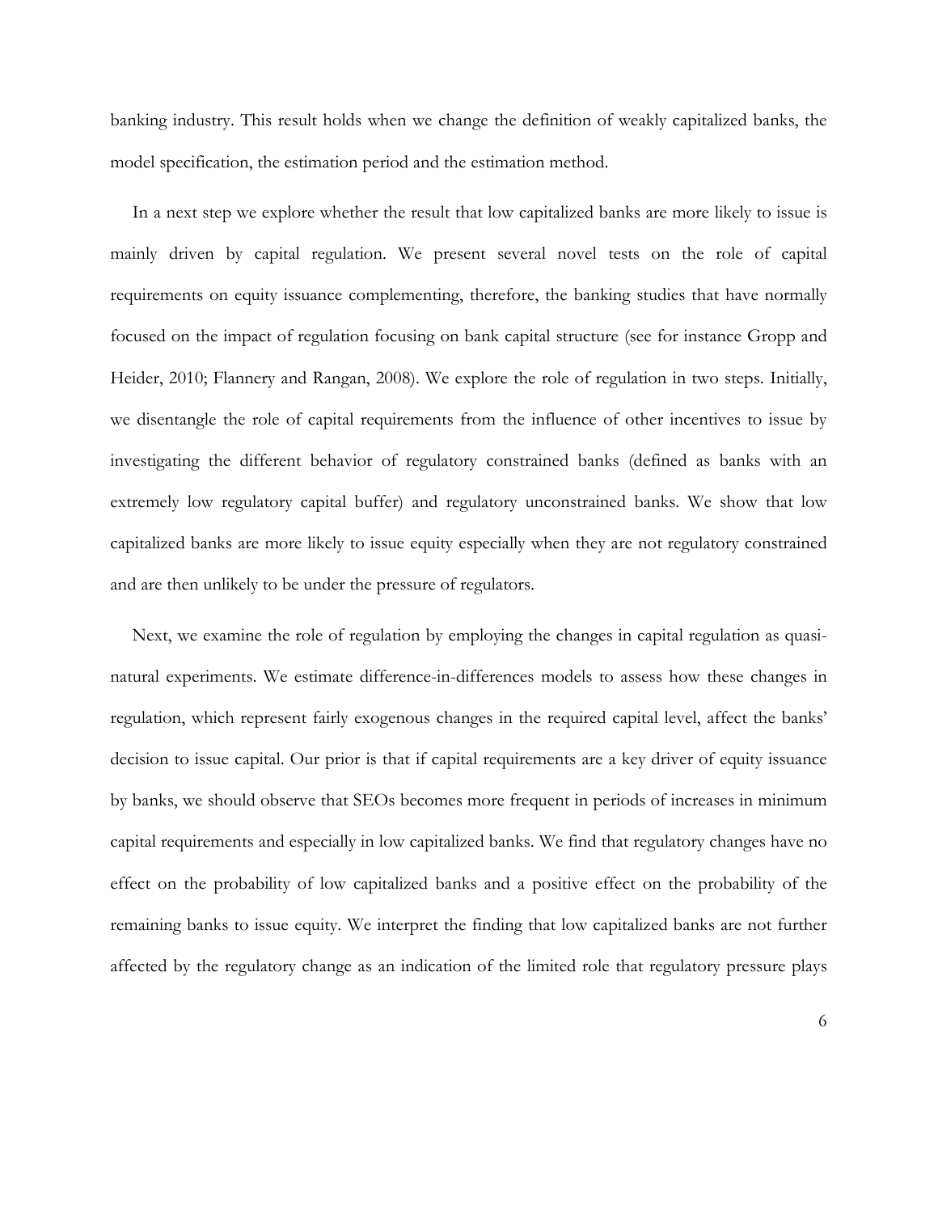banking industry. This result holds when we change the definition of weakly capitalized banks, the model specification, the estimation period and the estimation method.

In a next step we explore whether the result that low capitalized banks are more likely to issue is mainly driven by capital regulation. We present several novel tests on the role of capital requirements on equity issuance complementing, therefore, the banking studies that have normally focused on the impact of regulation focusing on bank capital structure (see for instance Gropp and Heider, 2010; Flannery and Rangan, 2008). We explore the role of regulation in two steps. Initially, we disentangle the role of capital requirements from the influence of other incentives to issue by investigating the different behavior of regulatory constrained banks (defined as banks with an extremely low regulatory capital buffer) and regulatory unconstrained banks. We show that low capitalized banks are more likely to issue equity especially when they are not regulatory constrained and are then unlikely to be under the pressure of regulators.

Next, we examine the role of regulation by employing the changes in capital regulation as quasi-natural experiments. We estimate difference-in-differences models to assess how these changes in regulation, which represent fairly exogenous changes in the required capital level, affect the banks' decision to issue capital. Our prior is that if capital requirements are a key driver of equity issuance by banks, we should observe that SEOs becomes more frequent in periods of increases in minimum capital requirements and especially in low capitalized banks. We find that regulatory changes have no effect on the probability of low capitalized banks and a positive effect on the probability of the remaining banks to issue equity. We interpret the finding that low capitalized banks are not further affected by the regulatory change as an indication of the limited role that regulatory pressure plays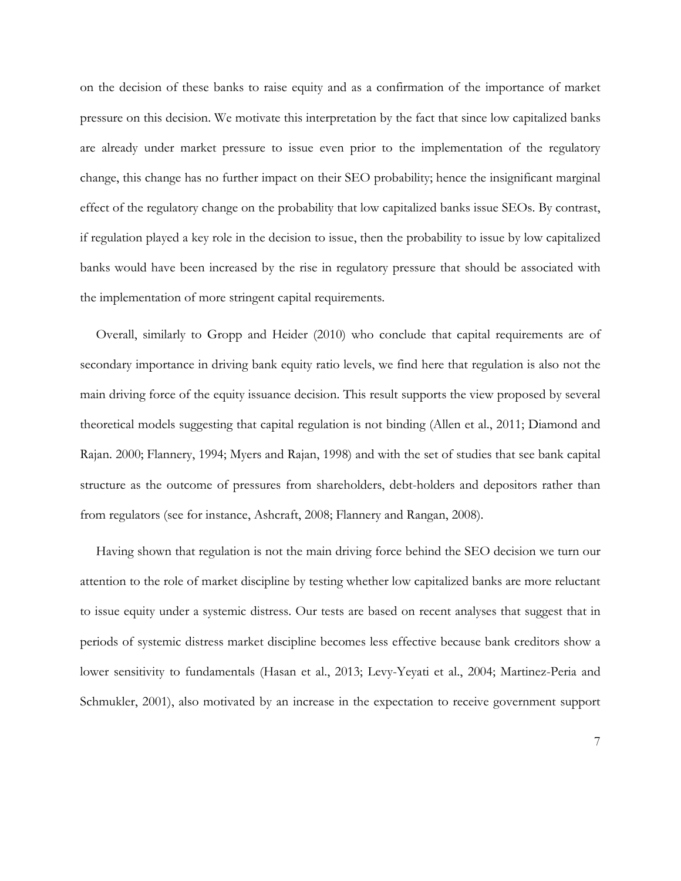on the decision of these banks to raise equity and as a confirmation of the importance of market pressure on this decision. We motivate this interpretation by the fact that since low capitalized banks are already under market pressure to issue even prior to the implementation of the regulatory change, this change has no further impact on their SEO probability; hence the insignificant marginal effect of the regulatory change on the probability that low capitalized banks issue SEOs. By contrast, if regulation played a key role in the decision to issue, then the probability to issue by low capitalized banks would have been increased by the rise in regulatory pressure that should be associated with the implementation of more stringent capital requirements.

Overall, similarly to Gropp and Heider (2010) who conclude that capital requirements are of secondary importance in driving bank equity ratio levels, we find here that regulation is also not the main driving force of the equity issuance decision. This result supports the view proposed by several theoretical models suggesting that capital regulation is not binding (Allen et al., 2011; Diamond and Rajan. 2000; Flannery, 1994; Myers and Rajan, 1998) and with the set of studies that see bank capital structure as the outcome of pressures from shareholders, debt-holders and depositors rather than from regulators (see for instance, Ashcraft, 2008; Flannery and Rangan, 2008).

Having shown that regulation is not the main driving force behind the SEO decision we turn our attention to the role of market discipline by testing whether low capitalized banks are more reluctant to issue equity under a systemic distress. Our tests are based on recent analyses that suggest that in periods of systemic distress market discipline becomes less effective because bank creditors show a lower sensitivity to fundamentals (Hasan et al., 2013; Levy-Yeyati et al., 2004; Martinez-Peria and Schmukler, 2001), also motivated by an increase in the expectation to receive government support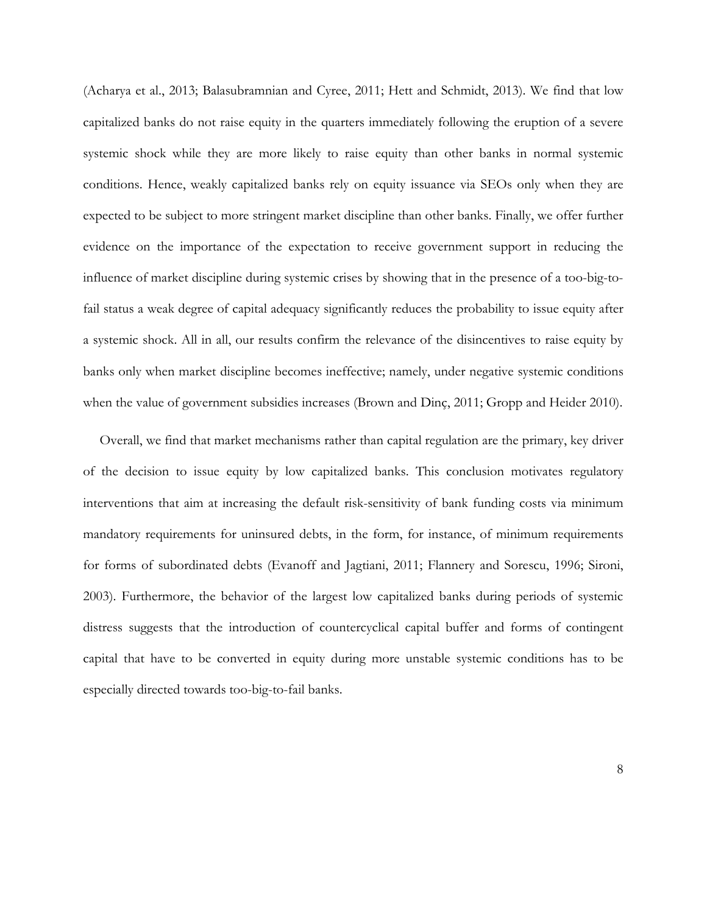(Acharya et al., 2013; Balasubramnian and Cyree, 2011; Hett and Schmidt, 2013). We find that low capitalized banks do not raise equity in the quarters immediately following the eruption of a severe systemic shock while they are more likely to raise equity than other banks in normal systemic conditions. Hence, weakly capitalized banks rely on equity issuance via SEOs only when they are expected to be subject to more stringent market discipline than other banks. Finally, we offer further evidence on the importance of the expectation to receive government support in reducing the influence of market discipline during systemic crises by showing that in the presence of a too-big-to-fail status a weak degree of capital adequacy significantly reduces the probability to issue equity after a systemic shock. All in all, our results confirm the relevance of the disincentives to raise equity by banks only when market discipline becomes ineffective; namely, under negative systemic conditions when the value of government subsidies increases (Brown and Dinç, 2011; Gropp and Heider 2010).

Overall, we find that market mechanisms rather than capital regulation are the primary, key driver of the decision to issue equity by low capitalized banks. This conclusion motivates regulatory interventions that aim at increasing the default risk-sensitivity of bank funding costs via minimum mandatory requirements for uninsured debts, in the form, for instance, of minimum requirements for forms of subordinated debts (Evanoff and Jagtiani, 2011; Flannery and Sorescu, 1996; Sironi, 2003). Furthermore, the behavior of the largest low capitalized banks during periods of systemic distress suggests that the introduction of countercyclical capital buffer and forms of contingent capital that have to be converted in equity during more unstable systemic conditions has to be especially directed towards too-big-to-fail banks.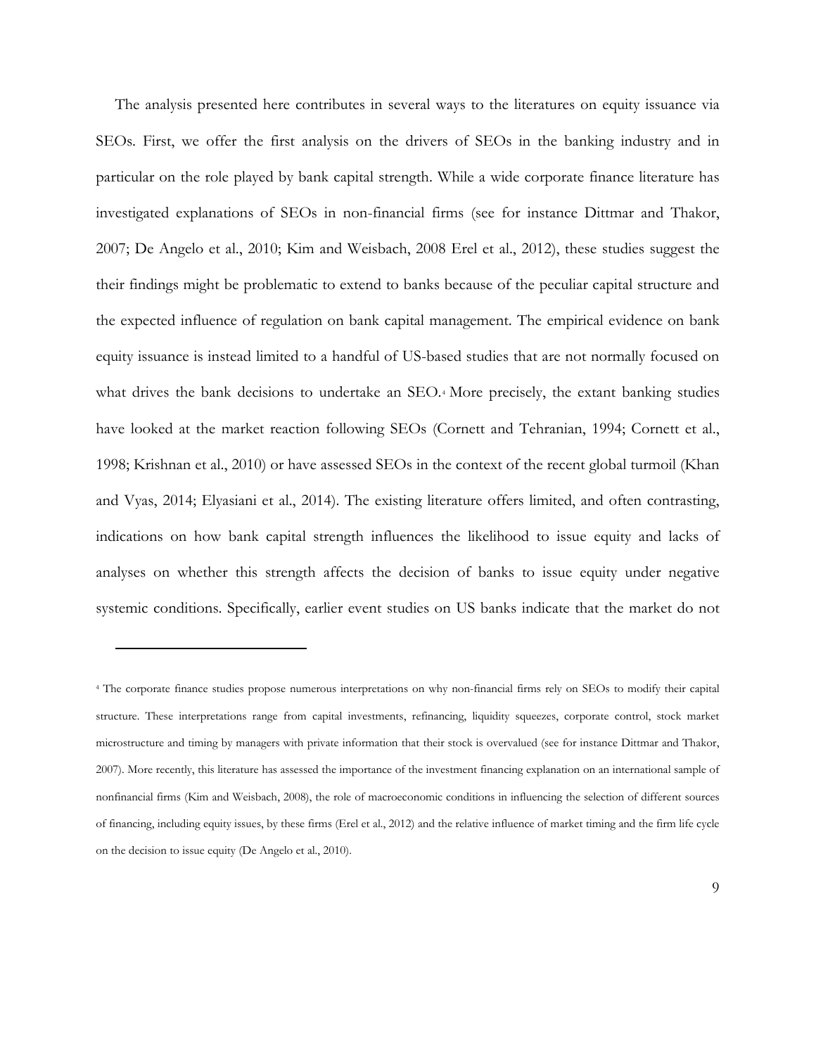The analysis presented here contributes in several ways to the literatures on equity issuance via SEOs. First, we offer the first analysis on the drivers of SEOs in the banking industry and in particular on the role played by bank capital strength. While a wide corporate finance literature has investigated explanations of SEOs in non-financial firms (see for instance Dittmar and Thakor, 2007; De Angelo et al., 2010; Kim and Weisbach, 2008 Erel et al., 2012), these studies suggest the their findings might be problematic to extend to banks because of the peculiar capital structure and the expected influence of regulation on bank capital management. The empirical evidence on bank equity issuance is instead limited to a handful of US-based studies that are not normally focused on what drives the bank decisions to undertake an SEO.[4] More precisely, the extant banking studies have looked at the market reaction following SEOs (Cornett and Tehranian, 1994; Cornett et al., 1998; Krishnan et al., 2010) or have assessed SEOs in the context of the recent global turmoil (Khan and Vyas, 2014; Elyasiani et al., 2014). The existing literature offers limited, and often contrasting, indications on how bank capital strength influences the likelihood to issue equity and lacks of analyses on whether this strength affects the decision of banks to issue equity under negative systemic conditions. Specifically, earlier event studies on US banks indicate that the market do not

[4] The corporate finance studies propose numerous interpretations on why non-financial firms rely on SEOs to modify their capital structure. These interpretations range from capital investments, refinancing, liquidity squeezes, corporate control, stock market microstructure and timing by managers with private information that their stock is overvalued (see for instance Dittmar and Thakor, 2007). More recently, this literature has assessed the importance of the investment financing explanation on an international sample of nonfinancial firms (Kim and Weisbach, 2008), the role of macroeconomic conditions in influencing the selection of different sources of financing, including equity issues, by these firms (Erel et al., 2012) and the relative influence of market timing and the firm life cycle on the decision to issue equity (De Angelo et al., 2010).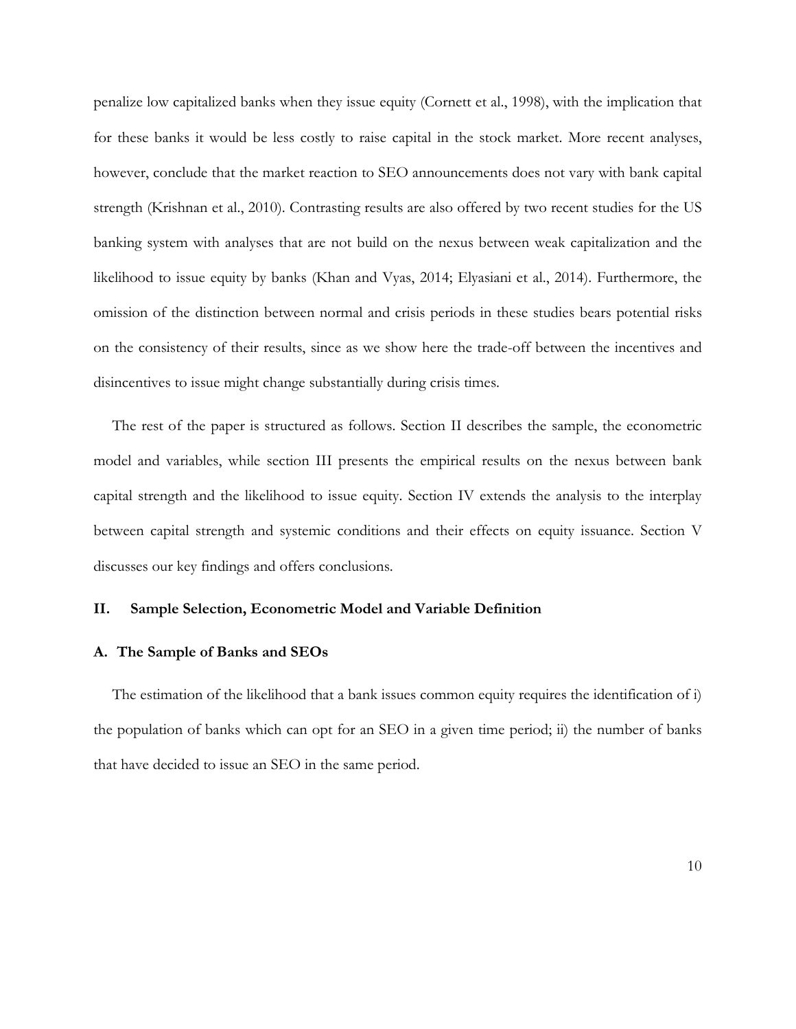penalize low capitalized banks when they issue equity (Cornett et al., 1998), with the implication that for these banks it would be less costly to raise capital in the stock market. More recent analyses, however, conclude that the market reaction to SEO announcements does not vary with bank capital strength (Krishnan et al., 2010). Contrasting results are also offered by two recent studies for the US banking system with analyses that are not build on the nexus between weak capitalization and the likelihood to issue equity by banks (Khan and Vyas, 2014; Elyasiani et al., 2014). Furthermore, the omission of the distinction between normal and crisis periods in these studies bears potential risks on the consistency of their results, since as we show here the trade-off between the incentives and disincentives to issue might change substantially during crisis times.

The rest of the paper is structured as follows. Section II describes the sample, the econometric model and variables, while section III presents the empirical results on the nexus between bank capital strength and the likelihood to issue equity. Section IV extends the analysis to the interplay between capital strength and systemic conditions and their effects on equity issuance. Section V discusses our key findings and offers conclusions.

## II. Sample Selection, Econometric Model and Variable Definition

### A. The Sample of Banks and SEOs

The estimation of the likelihood that a bank issues common equity requires the identification of i) the population of banks which can opt for an SEO in a given time period; ii) the number of banks that have decided to issue an SEO in the same period.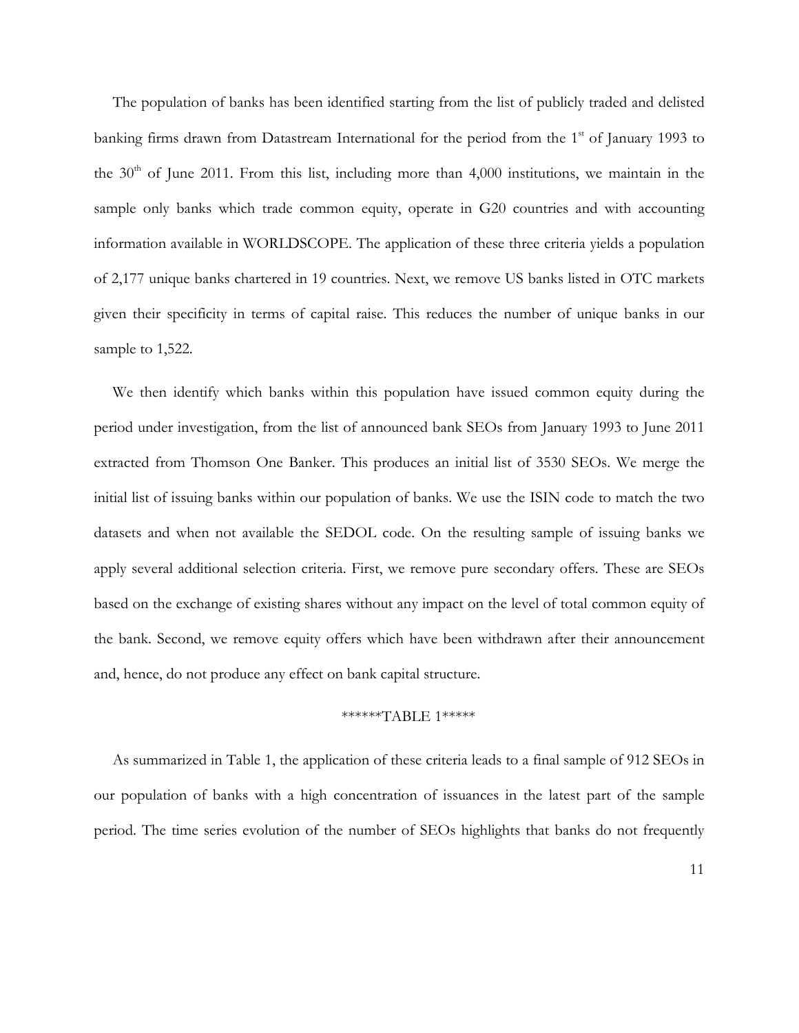The population of banks has been identified starting from the list of publicly traded and delisted banking firms drawn from Datastream International for the period from the 1st of January 1993 to the 30th of June 2011. From this list, including more than 4,000 institutions, we maintain in the sample only banks which trade common equity, operate in G20 countries and with accounting information available in WORLDSCOPE. The application of these three criteria yields a population of 2,177 unique banks chartered in 19 countries. Next, we remove US banks listed in OTC markets given their specificity in terms of capital raise. This reduces the number of unique banks in our sample to 1,522.

We then identify which banks within this population have issued common equity during the period under investigation, from the list of announced bank SEOs from January 1993 to June 2011 extracted from Thomson One Banker. This produces an initial list of 3530 SEOs. We merge the initial list of issuing banks within our population of banks. We use the ISIN code to match the two datasets and when not available the SEDOL code. On the resulting sample of issuing banks we apply several additional selection criteria. First, we remove pure secondary offers. These are SEOs based on the exchange of existing shares without any impact on the level of total common equity of the bank. Second, we remove equity offers which have been withdrawn after their announcement and, hence, do not produce any effect on bank capital structure.

******TABLE 1*****

As summarized in Table 1, the application of these criteria leads to a final sample of 912 SEOs in our population of banks with a high concentration of issuances in the latest part of the sample period. The time series evolution of the number of SEOs highlights that banks do not frequently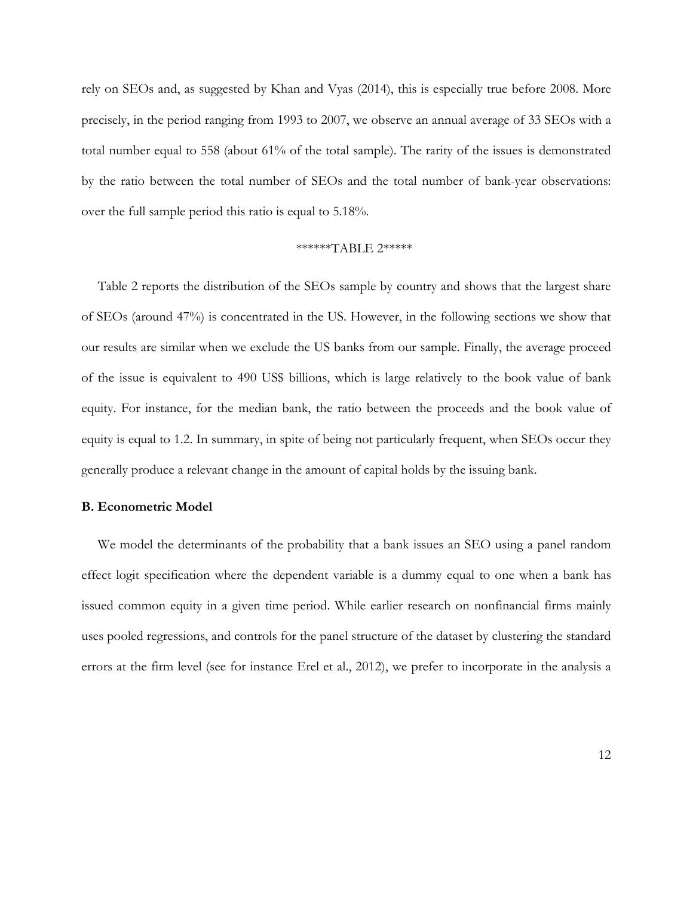rely on SEOs and, as suggested by Khan and Vyas (2014), this is especially true before 2008. More precisely, in the period ranging from 1993 to 2007, we observe an annual average of 33 SEOs with a total number equal to 558 (about 61% of the total sample). The rarity of the issues is demonstrated by the ratio between the total number of SEOs and the total number of bank-year observations: over the full sample period this ratio is equal to 5.18%.

******TABLE 2*****

Table 2 reports the distribution of the SEOs sample by country and shows that the largest share of SEOs (around 47%) is concentrated in the US. However, in the following sections we show that our results are similar when we exclude the US banks from our sample. Finally, the average proceed of the issue is equivalent to 490 US$ billions, which is large relatively to the book value of bank equity. For instance, for the median bank, the ratio between the proceeds and the book value of equity is equal to 1.2. In summary, in spite of being not particularly frequent, when SEOs occur they generally produce a relevant change in the amount of capital holds by the issuing bank.

### B. Econometric Model

We model the determinants of the probability that a bank issues an SEO using a panel random effect logit specification where the dependent variable is a dummy equal to one when a bank has issued common equity in a given time period. While earlier research on nonfinancial firms mainly uses pooled regressions, and controls for the panel structure of the dataset by clustering the standard errors at the firm level (see for instance Erel et al., 2012), we prefer to incorporate in the analysis a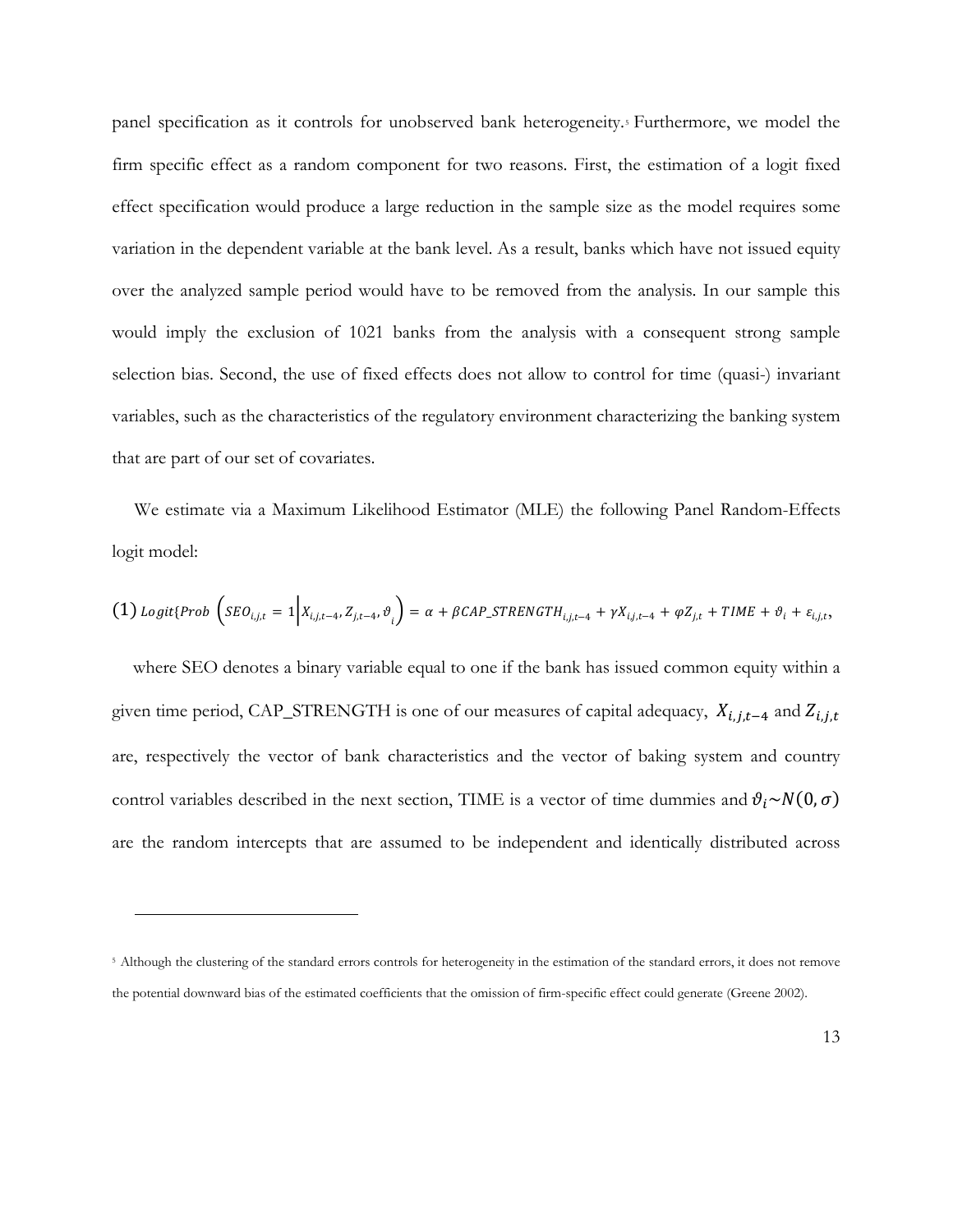panel specification as it controls for unobserved bank heterogeneity.[5] Furthermore, we model the firm specific effect as a random component for two reasons. First, the estimation of a logit fixed effect specification would produce a large reduction in the sample size as the model requires some variation in the dependent variable at the bank level. As a result, banks which have not issued equity over the analyzed sample period would have to be removed from the analysis. In our sample this would imply the exclusion of 1021 banks from the analysis with a consequent strong sample selection bias. Second, the use of fixed effects does not allow to control for time (quasi-) invariant variables, such as the characteristics of the regulatory environment characterizing the banking system that are part of our set of covariates.

We estimate via a Maximum Likelihood Estimator (MLE) the following Panel Random-Effects logit model:

$$(1)\ Logit\{Prob\ \left(SEO_{i,j,t} = 1 \middle| X_{i,j,t-4}, Z_{j,t-4}, \vartheta_i\right) = \alpha + \beta CAP\_STRENGTH_{i,j,t-4} + \gamma X_{i,j,t-4} + \varphi Z_{j,t} + TIME + \vartheta_i + \varepsilon_{i,j,t},$$

where SEO denotes a binary variable equal to one if the bank has issued common equity within a given time period, CAP_STRENGTH is one of our measures of capital adequacy, $X_{i,j,t-4}$ and $Z_{i,j,t}$ are, respectively the vector of bank characteristics and the vector of baking system and country control variables described in the next section, TIME is a vector of time dummies and $\vartheta_i \sim N(0, \sigma)$ are the random intercepts that are assumed to be independent and identically distributed across

[5] Although the clustering of the standard errors controls for heterogeneity in the estimation of the standard errors, it does not remove the potential downward bias of the estimated coefficients that the omission of firm-specific effect could generate (Greene 2002).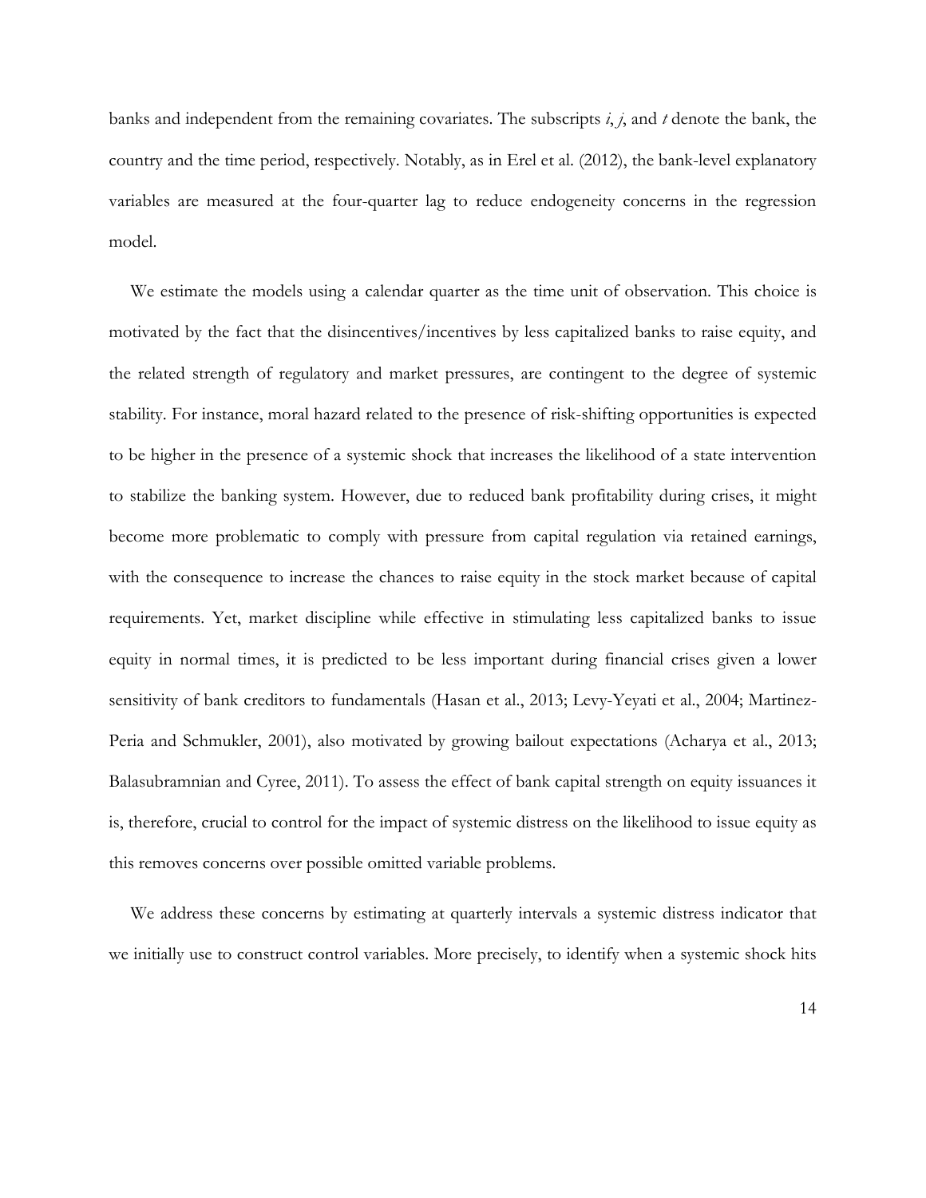banks and independent from the remaining covariates. The subscripts $i$, $j$, and $t$ denote the bank, the country and the time period, respectively. Notably, as in Erel et al. (2012), the bank-level explanatory variables are measured at the four-quarter lag to reduce endogeneity concerns in the regression model.

We estimate the models using a calendar quarter as the time unit of observation. This choice is motivated by the fact that the disincentives/incentives by less capitalized banks to raise equity, and the related strength of regulatory and market pressures, are contingent to the degree of systemic stability. For instance, moral hazard related to the presence of risk-shifting opportunities is expected to be higher in the presence of a systemic shock that increases the likelihood of a state intervention to stabilize the banking system. However, due to reduced bank profitability during crises, it might become more problematic to comply with pressure from capital regulation via retained earnings, with the consequence to increase the chances to raise equity in the stock market because of capital requirements. Yet, market discipline while effective in stimulating less capitalized banks to issue equity in normal times, it is predicted to be less important during financial crises given a lower sensitivity of bank creditors to fundamentals (Hasan et al., 2013; Levy-Yeyati et al., 2004; Martinez-Peria and Schmukler, 2001), also motivated by growing bailout expectations (Acharya et al., 2013; Balasubramnian and Cyree, 2011). To assess the effect of bank capital strength on equity issuances it is, therefore, crucial to control for the impact of systemic distress on the likelihood to issue equity as this removes concerns over possible omitted variable problems.

We address these concerns by estimating at quarterly intervals a systemic distress indicator that we initially use to construct control variables. More precisely, to identify when a systemic shock hits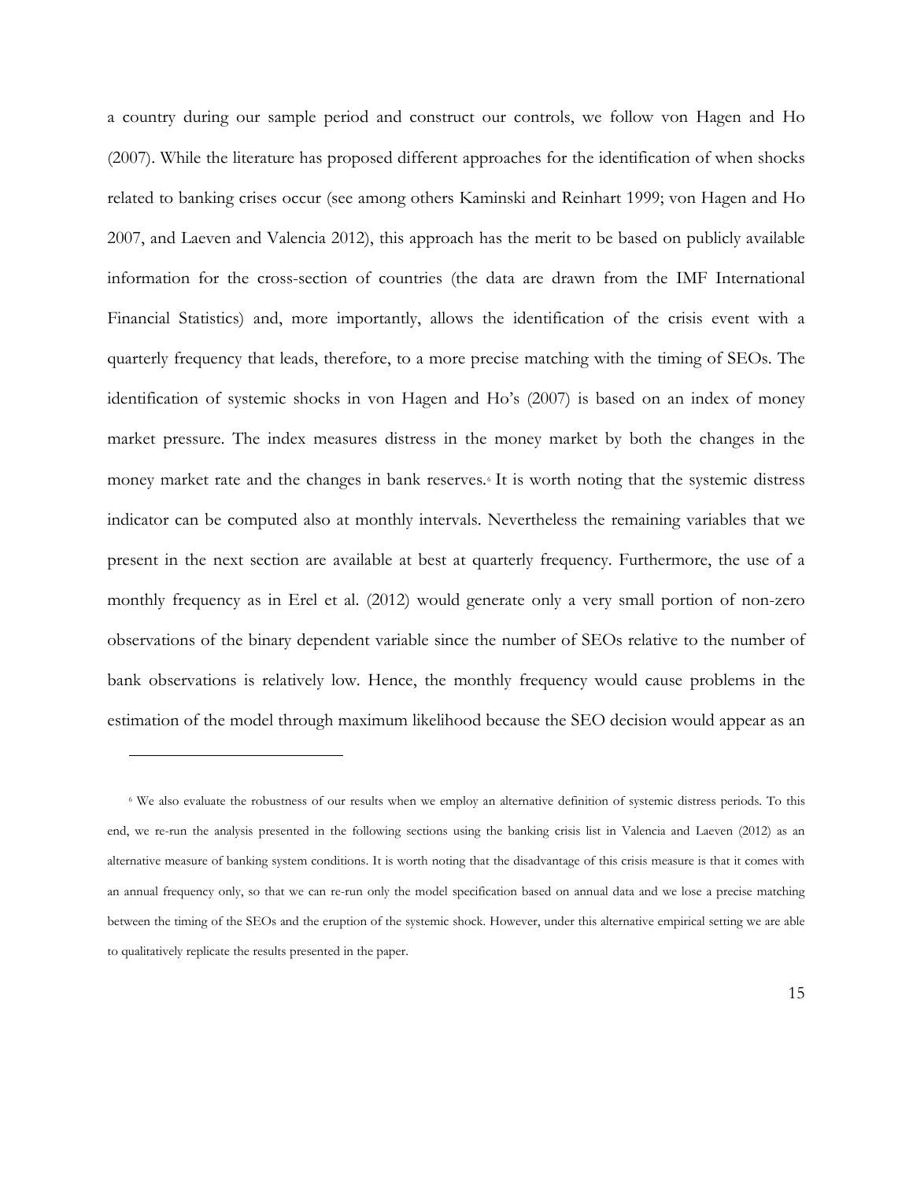a country during our sample period and construct our controls, we follow von Hagen and Ho (2007). While the literature has proposed different approaches for the identification of when shocks related to banking crises occur (see among others Kaminski and Reinhart 1999; von Hagen and Ho 2007, and Laeven and Valencia 2012), this approach has the merit to be based on publicly available information for the cross-section of countries (the data are drawn from the IMF International Financial Statistics) and, more importantly, allows the identification of the crisis event with a quarterly frequency that leads, therefore, to a more precise matching with the timing of SEOs. The identification of systemic shocks in von Hagen and Ho's (2007) is based on an index of money market pressure. The index measures distress in the money market by both the changes in the money market rate and the changes in bank reserves.[6] It is worth noting that the systemic distress indicator can be computed also at monthly intervals. Nevertheless the remaining variables that we present in the next section are available at best at quarterly frequency. Furthermore, the use of a monthly frequency as in Erel et al. (2012) would generate only a very small portion of non-zero observations of the binary dependent variable since the number of SEOs relative to the number of bank observations is relatively low. Hence, the monthly frequency would cause problems in the estimation of the model through maximum likelihood because the SEO decision would appear as an

---

[6] We also evaluate the robustness of our results when we employ an alternative definition of systemic distress periods. To this end, we re-run the analysis presented in the following sections using the banking crisis list in Valencia and Laeven (2012) as an alternative measure of banking system conditions. It is worth noting that the disadvantage of this crisis measure is that it comes with an annual frequency only, so that we can re-run only the model specification based on annual data and we lose a precise matching between the timing of the SEOs and the eruption of the systemic shock. However, under this alternative empirical setting we are able to qualitatively replicate the results presented in the paper.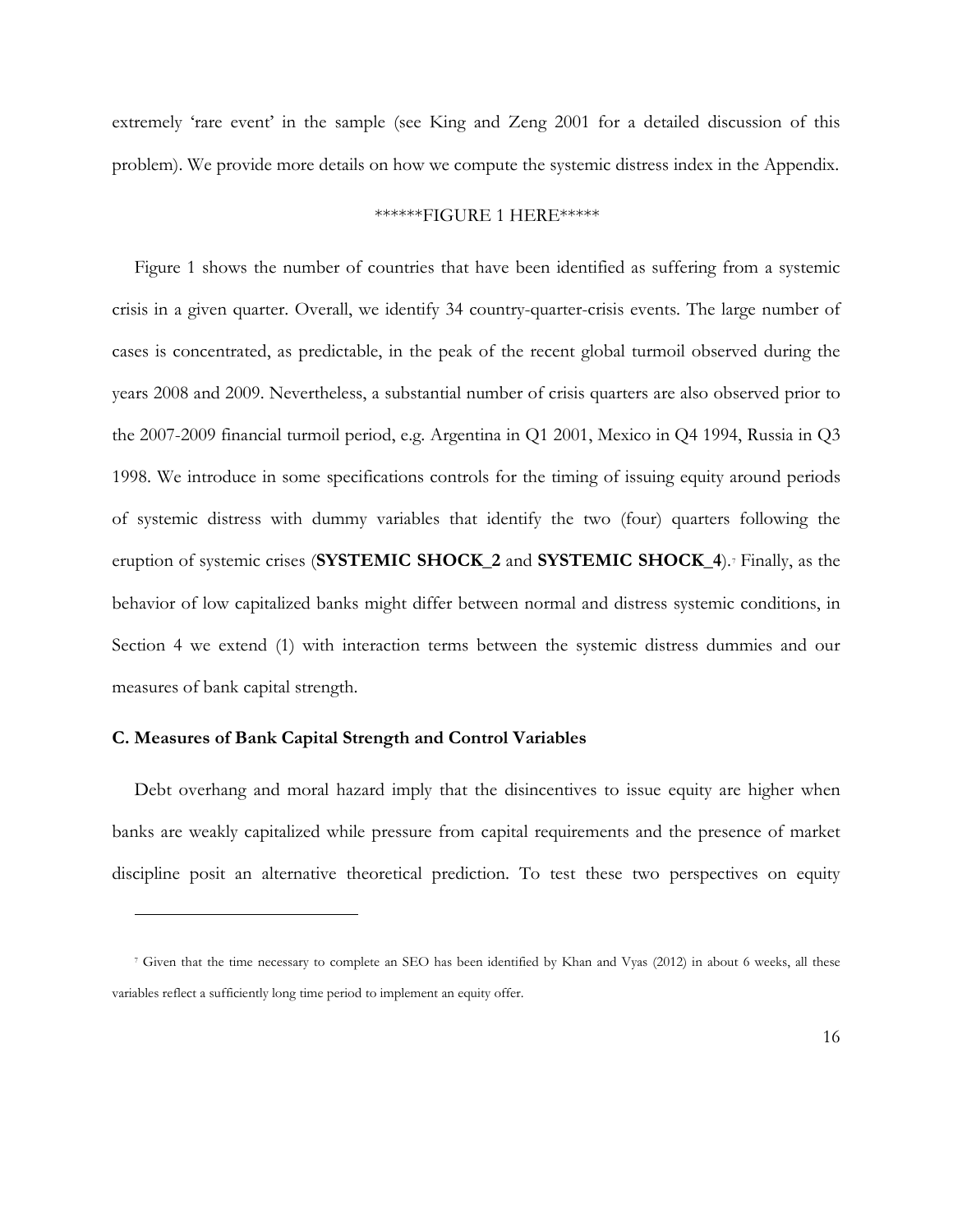extremely 'rare event' in the sample (see King and Zeng 2001 for a detailed discussion of this problem). We provide more details on how we compute the systemic distress index in the Appendix.

******FIGURE 1 HERE*****

Figure 1 shows the number of countries that have been identified as suffering from a systemic crisis in a given quarter. Overall, we identify 34 country-quarter-crisis events. The large number of cases is concentrated, as predictable, in the peak of the recent global turmoil observed during the years 2008 and 2009. Nevertheless, a substantial number of crisis quarters are also observed prior to the 2007-2009 financial turmoil period, e.g. Argentina in Q1 2001, Mexico in Q4 1994, Russia in Q3 1998. We introduce in some specifications controls for the timing of issuing equity around periods of systemic distress with dummy variables that identify the two (four) quarters following the eruption of systemic crises (**SYSTEMIC SHOCK_2** and **SYSTEMIC SHOCK_4**).[7] Finally, as the behavior of low capitalized banks might differ between normal and distress systemic conditions, in Section 4 we extend (1) with interaction terms between the systemic distress dummies and our measures of bank capital strength.

### C. Measures of Bank Capital Strength and Control Variables

Debt overhang and moral hazard imply that the disincentives to issue equity are higher when banks are weakly capitalized while pressure from capital requirements and the presence of market discipline posit an alternative theoretical prediction. To test these two perspectives on equity

---

[7] Given that the time necessary to complete an SEO has been identified by Khan and Vyas (2012) in about 6 weeks, all these variables reflect a sufficiently long time period to implement an equity offer.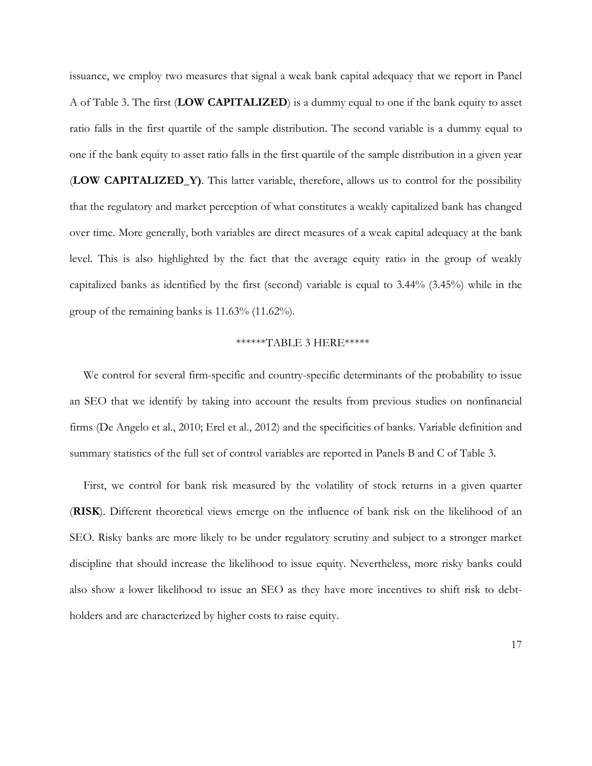issuance, we employ two measures that signal a weak bank capital adequacy that we report in Panel A of Table 3. The first (**LOW CAPITALIZED**) is a dummy equal to one if the bank equity to asset ratio falls in the first quartile of the sample distribution. The second variable is a dummy equal to one if the bank equity to asset ratio falls in the first quartile of the sample distribution in a given year (**LOW CAPITALIZED_Y)**. This latter variable, therefore, allows us to control for the possibility that the regulatory and market perception of what constitutes a weakly capitalized bank has changed over time. More generally, both variables are direct measures of a weak capital adequacy at the bank level. This is also highlighted by the fact that the average equity ratio in the group of weakly capitalized banks as identified by the first (second) variable is equal to 3.44% (3.45%) while in the group of the remaining banks is 11.63% (11.62%).

******TABLE 3 HERE*****

We control for several firm-specific and country-specific determinants of the probability to issue an SEO that we identify by taking into account the results from previous studies on nonfinancial firms (De Angelo et al., 2010; Erel et al., 2012) and the specificities of banks. Variable definition and summary statistics of the full set of control variables are reported in Panels B and C of Table 3.

First, we control for bank risk measured by the volatility of stock returns in a given quarter (**RISK**). Different theoretical views emerge on the influence of bank risk on the likelihood of an SEO. Risky banks are more likely to be under regulatory scrutiny and subject to a stronger market discipline that should increase the likelihood to issue equity. Nevertheless, more risky banks could also show a lower likelihood to issue an SEO as they have more incentives to shift risk to debt-holders and are characterized by higher costs to raise equity.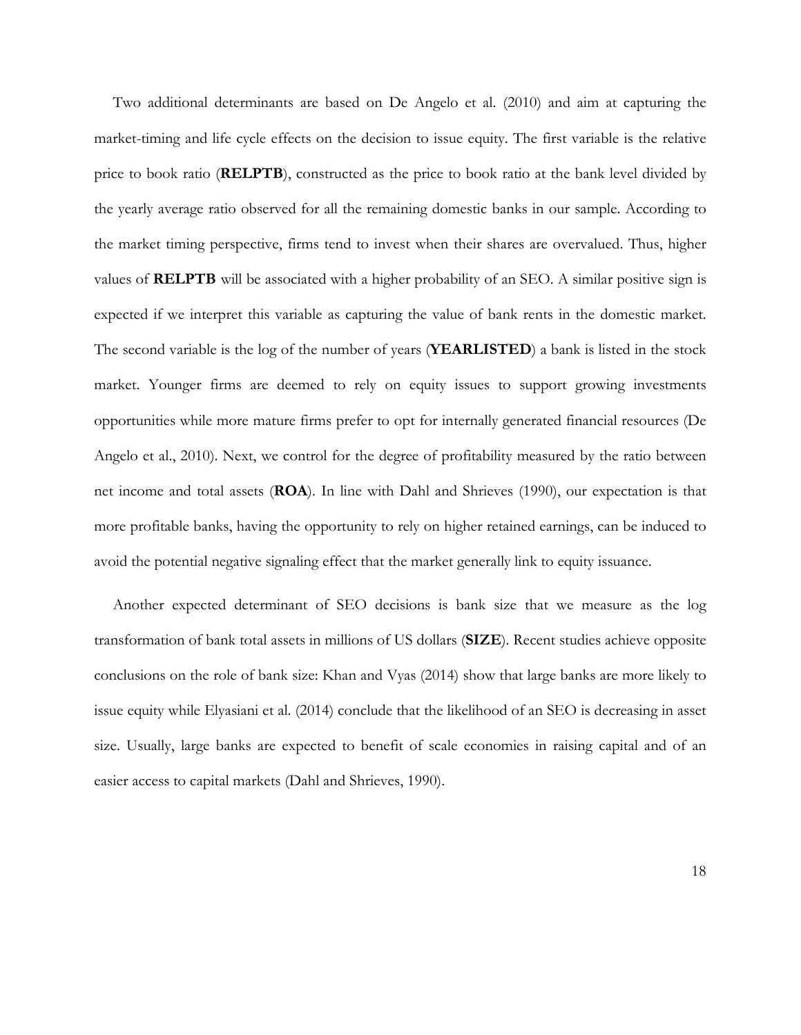Two additional determinants are based on De Angelo et al. (2010) and aim at capturing the market-timing and life cycle effects on the decision to issue equity. The first variable is the relative price to book ratio (**RELPTB**), constructed as the price to book ratio at the bank level divided by the yearly average ratio observed for all the remaining domestic banks in our sample. According to the market timing perspective, firms tend to invest when their shares are overvalued. Thus, higher values of **RELPTB** will be associated with a higher probability of an SEO. A similar positive sign is expected if we interpret this variable as capturing the value of bank rents in the domestic market. The second variable is the log of the number of years (**YEARLISTED**) a bank is listed in the stock market. Younger firms are deemed to rely on equity issues to support growing investments opportunities while more mature firms prefer to opt for internally generated financial resources (De Angelo et al., 2010). Next, we control for the degree of profitability measured by the ratio between net income and total assets (**ROA**). In line with Dahl and Shrieves (1990), our expectation is that more profitable banks, having the opportunity to rely on higher retained earnings, can be induced to avoid the potential negative signaling effect that the market generally link to equity issuance.

Another expected determinant of SEO decisions is bank size that we measure as the log transformation of bank total assets in millions of US dollars (**SIZE**). Recent studies achieve opposite conclusions on the role of bank size: Khan and Vyas (2014) show that large banks are more likely to issue equity while Elyasiani et al. (2014) conclude that the likelihood of an SEO is decreasing in asset size. Usually, large banks are expected to benefit of scale economies in raising capital and of an easier access to capital markets (Dahl and Shrieves, 1990).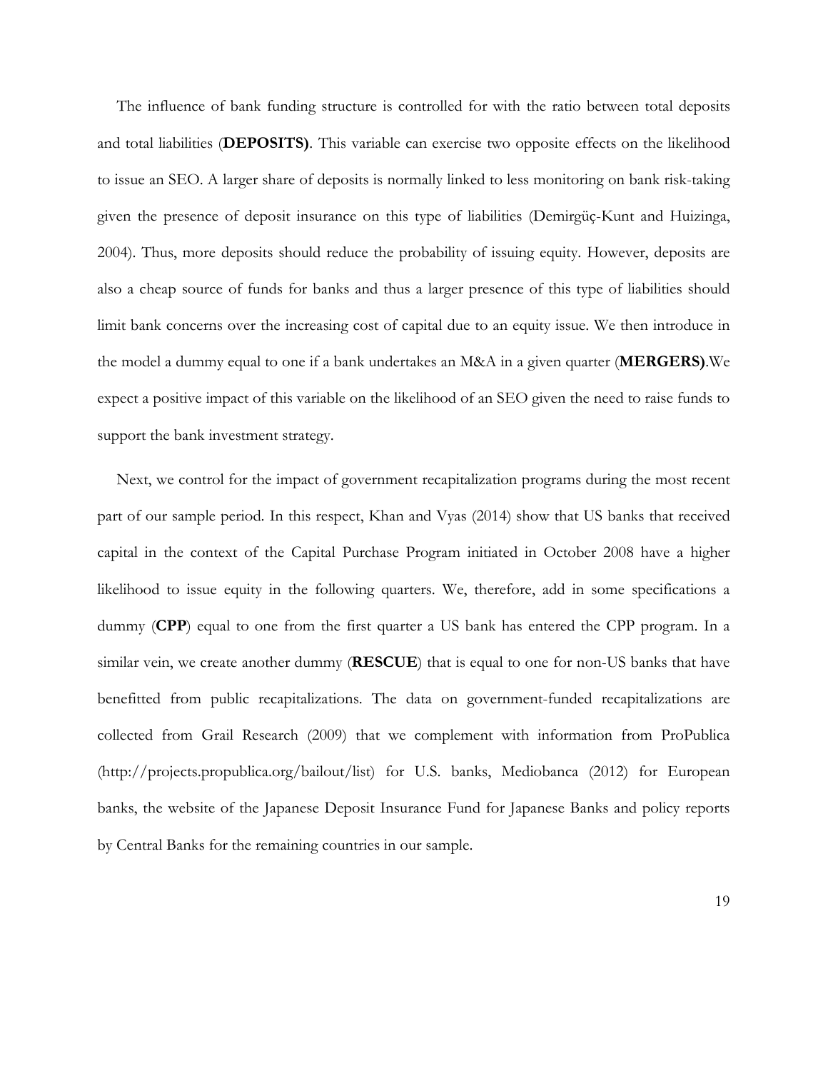The influence of bank funding structure is controlled for with the ratio between total deposits and total liabilities (**DEPOSITS)**. This variable can exercise two opposite effects on the likelihood to issue an SEO. A larger share of deposits is normally linked to less monitoring on bank risk-taking given the presence of deposit insurance on this type of liabilities (Demirgüç-Kunt and Huizinga, 2004). Thus, more deposits should reduce the probability of issuing equity. However, deposits are also a cheap source of funds for banks and thus a larger presence of this type of liabilities should limit bank concerns over the increasing cost of capital due to an equity issue. We then introduce in the model a dummy equal to one if a bank undertakes an M&A in a given quarter (**MERGERS)**.We expect a positive impact of this variable on the likelihood of an SEO given the need to raise funds to support the bank investment strategy.

Next, we control for the impact of government recapitalization programs during the most recent part of our sample period. In this respect, Khan and Vyas (2014) show that US banks that received capital in the context of the Capital Purchase Program initiated in October 2008 have a higher likelihood to issue equity in the following quarters. We, therefore, add in some specifications a dummy (**CPP**) equal to one from the first quarter a US bank has entered the CPP program. In a similar vein, we create another dummy (**RESCUE**) that is equal to one for non-US banks that have benefitted from public recapitalizations. The data on government-funded recapitalizations are collected from Grail Research (2009) that we complement with information from ProPublica (http://projects.propublica.org/bailout/list) for U.S. banks, Mediobanca (2012) for European banks, the website of the Japanese Deposit Insurance Fund for Japanese Banks and policy reports by Central Banks for the remaining countries in our sample.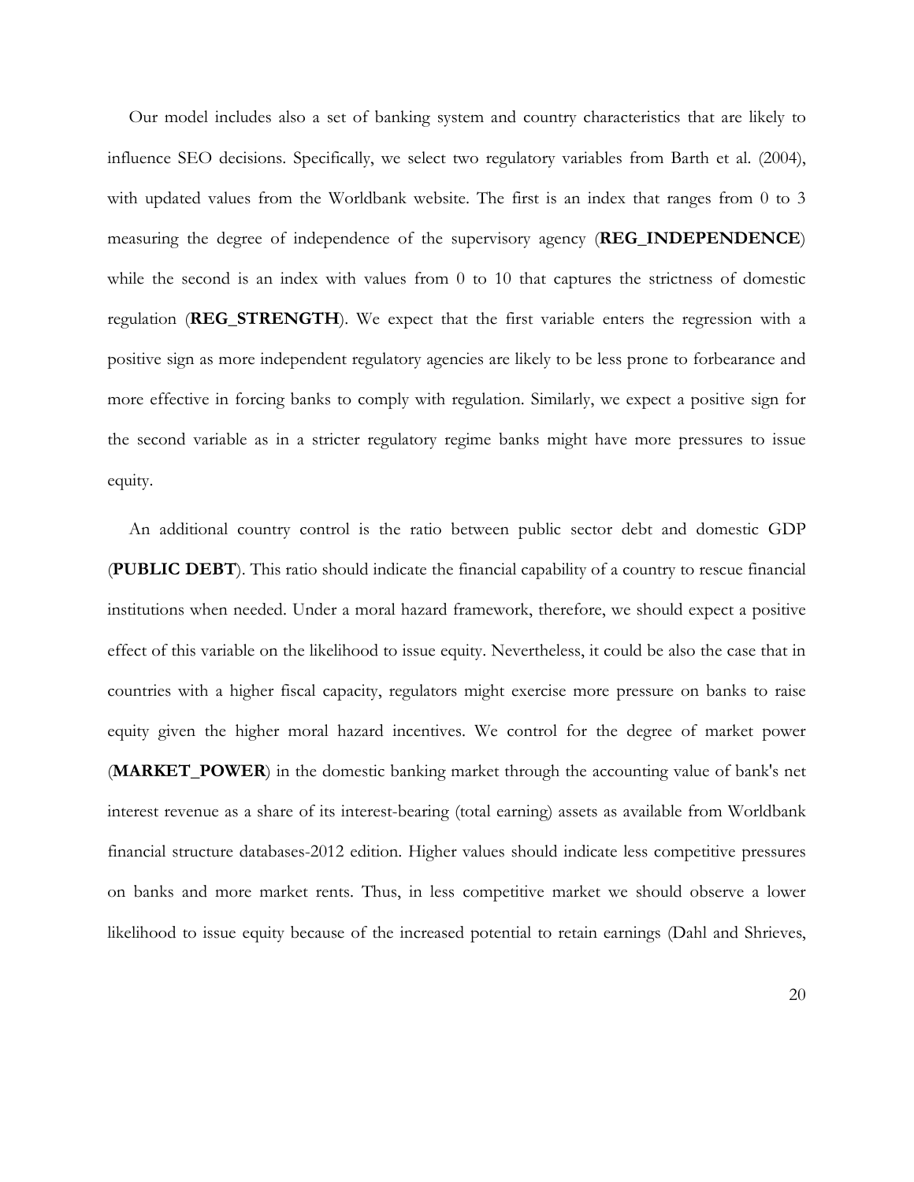Our model includes also a set of banking system and country characteristics that are likely to influence SEO decisions. Specifically, we select two regulatory variables from Barth et al. (2004), with updated values from the Worldbank website. The first is an index that ranges from 0 to 3 measuring the degree of independence of the supervisory agency (**REG_INDEPENDENCE**) while the second is an index with values from 0 to 10 that captures the strictness of domestic regulation (**REG_STRENGTH**). We expect that the first variable enters the regression with a positive sign as more independent regulatory agencies are likely to be less prone to forbearance and more effective in forcing banks to comply with regulation. Similarly, we expect a positive sign for the second variable as in a stricter regulatory regime banks might have more pressures to issue equity.

An additional country control is the ratio between public sector debt and domestic GDP (**PUBLIC DEBT**). This ratio should indicate the financial capability of a country to rescue financial institutions when needed. Under a moral hazard framework, therefore, we should expect a positive effect of this variable on the likelihood to issue equity. Nevertheless, it could be also the case that in countries with a higher fiscal capacity, regulators might exercise more pressure on banks to raise equity given the higher moral hazard incentives. We control for the degree of market power (**MARKET_POWER**) in the domestic banking market through the accounting value of bank's net interest revenue as a share of its interest-bearing (total earning) assets as available from Worldbank financial structure databases-2012 edition. Higher values should indicate less competitive pressures on banks and more market rents. Thus, in less competitive market we should observe a lower likelihood to issue equity because of the increased potential to retain earnings (Dahl and Shrieves,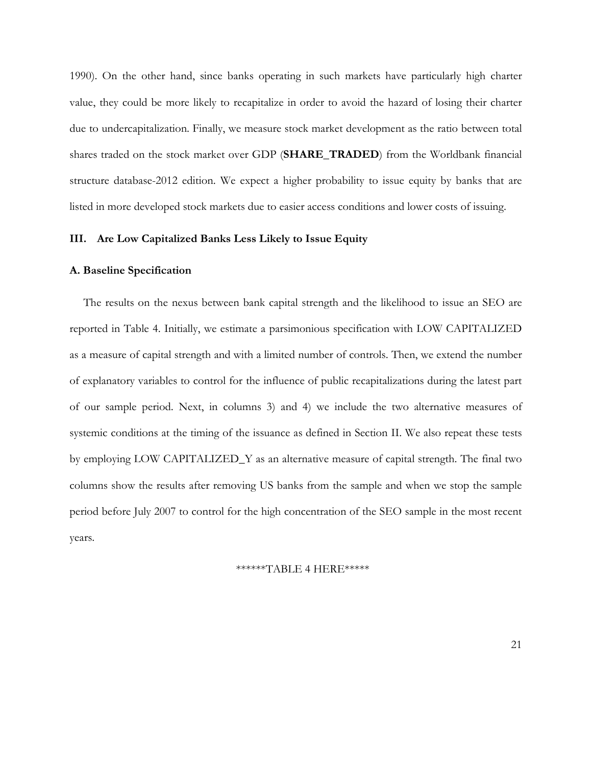1990). On the other hand, since banks operating in such markets have particularly high charter value, they could be more likely to recapitalize in order to avoid the hazard of losing their charter due to undercapitalization. Finally, we measure stock market development as the ratio between total shares traded on the stock market over GDP (**SHARE_TRADED**) from the Worldbank financial structure database-2012 edition. We expect a higher probability to issue equity by banks that are listed in more developed stock markets due to easier access conditions and lower costs of issuing.

## III. Are Low Capitalized Banks Less Likely to Issue Equity

### A. Baseline Specification

The results on the nexus between bank capital strength and the likelihood to issue an SEO are reported in Table 4. Initially, we estimate a parsimonious specification with LOW CAPITALIZED as a measure of capital strength and with a limited number of controls. Then, we extend the number of explanatory variables to control for the influence of public recapitalizations during the latest part of our sample period. Next, in columns 3) and 4) we include the two alternative measures of systemic conditions at the timing of the issuance as defined in Section II. We also repeat these tests by employing LOW CAPITALIZED_Y as an alternative measure of capital strength. The final two columns show the results after removing US banks from the sample and when we stop the sample period before July 2007 to control for the high concentration of the SEO sample in the most recent years.

******TABLE 4 HERE*****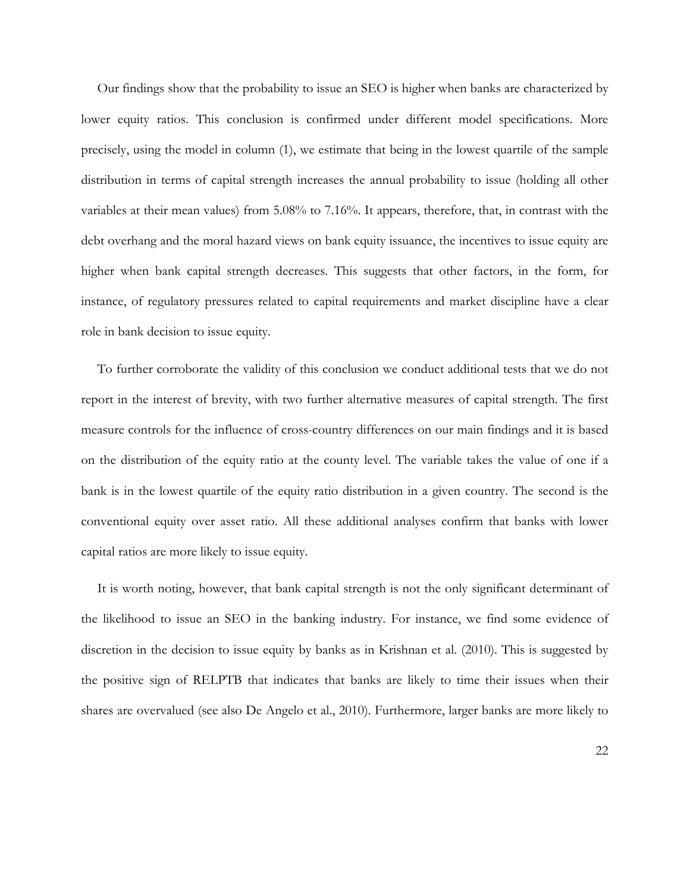Our findings show that the probability to issue an SEO is higher when banks are characterized by lower equity ratios. This conclusion is confirmed under different model specifications. More precisely, using the model in column (1), we estimate that being in the lowest quartile of the sample distribution in terms of capital strength increases the annual probability to issue (holding all other variables at their mean values) from 5.08% to 7.16%. It appears, therefore, that, in contrast with the debt overhang and the moral hazard views on bank equity issuance, the incentives to issue equity are higher when bank capital strength decreases. This suggests that other factors, in the form, for instance, of regulatory pressures related to capital requirements and market discipline have a clear role in bank decision to issue equity.

To further corroborate the validity of this conclusion we conduct additional tests that we do not report in the interest of brevity, with two further alternative measures of capital strength. The first measure controls for the influence of cross-country differences on our main findings and it is based on the distribution of the equity ratio at the county level. The variable takes the value of one if a bank is in the lowest quartile of the equity ratio distribution in a given country. The second is the conventional equity over asset ratio. All these additional analyses confirm that banks with lower capital ratios are more likely to issue equity.

It is worth noting, however, that bank capital strength is not the only significant determinant of the likelihood to issue an SEO in the banking industry. For instance, we find some evidence of discretion in the decision to issue equity by banks as in Krishnan et al. (2010). This is suggested by the positive sign of RELPTB that indicates that banks are likely to time their issues when their shares are overvalued (see also De Angelo et al., 2010). Furthermore, larger banks are more likely to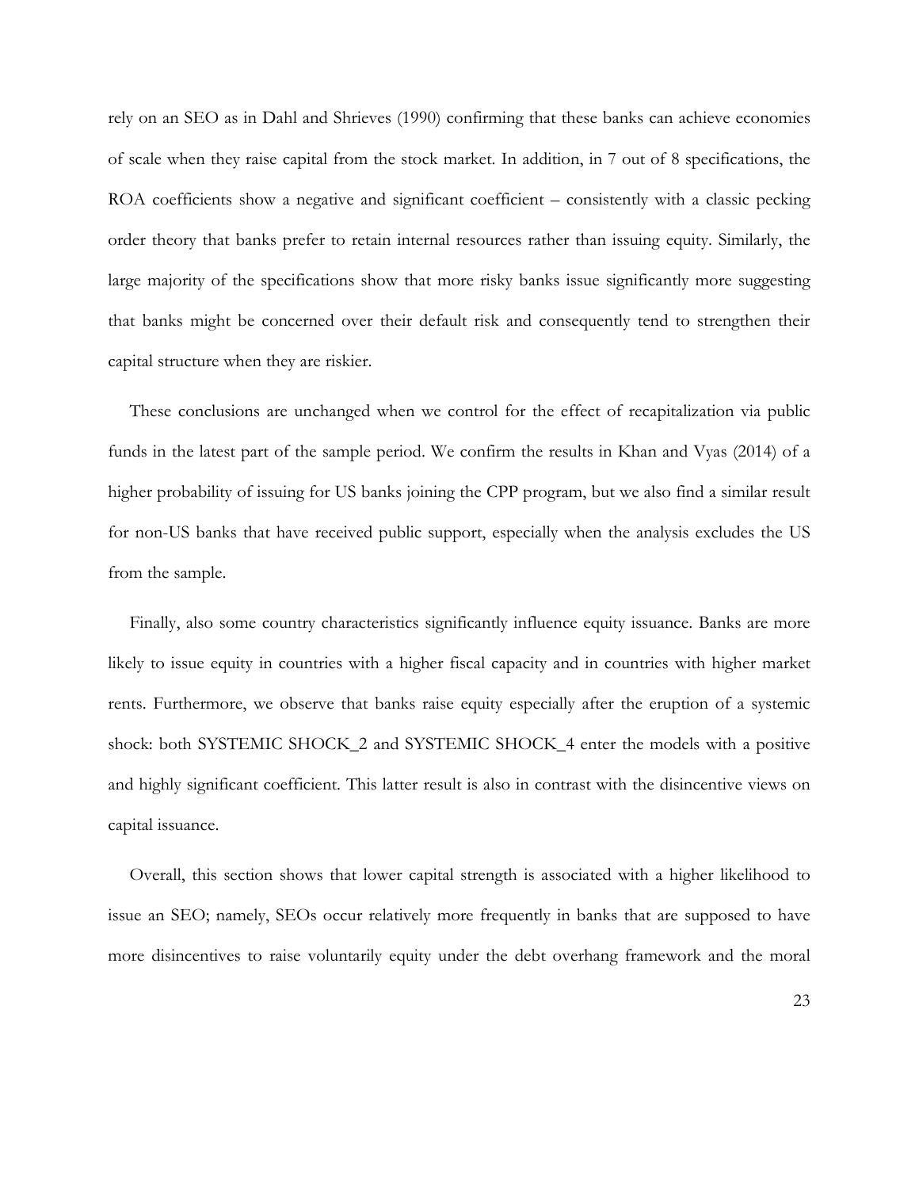rely on an SEO as in Dahl and Shrieves (1990) confirming that these banks can achieve economies of scale when they raise capital from the stock market. In addition, in 7 out of 8 specifications, the ROA coefficients show a negative and significant coefficient – consistently with a classic pecking order theory that banks prefer to retain internal resources rather than issuing equity. Similarly, the large majority of the specifications show that more risky banks issue significantly more suggesting that banks might be concerned over their default risk and consequently tend to strengthen their capital structure when they are riskier.

These conclusions are unchanged when we control for the effect of recapitalization via public funds in the latest part of the sample period. We confirm the results in Khan and Vyas (2014) of a higher probability of issuing for US banks joining the CPP program, but we also find a similar result for non-US banks that have received public support, especially when the analysis excludes the US from the sample.

Finally, also some country characteristics significantly influence equity issuance. Banks are more likely to issue equity in countries with a higher fiscal capacity and in countries with higher market rents. Furthermore, we observe that banks raise equity especially after the eruption of a systemic shock: both SYSTEMIC SHOCK_2 and SYSTEMIC SHOCK_4 enter the models with a positive and highly significant coefficient. This latter result is also in contrast with the disincentive views on capital issuance.

Overall, this section shows that lower capital strength is associated with a higher likelihood to issue an SEO; namely, SEOs occur relatively more frequently in banks that are supposed to have more disincentives to raise voluntarily equity under the debt overhang framework and the moral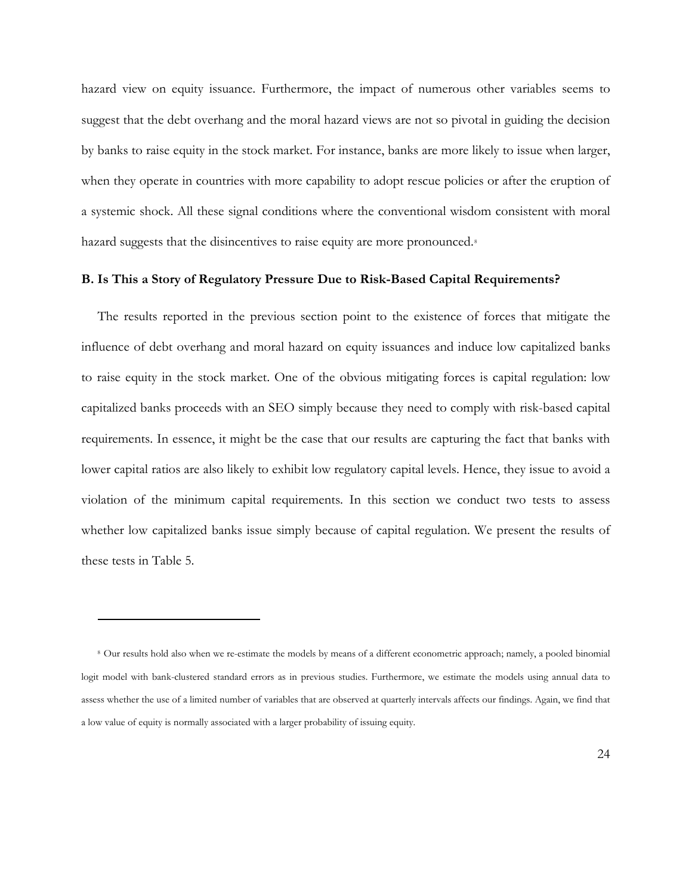hazard view on equity issuance. Furthermore, the impact of numerous other variables seems to suggest that the debt overhang and the moral hazard views are not so pivotal in guiding the decision by banks to raise equity in the stock market. For instance, banks are more likely to issue when larger, when they operate in countries with more capability to adopt rescue policies or after the eruption of a systemic shock. All these signal conditions where the conventional wisdom consistent with moral hazard suggests that the disincentives to raise equity are more pronounced.[8]

### B. Is This a Story of Regulatory Pressure Due to Risk-Based Capital Requirements?

The results reported in the previous section point to the existence of forces that mitigate the influence of debt overhang and moral hazard on equity issuances and induce low capitalized banks to raise equity in the stock market. One of the obvious mitigating forces is capital regulation: low capitalized banks proceeds with an SEO simply because they need to comply with risk-based capital requirements. In essence, it might be the case that our results are capturing the fact that banks with lower capital ratios are also likely to exhibit low regulatory capital levels. Hence, they issue to avoid a violation of the minimum capital requirements. In this section we conduct two tests to assess whether low capitalized banks issue simply because of capital regulation. We present the results of these tests in Table 5.

---

[8] Our results hold also when we re-estimate the models by means of a different econometric approach; namely, a pooled binomial logit model with bank-clustered standard errors as in previous studies. Furthermore, we estimate the models using annual data to assess whether the use of a limited number of variables that are observed at quarterly intervals affects our findings. Again, we find that a low value of equity is normally associated with a larger probability of issuing equity.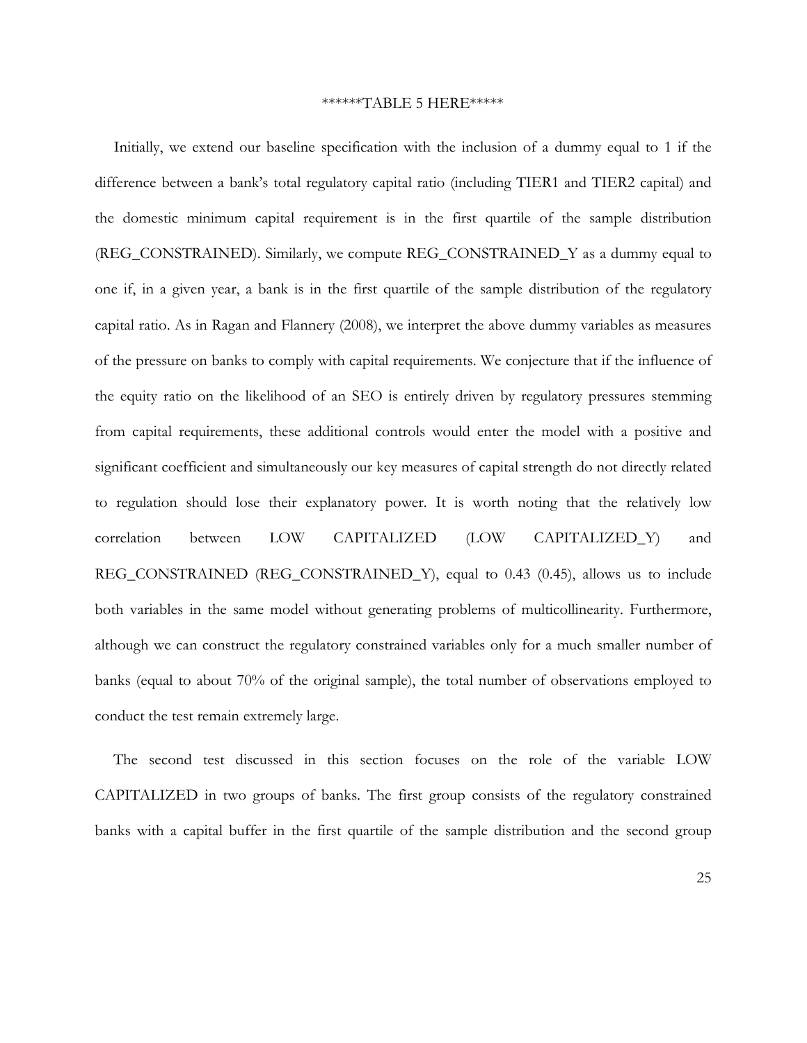******TABLE 5 HERE*****

Initially, we extend our baseline specification with the inclusion of a dummy equal to 1 if the difference between a bank's total regulatory capital ratio (including TIER1 and TIER2 capital) and the domestic minimum capital requirement is in the first quartile of the sample distribution (REG_CONSTRAINED). Similarly, we compute REG_CONSTRAINED_Y as a dummy equal to one if, in a given year, a bank is in the first quartile of the sample distribution of the regulatory capital ratio. As in Ragan and Flannery (2008), we interpret the above dummy variables as measures of the pressure on banks to comply with capital requirements. We conjecture that if the influence of the equity ratio on the likelihood of an SEO is entirely driven by regulatory pressures stemming from capital requirements, these additional controls would enter the model with a positive and significant coefficient and simultaneously our key measures of capital strength do not directly related to regulation should lose their explanatory power. It is worth noting that the relatively low correlation between LOW CAPITALIZED (LOW CAPITALIZED_Y) and REG_CONSTRAINED (REG_CONSTRAINED_Y), equal to 0.43 (0.45), allows us to include both variables in the same model without generating problems of multicollinearity. Furthermore, although we can construct the regulatory constrained variables only for a much smaller number of banks (equal to about 70% of the original sample), the total number of observations employed to conduct the test remain extremely large.

The second test discussed in this section focuses on the role of the variable LOW CAPITALIZED in two groups of banks. The first group consists of the regulatory constrained banks with a capital buffer in the first quartile of the sample distribution and the second group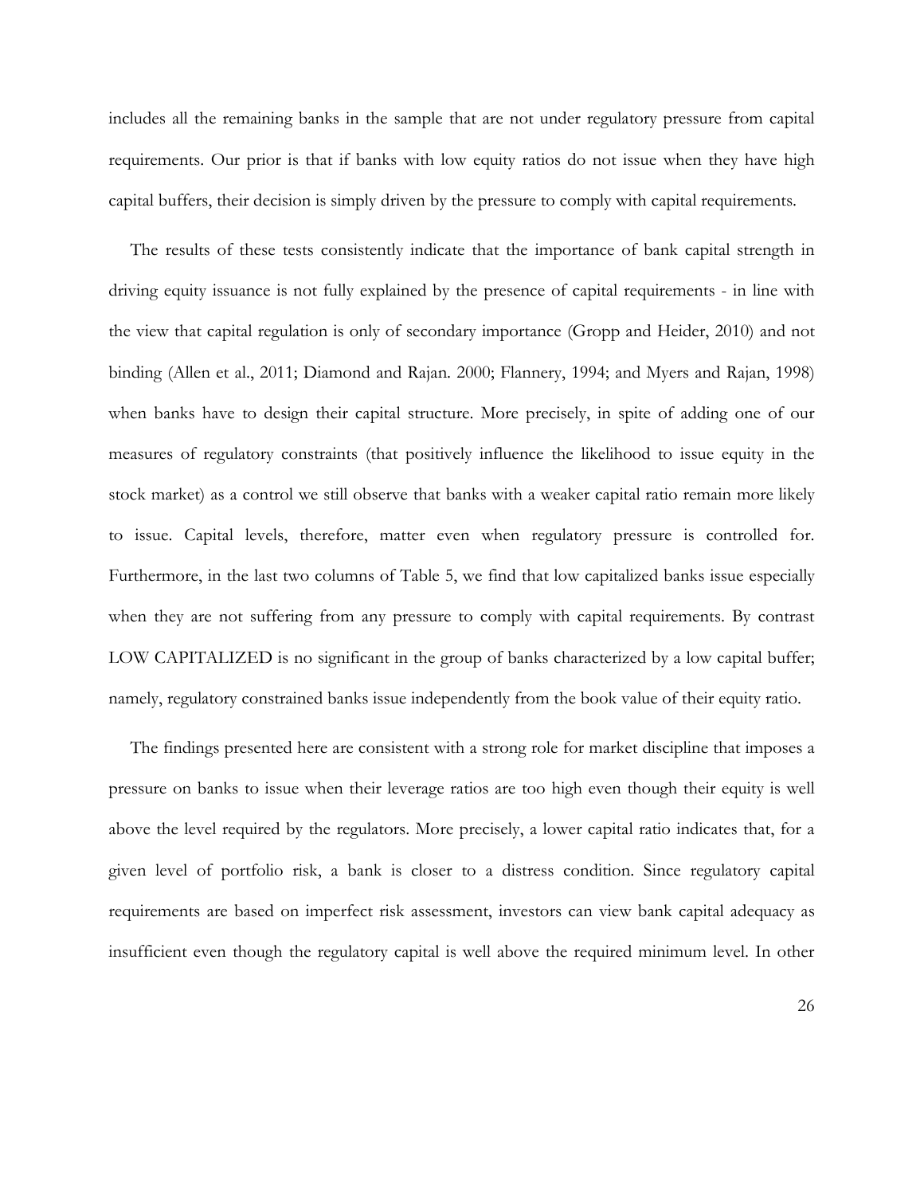includes all the remaining banks in the sample that are not under regulatory pressure from capital requirements. Our prior is that if banks with low equity ratios do not issue when they have high capital buffers, their decision is simply driven by the pressure to comply with capital requirements.

The results of these tests consistently indicate that the importance of bank capital strength in driving equity issuance is not fully explained by the presence of capital requirements - in line with the view that capital regulation is only of secondary importance (Gropp and Heider, 2010) and not binding (Allen et al., 2011; Diamond and Rajan. 2000; Flannery, 1994; and Myers and Rajan, 1998) when banks have to design their capital structure. More precisely, in spite of adding one of our measures of regulatory constraints (that positively influence the likelihood to issue equity in the stock market) as a control we still observe that banks with a weaker capital ratio remain more likely to issue. Capital levels, therefore, matter even when regulatory pressure is controlled for. Furthermore, in the last two columns of Table 5, we find that low capitalized banks issue especially when they are not suffering from any pressure to comply with capital requirements. By contrast LOW CAPITALIZED is no significant in the group of banks characterized by a low capital buffer; namely, regulatory constrained banks issue independently from the book value of their equity ratio.

The findings presented here are consistent with a strong role for market discipline that imposes a pressure on banks to issue when their leverage ratios are too high even though their equity is well above the level required by the regulators. More precisely, a lower capital ratio indicates that, for a given level of portfolio risk, a bank is closer to a distress condition. Since regulatory capital requirements are based on imperfect risk assessment, investors can view bank capital adequacy as insufficient even though the regulatory capital is well above the required minimum level. In other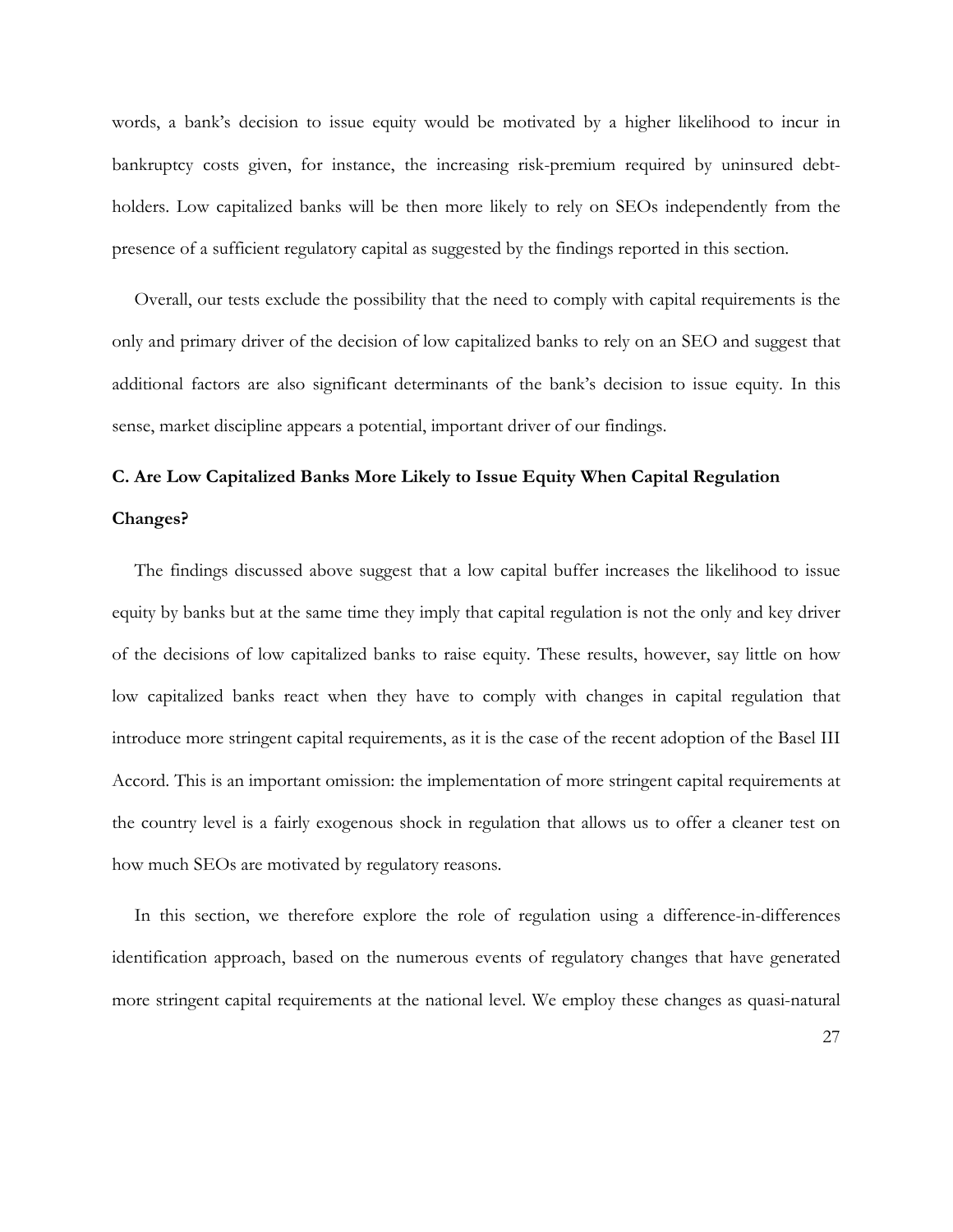words, a bank's decision to issue equity would be motivated by a higher likelihood to incur in bankruptcy costs given, for instance, the increasing risk-premium required by uninsured debt-holders. Low capitalized banks will be then more likely to rely on SEOs independently from the presence of a sufficient regulatory capital as suggested by the findings reported in this section.

Overall, our tests exclude the possibility that the need to comply with capital requirements is the only and primary driver of the decision of low capitalized banks to rely on an SEO and suggest that additional factors are also significant determinants of the bank's decision to issue equity. In this sense, market discipline appears a potential, important driver of our findings.

### C. Are Low Capitalized Banks More Likely to Issue Equity When Capital Regulation Changes?

The findings discussed above suggest that a low capital buffer increases the likelihood to issue equity by banks but at the same time they imply that capital regulation is not the only and key driver of the decisions of low capitalized banks to raise equity. These results, however, say little on how low capitalized banks react when they have to comply with changes in capital regulation that introduce more stringent capital requirements, as it is the case of the recent adoption of the Basel III Accord. This is an important omission: the implementation of more stringent capital requirements at the country level is a fairly exogenous shock in regulation that allows us to offer a cleaner test on how much SEOs are motivated by regulatory reasons.

In this section, we therefore explore the role of regulation using a difference-in-differences identification approach, based on the numerous events of regulatory changes that have generated more stringent capital requirements at the national level. We employ these changes as quasi-natural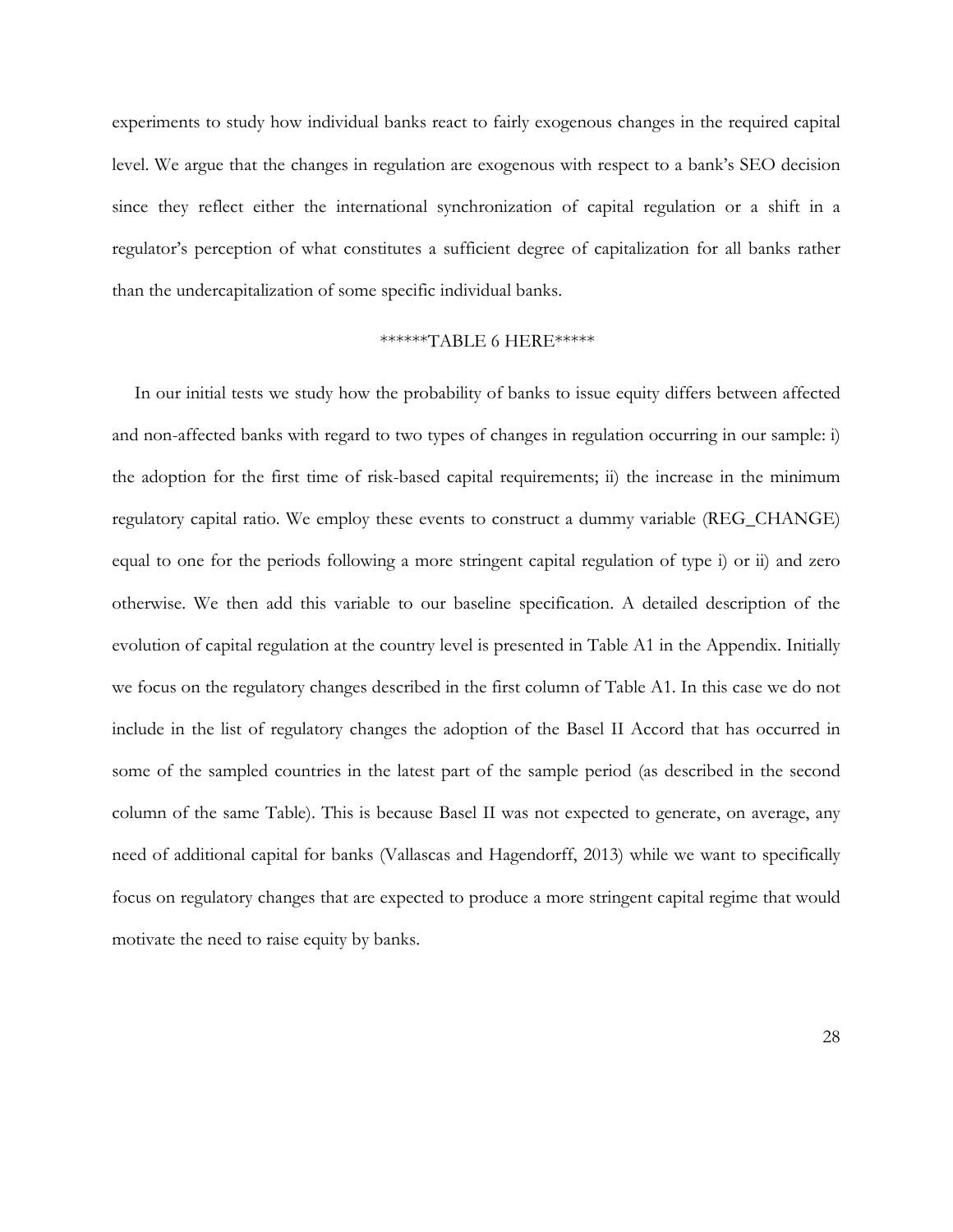experiments to study how individual banks react to fairly exogenous changes in the required capital level. We argue that the changes in regulation are exogenous with respect to a bank's SEO decision since they reflect either the international synchronization of capital regulation or a shift in a regulator's perception of what constitutes a sufficient degree of capitalization for all banks rather than the undercapitalization of some specific individual banks.

******TABLE 6 HERE*****

In our initial tests we study how the probability of banks to issue equity differs between affected and non-affected banks with regard to two types of changes in regulation occurring in our sample: i) the adoption for the first time of risk-based capital requirements; ii) the increase in the minimum regulatory capital ratio. We employ these events to construct a dummy variable (REG_CHANGE) equal to one for the periods following a more stringent capital regulation of type i) or ii) and zero otherwise. We then add this variable to our baseline specification. A detailed description of the evolution of capital regulation at the country level is presented in Table A1 in the Appendix. Initially we focus on the regulatory changes described in the first column of Table A1. In this case we do not include in the list of regulatory changes the adoption of the Basel II Accord that has occurred in some of the sampled countries in the latest part of the sample period (as described in the second column of the same Table). This is because Basel II was not expected to generate, on average, any need of additional capital for banks (Vallascas and Hagendorff, 2013) while we want to specifically focus on regulatory changes that are expected to produce a more stringent capital regime that would motivate the need to raise equity by banks.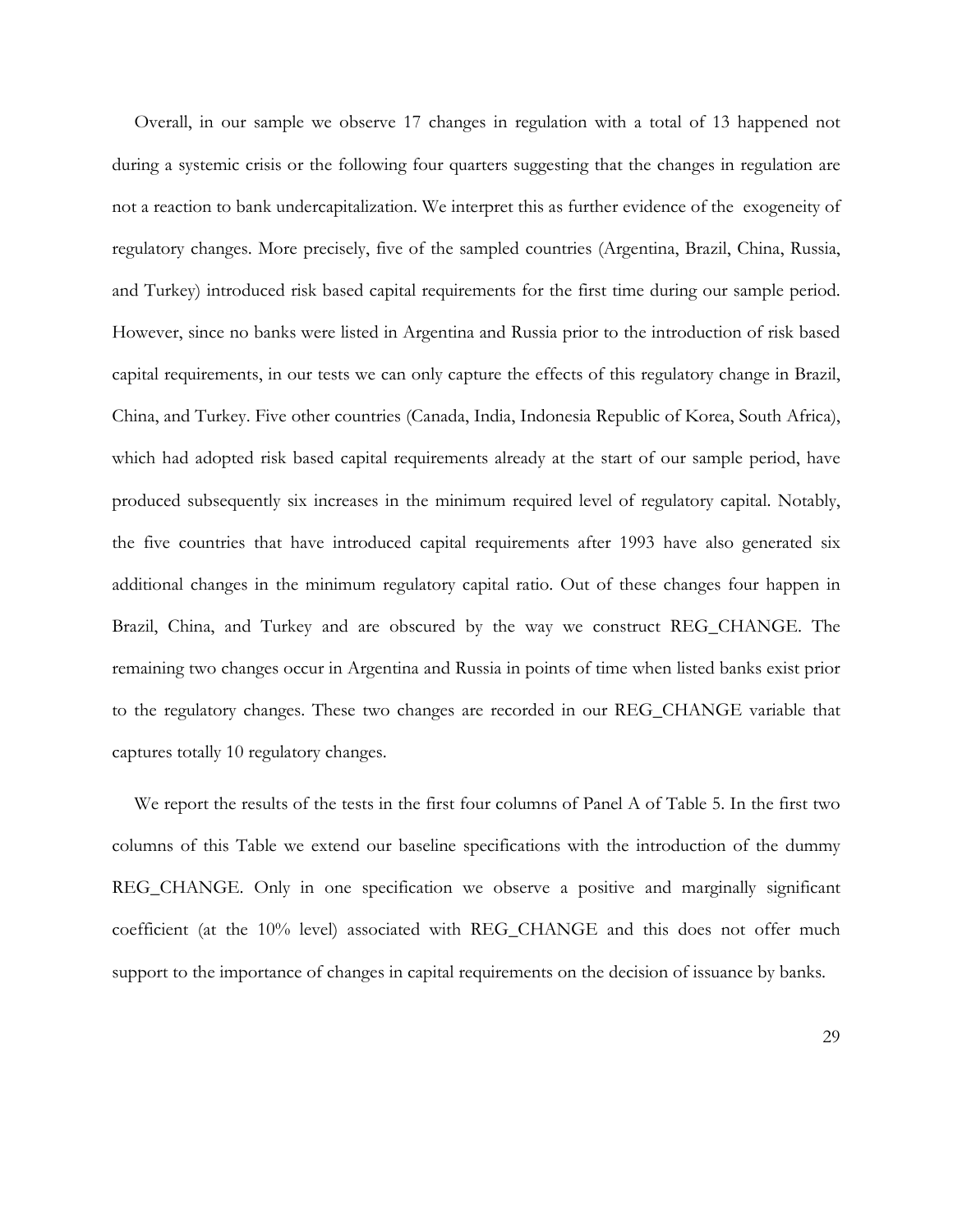Overall, in our sample we observe 17 changes in regulation with a total of 13 happened not during a systemic crisis or the following four quarters suggesting that the changes in regulation are not a reaction to bank undercapitalization. We interpret this as further evidence of the exogeneity of regulatory changes. More precisely, five of the sampled countries (Argentina, Brazil, China, Russia, and Turkey) introduced risk based capital requirements for the first time during our sample period. However, since no banks were listed in Argentina and Russia prior to the introduction of risk based capital requirements, in our tests we can only capture the effects of this regulatory change in Brazil, China, and Turkey. Five other countries (Canada, India, Indonesia Republic of Korea, South Africa), which had adopted risk based capital requirements already at the start of our sample period, have produced subsequently six increases in the minimum required level of regulatory capital. Notably, the five countries that have introduced capital requirements after 1993 have also generated six additional changes in the minimum regulatory capital ratio. Out of these changes four happen in Brazil, China, and Turkey and are obscured by the way we construct REG_CHANGE. The remaining two changes occur in Argentina and Russia in points of time when listed banks exist prior to the regulatory changes. These two changes are recorded in our REG_CHANGE variable that captures totally 10 regulatory changes.

We report the results of the tests in the first four columns of Panel A of Table 5. In the first two columns of this Table we extend our baseline specifications with the introduction of the dummy REG_CHANGE. Only in one specification we observe a positive and marginally significant coefficient (at the 10% level) associated with REG_CHANGE and this does not offer much support to the importance of changes in capital requirements on the decision of issuance by banks.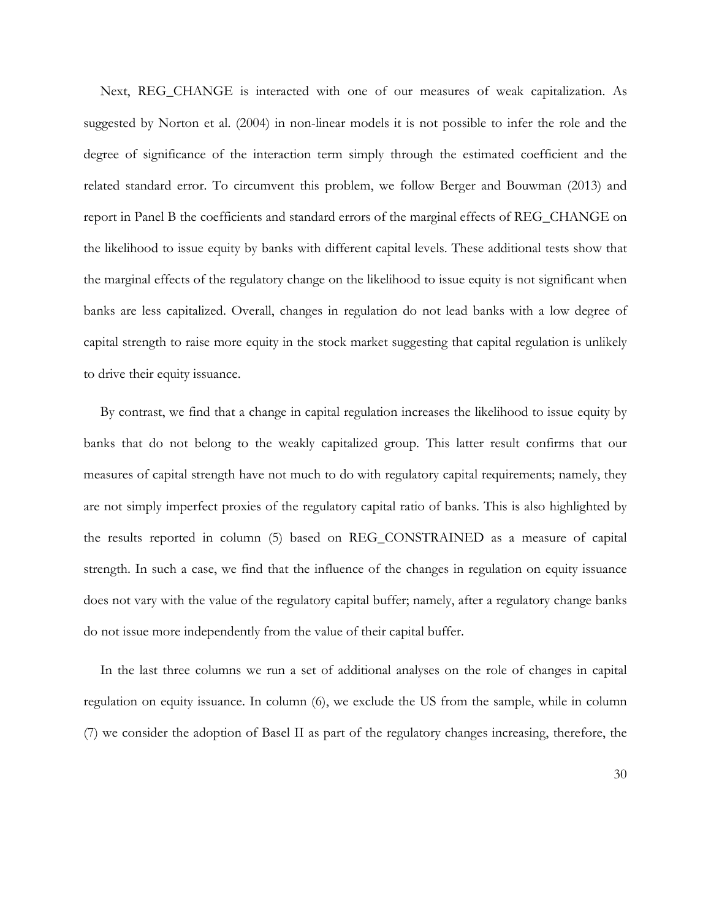Next, REG_CHANGE is interacted with one of our measures of weak capitalization. As suggested by Norton et al. (2004) in non-linear models it is not possible to infer the role and the degree of significance of the interaction term simply through the estimated coefficient and the related standard error. To circumvent this problem, we follow Berger and Bouwman (2013) and report in Panel B the coefficients and standard errors of the marginal effects of REG_CHANGE on the likelihood to issue equity by banks with different capital levels. These additional tests show that the marginal effects of the regulatory change on the likelihood to issue equity is not significant when banks are less capitalized. Overall, changes in regulation do not lead banks with a low degree of capital strength to raise more equity in the stock market suggesting that capital regulation is unlikely to drive their equity issuance.

By contrast, we find that a change in capital regulation increases the likelihood to issue equity by banks that do not belong to the weakly capitalized group. This latter result confirms that our measures of capital strength have not much to do with regulatory capital requirements; namely, they are not simply imperfect proxies of the regulatory capital ratio of banks. This is also highlighted by the results reported in column (5) based on REG_CONSTRAINED as a measure of capital strength. In such a case, we find that the influence of the changes in regulation on equity issuance does not vary with the value of the regulatory capital buffer; namely, after a regulatory change banks do not issue more independently from the value of their capital buffer.

In the last three columns we run a set of additional analyses on the role of changes in capital regulation on equity issuance. In column (6), we exclude the US from the sample, while in column (7) we consider the adoption of Basel II as part of the regulatory changes increasing, therefore, the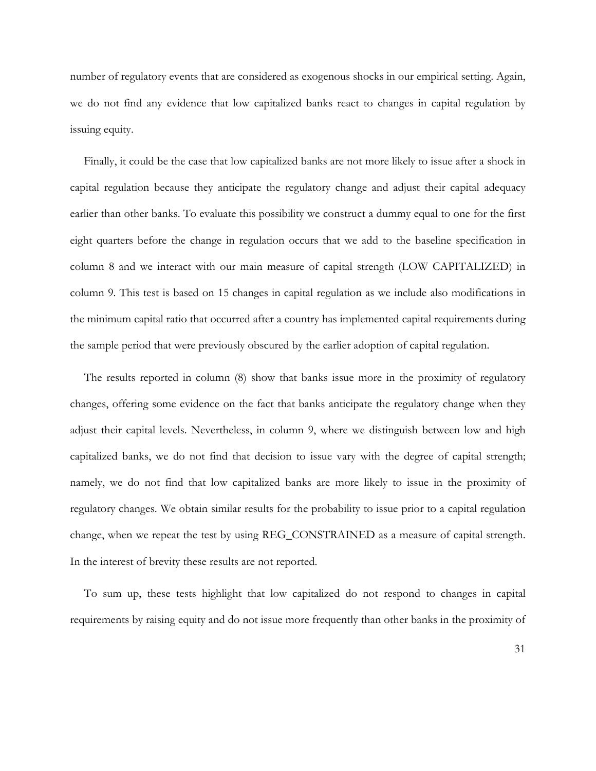number of regulatory events that are considered as exogenous shocks in our empirical setting. Again, we do not find any evidence that low capitalized banks react to changes in capital regulation by issuing equity.

Finally, it could be the case that low capitalized banks are not more likely to issue after a shock in capital regulation because they anticipate the regulatory change and adjust their capital adequacy earlier than other banks. To evaluate this possibility we construct a dummy equal to one for the first eight quarters before the change in regulation occurs that we add to the baseline specification in column 8 and we interact with our main measure of capital strength (LOW CAPITALIZED) in column 9. This test is based on 15 changes in capital regulation as we include also modifications in the minimum capital ratio that occurred after a country has implemented capital requirements during the sample period that were previously obscured by the earlier adoption of capital regulation.

The results reported in column (8) show that banks issue more in the proximity of regulatory changes, offering some evidence on the fact that banks anticipate the regulatory change when they adjust their capital levels. Nevertheless, in column 9, where we distinguish between low and high capitalized banks, we do not find that decision to issue vary with the degree of capital strength; namely, we do not find that low capitalized banks are more likely to issue in the proximity of regulatory changes. We obtain similar results for the probability to issue prior to a capital regulation change, when we repeat the test by using REG_CONSTRAINED as a measure of capital strength. In the interest of brevity these results are not reported.

To sum up, these tests highlight that low capitalized do not respond to changes in capital requirements by raising equity and do not issue more frequently than other banks in the proximity of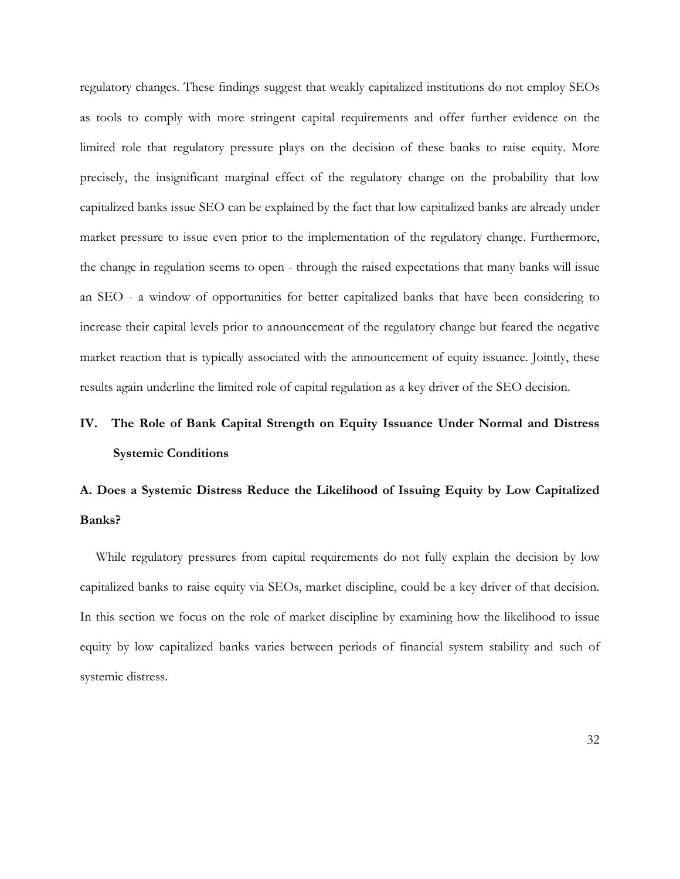regulatory changes. These findings suggest that weakly capitalized institutions do not employ SEOs as tools to comply with more stringent capital requirements and offer further evidence on the limited role that regulatory pressure plays on the decision of these banks to raise equity. More precisely, the insignificant marginal effect of the regulatory change on the probability that low capitalized banks issue SEO can be explained by the fact that low capitalized banks are already under market pressure to issue even prior to the implementation of the regulatory change. Furthermore, the change in regulation seems to open - through the raised expectations that many banks will issue an SEO - a window of opportunities for better capitalized banks that have been considering to increase their capital levels prior to announcement of the regulatory change but feared the negative market reaction that is typically associated with the announcement of equity issuance. Jointly, these results again underline the limited role of capital regulation as a key driver of the SEO decision.

## IV. The Role of Bank Capital Strength on Equity Issuance Under Normal and Distress Systemic Conditions

### A. Does a Systemic Distress Reduce the Likelihood of Issuing Equity by Low Capitalized Banks?

While regulatory pressures from capital requirements do not fully explain the decision by low capitalized banks to raise equity via SEOs, market discipline, could be a key driver of that decision. In this section we focus on the role of market discipline by examining how the likelihood to issue equity by low capitalized banks varies between periods of financial system stability and such of systemic distress.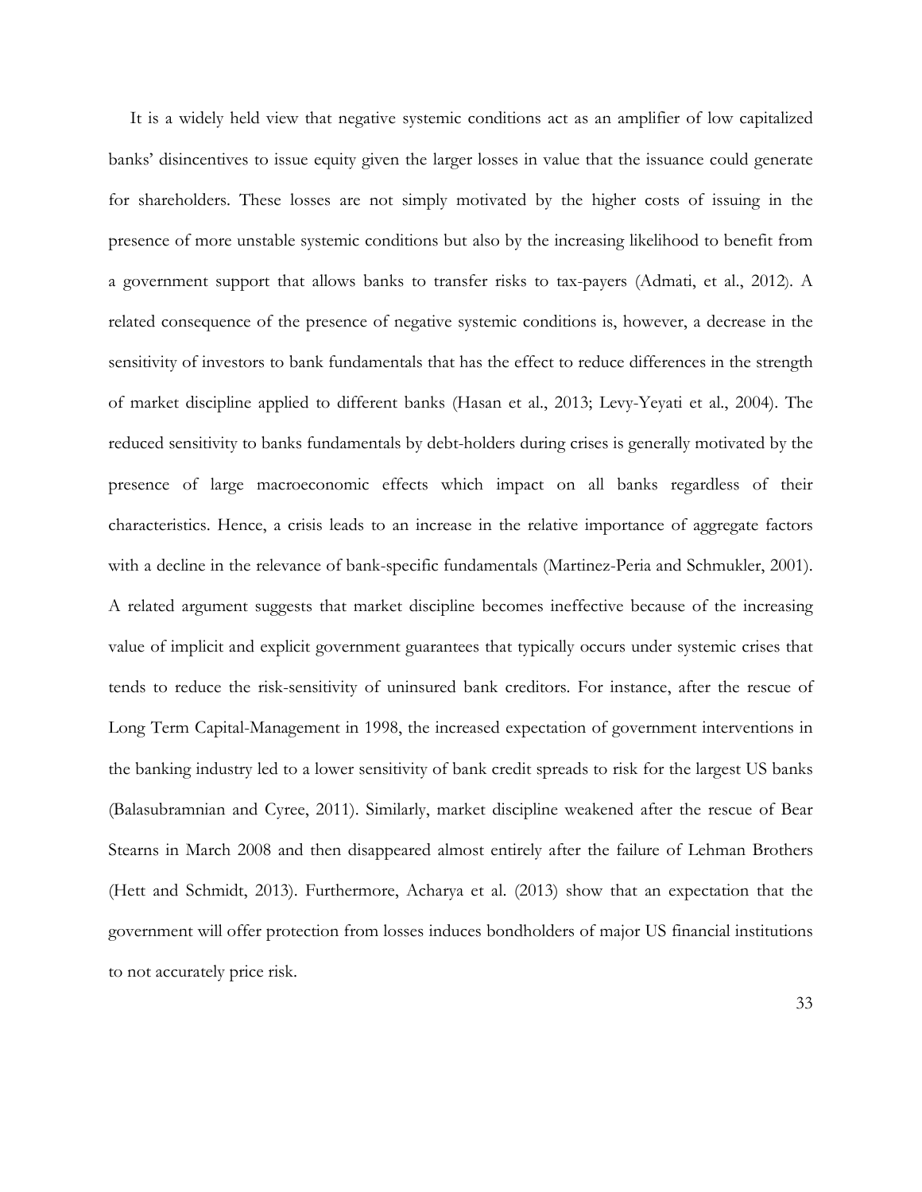It is a widely held view that negative systemic conditions act as an amplifier of low capitalized banks' disincentives to issue equity given the larger losses in value that the issuance could generate for shareholders. These losses are not simply motivated by the higher costs of issuing in the presence of more unstable systemic conditions but also by the increasing likelihood to benefit from a government support that allows banks to transfer risks to tax-payers (Admati, et al., 2012). A related consequence of the presence of negative systemic conditions is, however, a decrease in the sensitivity of investors to bank fundamentals that has the effect to reduce differences in the strength of market discipline applied to different banks (Hasan et al., 2013; Levy-Yeyati et al., 2004). The reduced sensitivity to banks fundamentals by debt-holders during crises is generally motivated by the presence of large macroeconomic effects which impact on all banks regardless of their characteristics. Hence, a crisis leads to an increase in the relative importance of aggregate factors with a decline in the relevance of bank-specific fundamentals (Martinez-Peria and Schmukler, 2001). A related argument suggests that market discipline becomes ineffective because of the increasing value of implicit and explicit government guarantees that typically occurs under systemic crises that tends to reduce the risk-sensitivity of uninsured bank creditors. For instance, after the rescue of Long Term Capital-Management in 1998, the increased expectation of government interventions in the banking industry led to a lower sensitivity of bank credit spreads to risk for the largest US banks (Balasubramnian and Cyree, 2011). Similarly, market discipline weakened after the rescue of Bear Stearns in March 2008 and then disappeared almost entirely after the failure of Lehman Brothers (Hett and Schmidt, 2013). Furthermore, Acharya et al. (2013) show that an expectation that the government will offer protection from losses induces bondholders of major US financial institutions to not accurately price risk.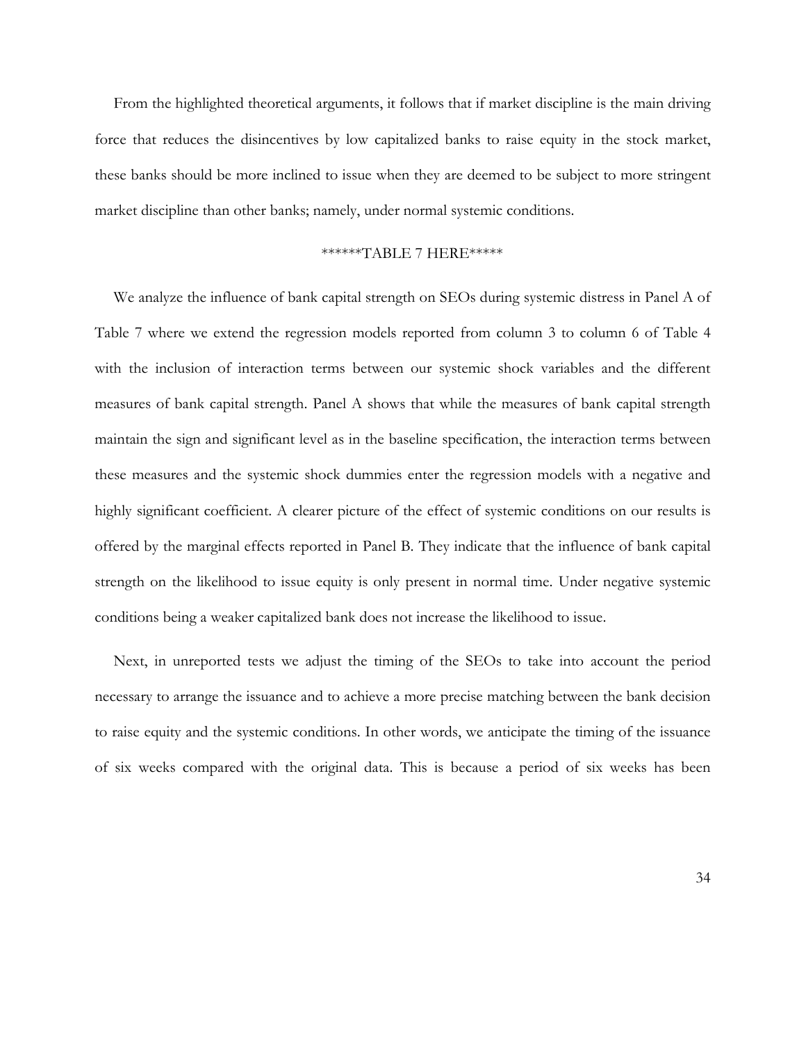From the highlighted theoretical arguments, it follows that if market discipline is the main driving force that reduces the disincentives by low capitalized banks to raise equity in the stock market, these banks should be more inclined to issue when they are deemed to be subject to more stringent market discipline than other banks; namely, under normal systemic conditions.

******TABLE 7 HERE*****

We analyze the influence of bank capital strength on SEOs during systemic distress in Panel A of Table 7 where we extend the regression models reported from column 3 to column 6 of Table 4 with the inclusion of interaction terms between our systemic shock variables and the different measures of bank capital strength. Panel A shows that while the measures of bank capital strength maintain the sign and significant level as in the baseline specification, the interaction terms between these measures and the systemic shock dummies enter the regression models with a negative and highly significant coefficient. A clearer picture of the effect of systemic conditions on our results is offered by the marginal effects reported in Panel B. They indicate that the influence of bank capital strength on the likelihood to issue equity is only present in normal time. Under negative systemic conditions being a weaker capitalized bank does not increase the likelihood to issue.

Next, in unreported tests we adjust the timing of the SEOs to take into account the period necessary to arrange the issuance and to achieve a more precise matching between the bank decision to raise equity and the systemic conditions. In other words, we anticipate the timing of the issuance of six weeks compared with the original data. This is because a period of six weeks has been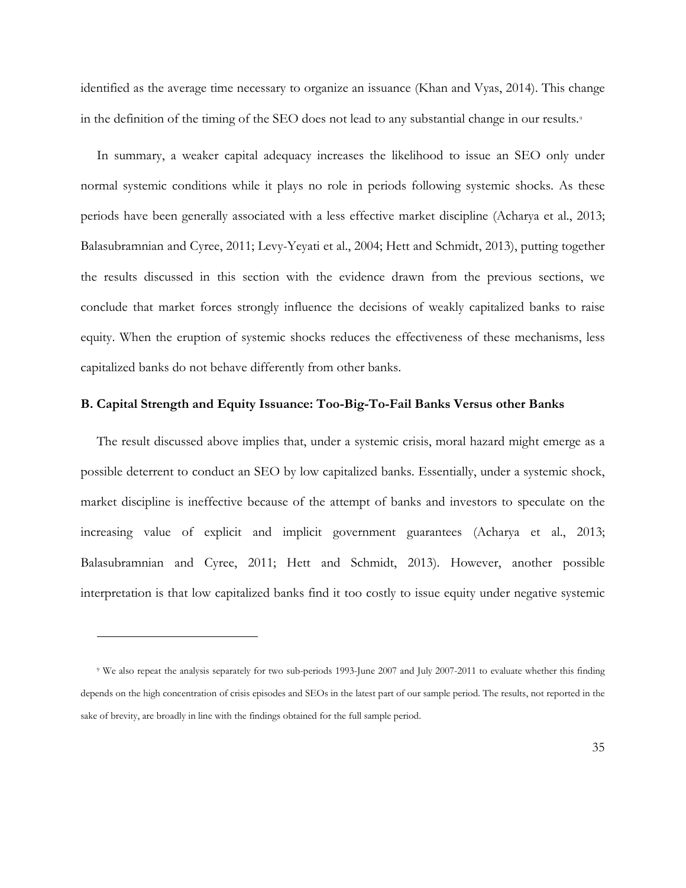identified as the average time necessary to organize an issuance (Khan and Vyas, 2014). This change in the definition of the timing of the SEO does not lead to any substantial change in our results.[9]

In summary, a weaker capital adequacy increases the likelihood to issue an SEO only under normal systemic conditions while it plays no role in periods following systemic shocks. As these periods have been generally associated with a less effective market discipline (Acharya et al., 2013; Balasubramnian and Cyree, 2011; Levy-Yeyati et al., 2004; Hett and Schmidt, 2013), putting together the results discussed in this section with the evidence drawn from the previous sections, we conclude that market forces strongly influence the decisions of weakly capitalized banks to raise equity. When the eruption of systemic shocks reduces the effectiveness of these mechanisms, less capitalized banks do not behave differently from other banks.

### B. Capital Strength and Equity Issuance: Too-Big-To-Fail Banks Versus other Banks

The result discussed above implies that, under a systemic crisis, moral hazard might emerge as a possible deterrent to conduct an SEO by low capitalized banks. Essentially, under a systemic shock, market discipline is ineffective because of the attempt of banks and investors to speculate on the increasing value of explicit and implicit government guarantees (Acharya et al., 2013; Balasubramnian and Cyree, 2011; Hett and Schmidt, 2013). However, another possible interpretation is that low capitalized banks find it too costly to issue equity under negative systemic

---

[9] We also repeat the analysis separately for two sub-periods 1993-June 2007 and July 2007-2011 to evaluate whether this finding depends on the high concentration of crisis episodes and SEOs in the latest part of our sample period. The results, not reported in the sake of brevity, are broadly in line with the findings obtained for the full sample period.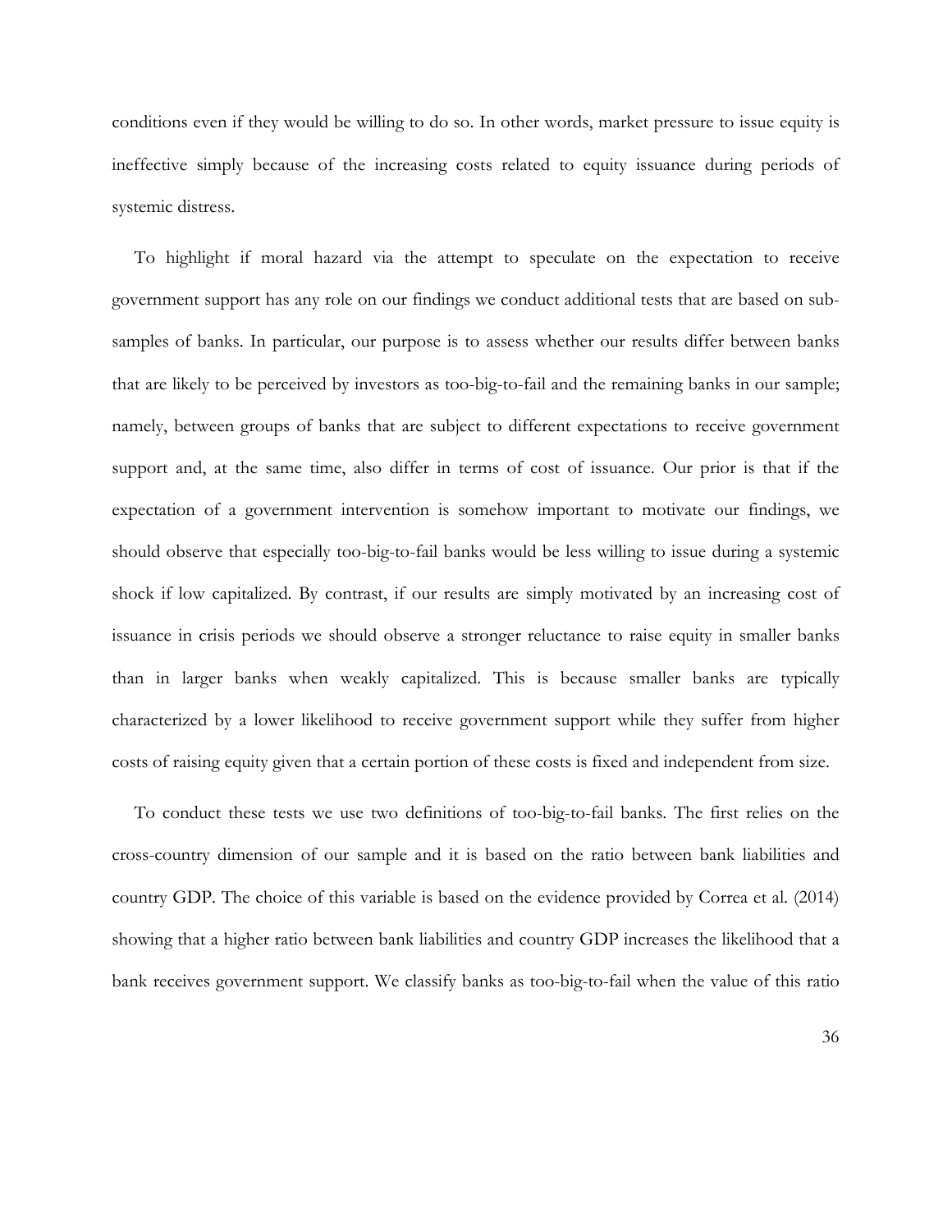conditions even if they would be willing to do so. In other words, market pressure to issue equity is ineffective simply because of the increasing costs related to equity issuance during periods of systemic distress.

To highlight if moral hazard via the attempt to speculate on the expectation to receive government support has any role on our findings we conduct additional tests that are based on sub-samples of banks. In particular, our purpose is to assess whether our results differ between banks that are likely to be perceived by investors as too-big-to-fail and the remaining banks in our sample; namely, between groups of banks that are subject to different expectations to receive government support and, at the same time, also differ in terms of cost of issuance. Our prior is that if the expectation of a government intervention is somehow important to motivate our findings, we should observe that especially too-big-to-fail banks would be less willing to issue during a systemic shock if low capitalized. By contrast, if our results are simply motivated by an increasing cost of issuance in crisis periods we should observe a stronger reluctance to raise equity in smaller banks than in larger banks when weakly capitalized. This is because smaller banks are typically characterized by a lower likelihood to receive government support while they suffer from higher costs of raising equity given that a certain portion of these costs is fixed and independent from size.

To conduct these tests we use two definitions of too-big-to-fail banks. The first relies on the cross-country dimension of our sample and it is based on the ratio between bank liabilities and country GDP. The choice of this variable is based on the evidence provided by Correa et al. (2014) showing that a higher ratio between bank liabilities and country GDP increases the likelihood that a bank receives government support. We classify banks as too-big-to-fail when the value of this ratio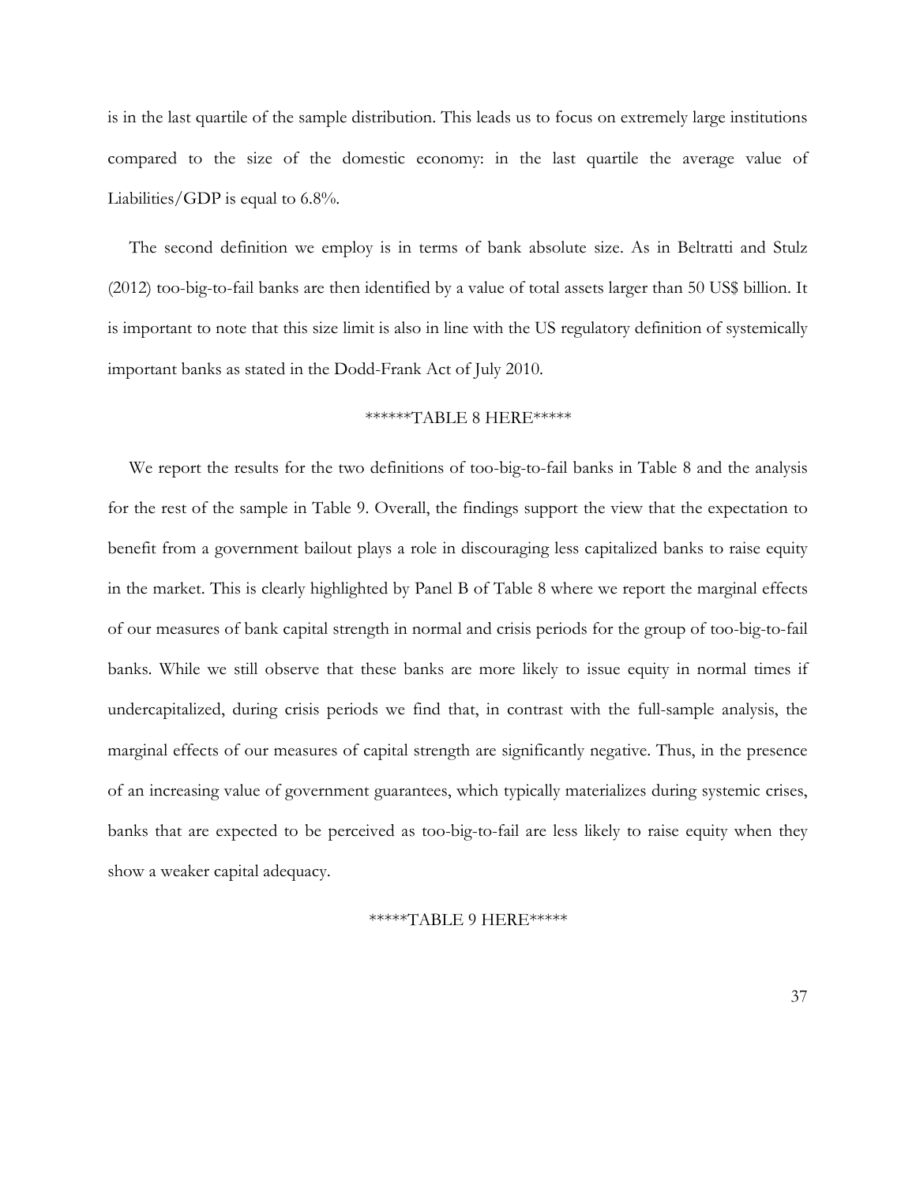is in the last quartile of the sample distribution. This leads us to focus on extremely large institutions compared to the size of the domestic economy: in the last quartile the average value of Liabilities/GDP is equal to 6.8%.

The second definition we employ is in terms of bank absolute size. As in Beltratti and Stulz (2012) too-big-to-fail banks are then identified by a value of total assets larger than 50 US$ billion. It is important to note that this size limit is also in line with the US regulatory definition of systemically important banks as stated in the Dodd-Frank Act of July 2010.

******TABLE 8 HERE*****

We report the results for the two definitions of too-big-to-fail banks in Table 8 and the analysis for the rest of the sample in Table 9. Overall, the findings support the view that the expectation to benefit from a government bailout plays a role in discouraging less capitalized banks to raise equity in the market. This is clearly highlighted by Panel B of Table 8 where we report the marginal effects of our measures of bank capital strength in normal and crisis periods for the group of too-big-to-fail banks. While we still observe that these banks are more likely to issue equity in normal times if undercapitalized, during crisis periods we find that, in contrast with the full-sample analysis, the marginal effects of our measures of capital strength are significantly negative. Thus, in the presence of an increasing value of government guarantees, which typically materializes during systemic crises, banks that are expected to be perceived as too-big-to-fail are less likely to raise equity when they show a weaker capital adequacy.

*****TABLE 9 HERE*****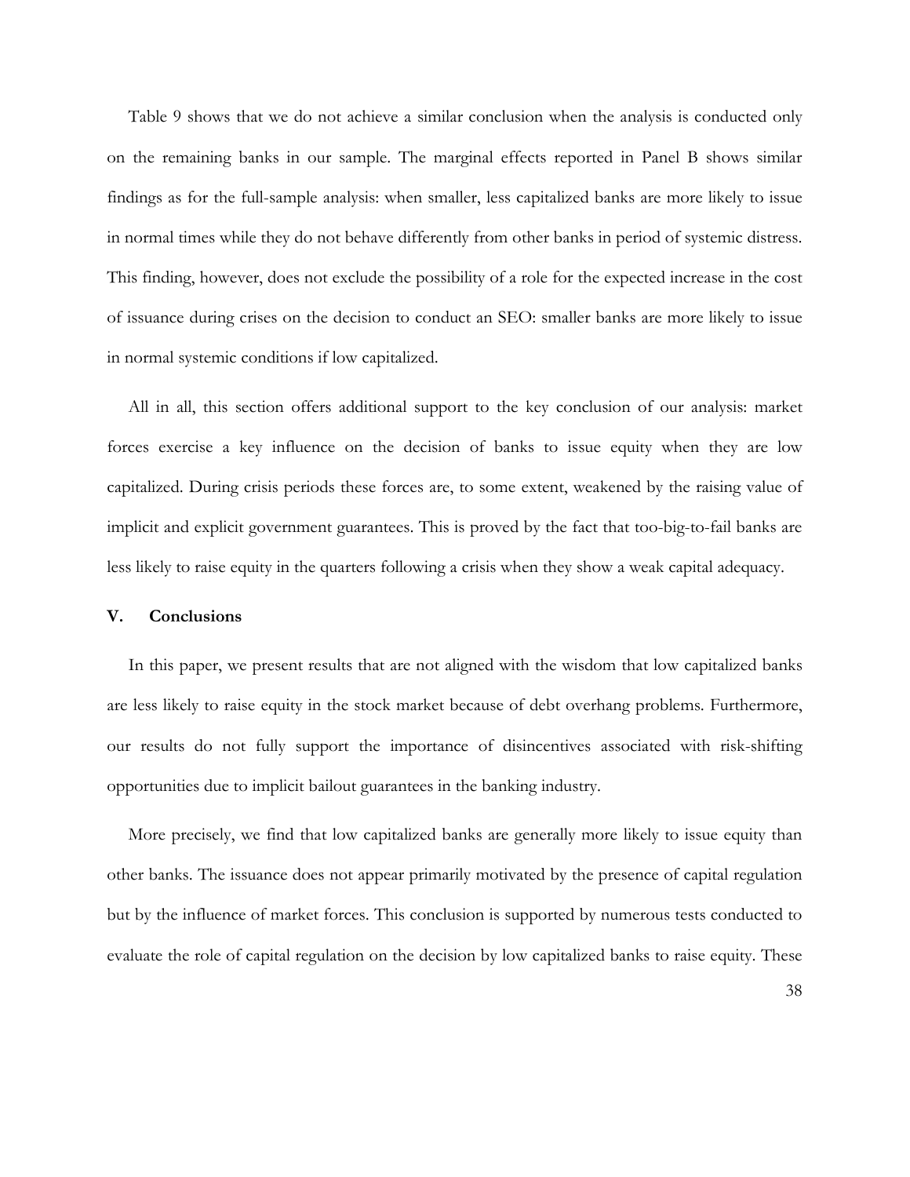Table 9 shows that we do not achieve a similar conclusion when the analysis is conducted only on the remaining banks in our sample. The marginal effects reported in Panel B shows similar findings as for the full-sample analysis: when smaller, less capitalized banks are more likely to issue in normal times while they do not behave differently from other banks in period of systemic distress. This finding, however, does not exclude the possibility of a role for the expected increase in the cost of issuance during crises on the decision to conduct an SEO: smaller banks are more likely to issue in normal systemic conditions if low capitalized.

All in all, this section offers additional support to the key conclusion of our analysis: market forces exercise a key influence on the decision of banks to issue equity when they are low capitalized. During crisis periods these forces are, to some extent, weakened by the raising value of implicit and explicit government guarantees. This is proved by the fact that too-big-to-fail banks are less likely to raise equity in the quarters following a crisis when they show a weak capital adequacy.

## V. Conclusions

In this paper, we present results that are not aligned with the wisdom that low capitalized banks are less likely to raise equity in the stock market because of debt overhang problems. Furthermore, our results do not fully support the importance of disincentives associated with risk-shifting opportunities due to implicit bailout guarantees in the banking industry.

More precisely, we find that low capitalized banks are generally more likely to issue equity than other banks. The issuance does not appear primarily motivated by the presence of capital regulation but by the influence of market forces. This conclusion is supported by numerous tests conducted to evaluate the role of capital regulation on the decision by low capitalized banks to raise equity. These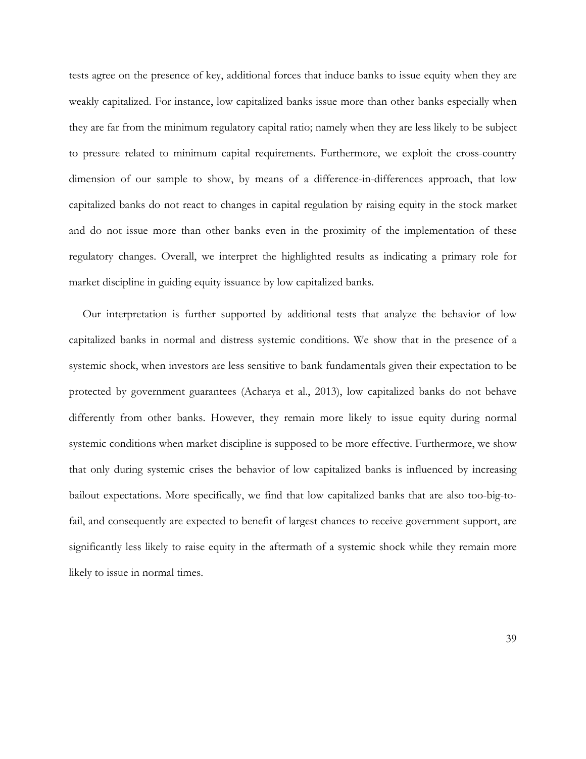tests agree on the presence of key, additional forces that induce banks to issue equity when they are weakly capitalized. For instance, low capitalized banks issue more than other banks especially when they are far from the minimum regulatory capital ratio; namely when they are less likely to be subject to pressure related to minimum capital requirements. Furthermore, we exploit the cross-country dimension of our sample to show, by means of a difference-in-differences approach, that low capitalized banks do not react to changes in capital regulation by raising equity in the stock market and do not issue more than other banks even in the proximity of the implementation of these regulatory changes. Overall, we interpret the highlighted results as indicating a primary role for market discipline in guiding equity issuance by low capitalized banks.

Our interpretation is further supported by additional tests that analyze the behavior of low capitalized banks in normal and distress systemic conditions. We show that in the presence of a systemic shock, when investors are less sensitive to bank fundamentals given their expectation to be protected by government guarantees (Acharya et al., 2013), low capitalized banks do not behave differently from other banks. However, they remain more likely to issue equity during normal systemic conditions when market discipline is supposed to be more effective. Furthermore, we show that only during systemic crises the behavior of low capitalized banks is influenced by increasing bailout expectations. More specifically, we find that low capitalized banks that are also too-big-to-fail, and consequently are expected to benefit of largest chances to receive government support, are significantly less likely to raise equity in the aftermath of a systemic shock while they remain more likely to issue in normal times.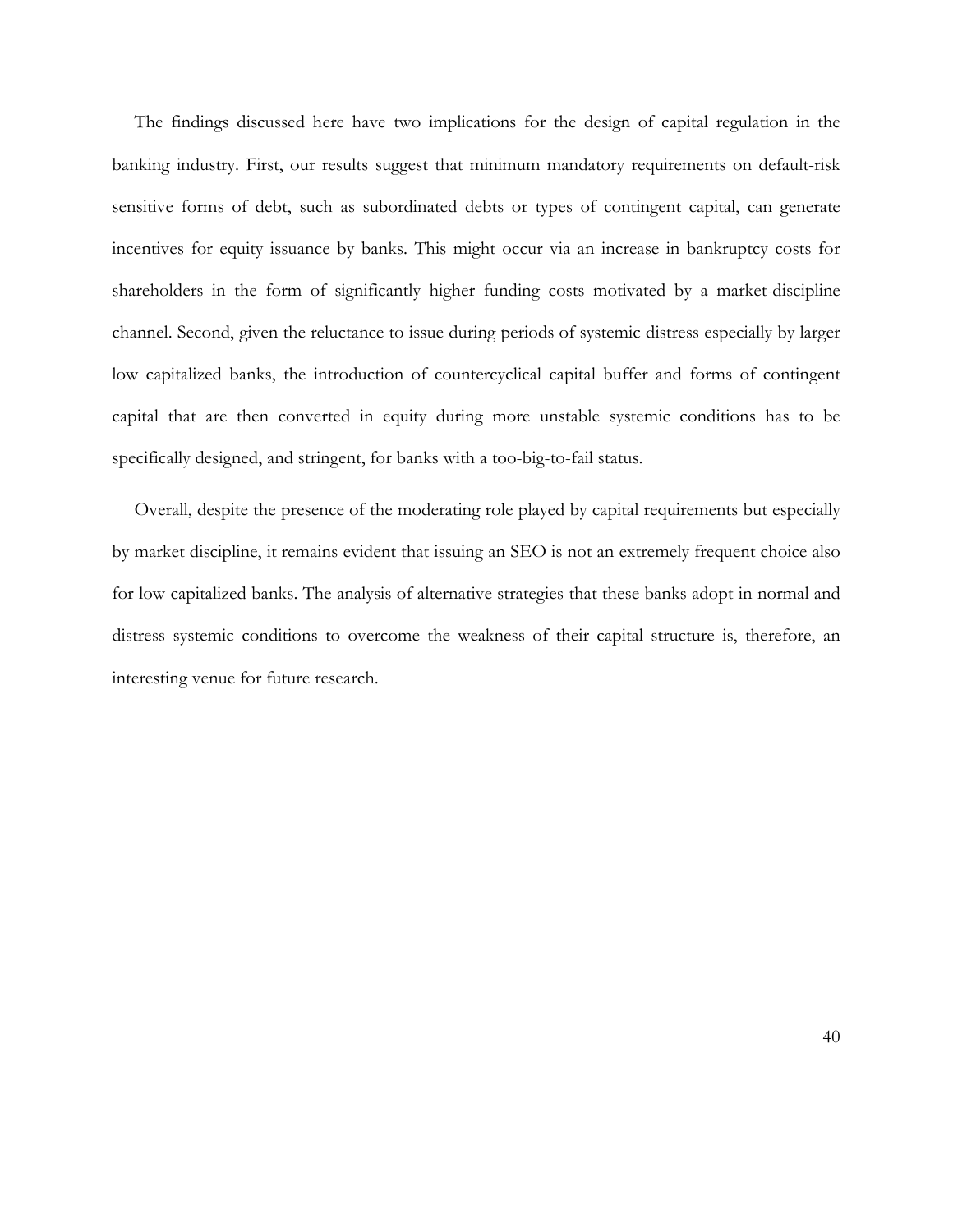The findings discussed here have two implications for the design of capital regulation in the banking industry. First, our results suggest that minimum mandatory requirements on default-risk sensitive forms of debt, such as subordinated debts or types of contingent capital, can generate incentives for equity issuance by banks. This might occur via an increase in bankruptcy costs for shareholders in the form of significantly higher funding costs motivated by a market-discipline channel. Second, given the reluctance to issue during periods of systemic distress especially by larger low capitalized banks, the introduction of countercyclical capital buffer and forms of contingent capital that are then converted in equity during more unstable systemic conditions has to be specifically designed, and stringent, for banks with a too-big-to-fail status.

Overall, despite the presence of the moderating role played by capital requirements but especially by market discipline, it remains evident that issuing an SEO is not an extremely frequent choice also for low capitalized banks. The analysis of alternative strategies that these banks adopt in normal and distress systemic conditions to overcome the weakness of their capital structure is, therefore, an interesting venue for future research.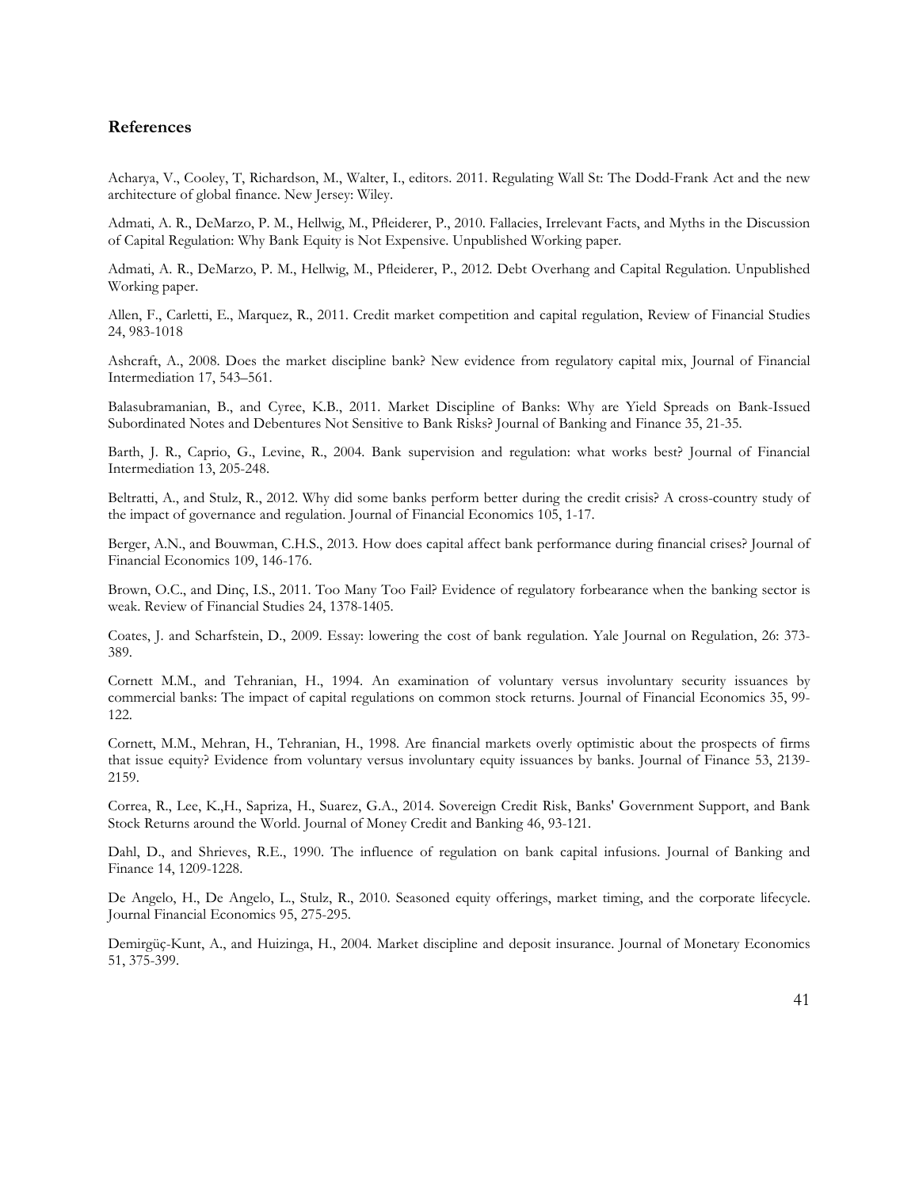## References

Acharya, V., Cooley, T, Richardson, M., Walter, I., editors. 2011. Regulating Wall St: The Dodd-Frank Act and the new architecture of global finance. New Jersey: Wiley.

Admati, A. R., DeMarzo, P. M., Hellwig, M., Pfleiderer, P., 2010. Fallacies, Irrelevant Facts, and Myths in the Discussion of Capital Regulation: Why Bank Equity is Not Expensive. Unpublished Working paper.

Admati, A. R., DeMarzo, P. M., Hellwig, M., Pfleiderer, P., 2012. Debt Overhang and Capital Regulation. Unpublished Working paper.

Allen, F., Carletti, E., Marquez, R., 2011. Credit market competition and capital regulation, Review of Financial Studies 24, 983-1018

Ashcraft, A., 2008. Does the market discipline bank? New evidence from regulatory capital mix, Journal of Financial Intermediation 17, 543–561.

Balasubramanian, B., and Cyree, K.B., 2011. Market Discipline of Banks: Why are Yield Spreads on Bank-Issued Subordinated Notes and Debentures Not Sensitive to Bank Risks? Journal of Banking and Finance 35, 21-35.

Barth, J. R., Caprio, G., Levine, R., 2004. Bank supervision and regulation: what works best? Journal of Financial Intermediation 13, 205-248.

Beltratti, A., and Stulz, R., 2012. Why did some banks perform better during the credit crisis? A cross-country study of the impact of governance and regulation. Journal of Financial Economics 105, 1-17.

Berger, A.N., and Bouwman, C.H.S., 2013. How does capital affect bank performance during financial crises? Journal of Financial Economics 109, 146-176.

Brown, O.C., and Dinç, I.S., 2011. Too Many Too Fail? Evidence of regulatory forbearance when the banking sector is weak. Review of Financial Studies 24, 1378-1405.

Coates, J. and Scharfstein, D., 2009. Essay: lowering the cost of bank regulation. Yale Journal on Regulation, 26: 373-389.

Cornett M.M., and Tehranian, H., 1994. An examination of voluntary versus involuntary security issuances by commercial banks: The impact of capital regulations on common stock returns. Journal of Financial Economics 35, 99-122.

Cornett, M.M., Mehran, H., Tehranian, H., 1998. Are financial markets overly optimistic about the prospects of firms that issue equity? Evidence from voluntary versus involuntary equity issuances by banks. Journal of Finance 53, 2139-2159.

Correa, R., Lee, K.,H., Sapriza, H., Suarez, G.A., 2014. Sovereign Credit Risk, Banks' Government Support, and Bank Stock Returns around the World. Journal of Money Credit and Banking 46, 93-121.

Dahl, D., and Shrieves, R.E., 1990. The influence of regulation on bank capital infusions. Journal of Banking and Finance 14, 1209-1228.

De Angelo, H., De Angelo, L., Stulz, R., 2010. Seasoned equity offerings, market timing, and the corporate lifecycle. Journal Financial Economics 95, 275-295.

Demirgüç-Kunt, A., and Huizinga, H., 2004. Market discipline and deposit insurance. Journal of Monetary Economics 51, 375-399.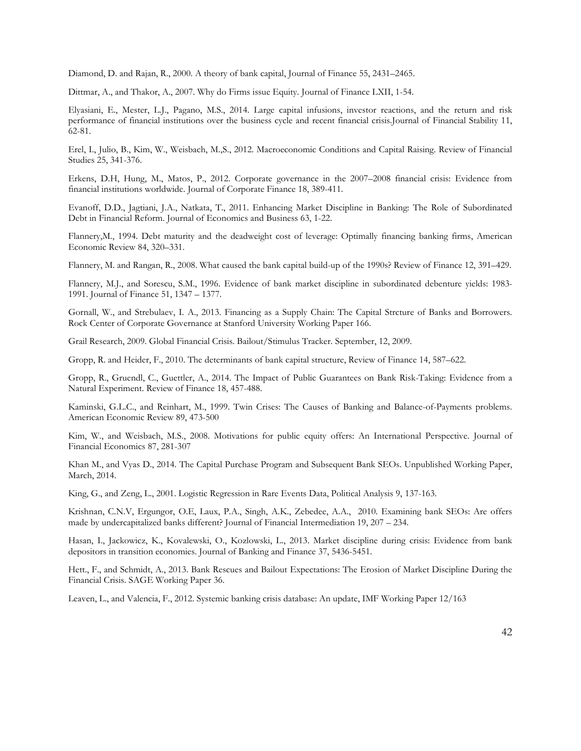Diamond, D. and Rajan, R., 2000. A theory of bank capital, Journal of Finance 55, 2431–2465.

Dittmar, A., and Thakor, A., 2007. Why do Firms issue Equity. Journal of Finance LXII, 1-54.

Elyasiani, E., Mester, L.J., Pagano, M.S., 2014. Large capital infusions, investor reactions, and the return and risk performance of financial institutions over the business cycle and recent financial crisis.Journal of Financial Stability 11, 62-81.

Erel, I., Julio, B., Kim, W., Weisbach, M.,S., 2012. Macroeconomic Conditions and Capital Raising. Review of Financial Studies 25, 341-376.

Erkens, D.H, Hung, M., Matos, P., 2012. Corporate governance in the 2007–2008 financial crisis: Evidence from financial institutions worldwide. Journal of Corporate Finance 18, 389-411.

Evanoff, D.D., Jagtiani, J.A., Natkata, T., 2011. Enhancing Market Discipline in Banking: The Role of Subordinated Debt in Financial Reform. Journal of Economics and Business 63, 1-22.

Flannery,M., 1994. Debt maturity and the deadweight cost of leverage: Optimally financing banking firms, American Economic Review 84, 320–331.

Flannery, M. and Rangan, R., 2008. What caused the bank capital build-up of the 1990s? Review of Finance 12, 391–429.

Flannery, M.J., and Sorescu, S.M., 1996. Evidence of bank market discipline in subordinated debenture yields: 1983-1991. Journal of Finance 51, 1347 – 1377.

Gornall, W., and Strebulaev, I. A., 2013. Financing as a Supply Chain: The Capital Strcture of Banks and Borrowers. Rock Center of Corporate Governance at Stanford University Working Paper 166.

Grail Research, 2009. Global Financial Crisis. Bailout/Stimulus Tracker. September, 12, 2009.

Gropp, R. and Heider, F., 2010. The determinants of bank capital structure, Review of Finance 14, 587–622.

Gropp, R., Gruendl, C., Guettler, A., 2014. The Impact of Public Guarantees on Bank Risk-Taking: Evidence from a Natural Experiment. Review of Finance 18, 457-488.

Kaminski, G.L.C., and Reinhart, M., 1999. Twin Crises: The Causes of Banking and Balance-of-Payments problems. American Economic Review 89, 473-500

Kim, W., and Weisbach, M.S., 2008. Motivations for public equity offers: An International Perspective. Journal of Financial Economics 87, 281-307

Khan M., and Vyas D., 2014. The Capital Purchase Program and Subsequent Bank SEOs. Unpublished Working Paper, March, 2014.

King, G., and Zeng, L., 2001. Logistic Regression in Rare Events Data, Political Analysis 9, 137-163.

Krishnan, C.N.V, Ergungor, O.E, Laux, P.A., Singh, A.K., Zebedee, A.A., 2010. Examining bank SEOs: Are offers made by undercapitalized banks different? Journal of Financial Intermediation 19, 207 – 234.

Hasan, I., Jackowicz, K., Kovalewski, O., Kozlowski, L., 2013. Market discipline during crisis: Evidence from bank depositors in transition economies. Journal of Banking and Finance 37, 5436-5451.

Hett., F., and Schmidt, A., 2013. Bank Rescues and Bailout Expectations: The Erosion of Market Discipline During the Financial Crisis. SAGE Working Paper 36.

Leaven, L., and Valencia, F., 2012. Systemic banking crisis database: An update, IMF Working Paper 12/163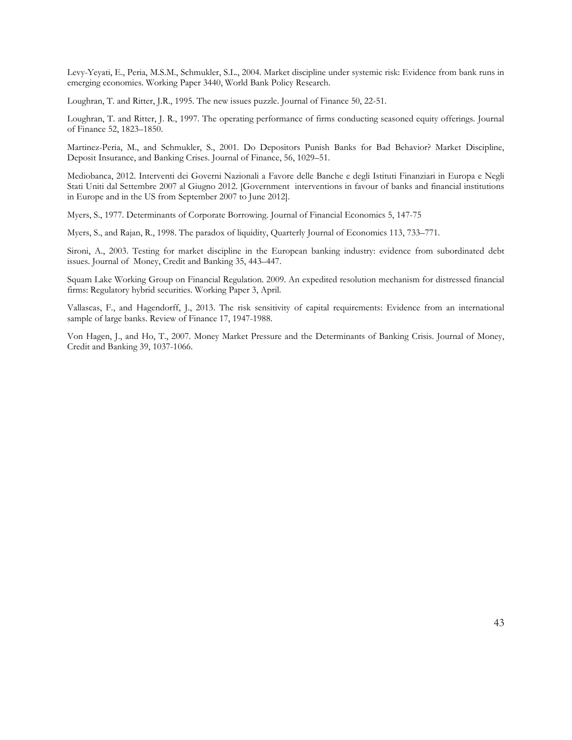Levy-Yeyati, E., Peria, M.S.M., Schmukler, S.L., 2004. Market discipline under systemic risk: Evidence from bank runs in emerging economies. Working Paper 3440, World Bank Policy Research.

Loughran, T. and Ritter, J.R., 1995. The new issues puzzle. Journal of Finance 50, 22-51.

Loughran, T. and Ritter, J. R., 1997. The operating performance of firms conducting seasoned equity offerings. Journal of Finance 52, 1823–1850.

Martinez-Peria, M., and Schmukler, S., 2001. Do Depositors Punish Banks for Bad Behavior? Market Discipline, Deposit Insurance, and Banking Crises. Journal of Finance, 56, 1029–51.

Mediobanca, 2012. Interventi dei Governi Nazionali a Favore delle Banche e degli Istituti Finanziari in Europa e Negli Stati Uniti dal Settembre 2007 al Giugno 2012. [Government interventions in favour of banks and financial institutions in Europe and in the US from September 2007 to June 2012].

Myers, S., 1977. Determinants of Corporate Borrowing. Journal of Financial Economics 5, 147-75

Myers, S., and Rajan, R., 1998. The paradox of liquidity, Quarterly Journal of Economics 113, 733–771.

Sironi, A., 2003. Testing for market discipline in the European banking industry: evidence from subordinated debt issues. Journal of Money, Credit and Banking 35, 443–447.

Squam Lake Working Group on Financial Regulation. 2009. An expedited resolution mechanism for distressed financial firms: Regulatory hybrid securities. Working Paper 3, April.

Vallascas, F., and Hagendorff, J., 2013. The risk sensitivity of capital requirements: Evidence from an international sample of large banks. Review of Finance 17, 1947-1988.

Von Hagen, J., and Ho, T., 2007. Money Market Pressure and the Determinants of Banking Crisis. Journal of Money, Credit and Banking 39, 1037-1066.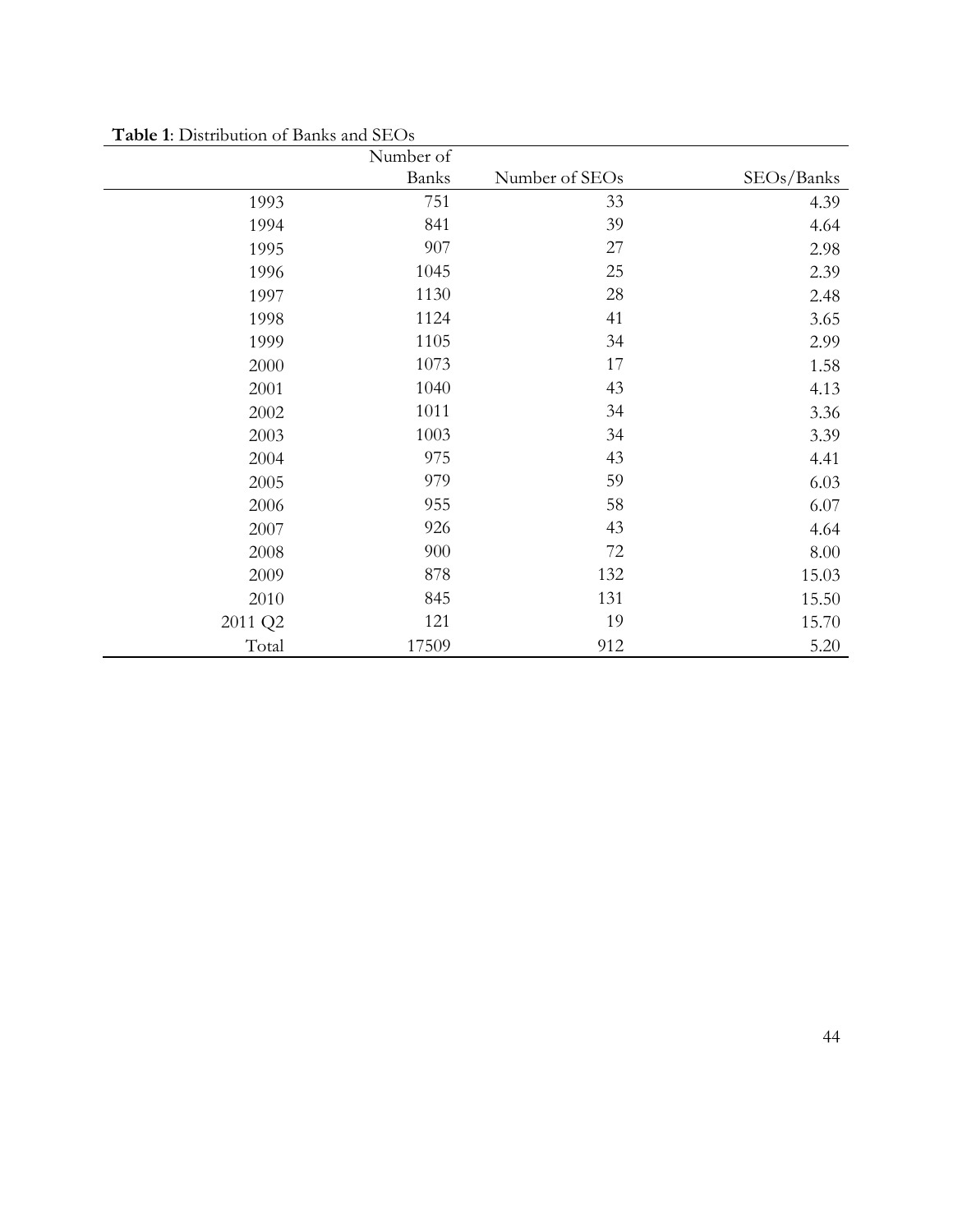**Table 1**: Distribution of Banks and SEOs

| | Number of Banks | Number of SEOs | SEOs/Banks |
|---|---|---|---|
| 1993 | 751 | 33 | 4.39 |
| 1994 | 841 | 39 | 4.64 |
| 1995 | 907 | 27 | 2.98 |
| 1996 | 1045 | 25 | 2.39 |
| 1997 | 1130 | 28 | 2.48 |
| 1998 | 1124 | 41 | 3.65 |
| 1999 | 1105 | 34 | 2.99 |
| 2000 | 1073 | 17 | 1.58 |
| 2001 | 1040 | 43 | 4.13 |
| 2002 | 1011 | 34 | 3.36 |
| 2003 | 1003 | 34 | 3.39 |
| 2004 | 975 | 43 | 4.41 |
| 2005 | 979 | 59 | 6.03 |
| 2006 | 955 | 58 | 6.07 |
| 2007 | 926 | 43 | 4.64 |
| 2008 | 900 | 72 | 8.00 |
| 2009 | 878 | 132 | 15.03 |
| 2010 | 845 | 131 | 15.50 |
| 2011 Q2 | 121 | 19 | 15.70 |
| Total | 17509 | 912 | 5.20 |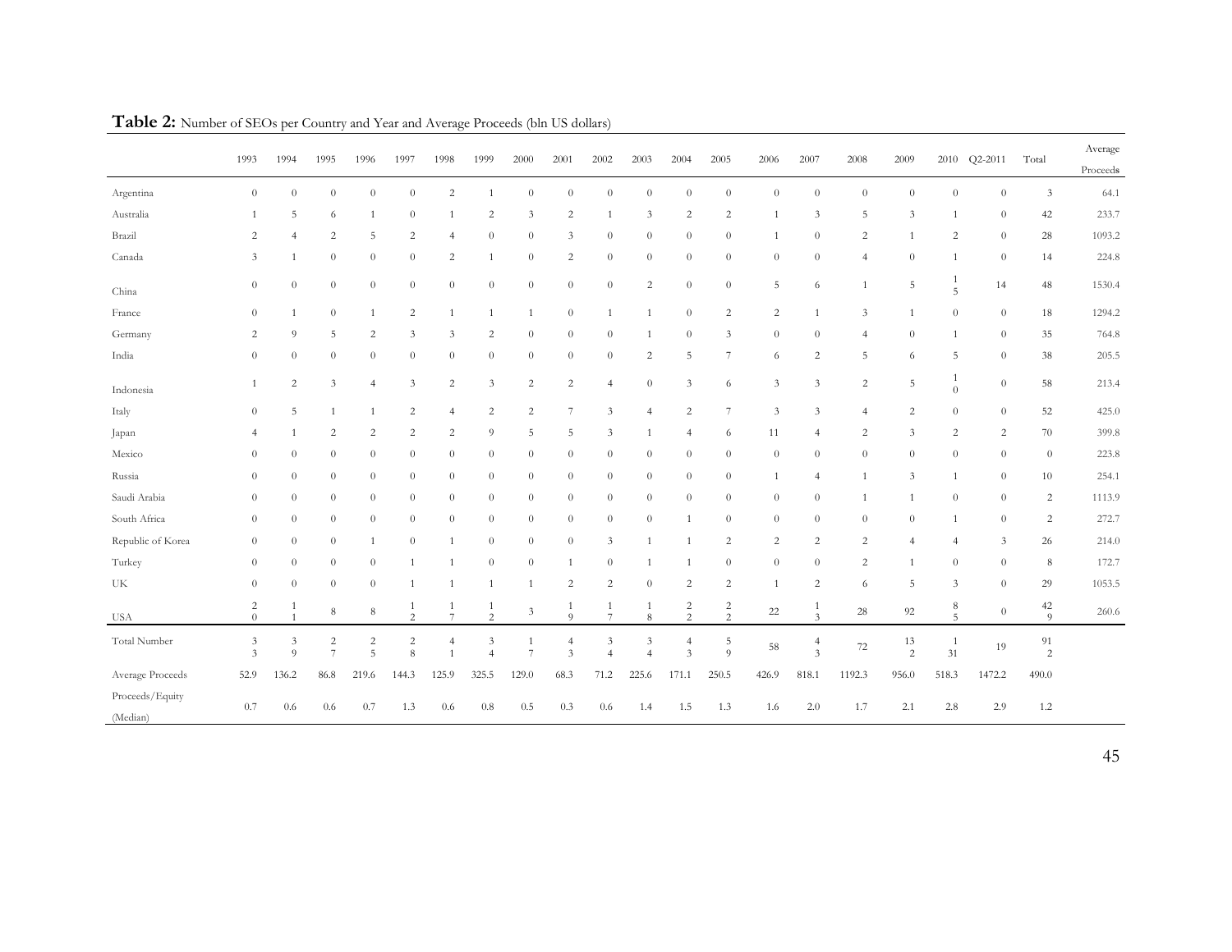**Table 2:** Number of SEOs per Country and Year and Average Proceeds (bln US dollars)

| | 1993 | 1994 | 1995 | 1996 | 1997 | 1998 | 1999 | 2000 | 2001 | 2002 | 2003 | 2004 | 2005 | 2006 | 2007 | 2008 | 2009 | 2010 | Q2-2011 | Total | Average Proceeds |
|---|---|---|---|---|---|---|---|---|---|---|---|---|---|---|---|---|---|---|---|---|---|
| Argentina | 0 | 0 | 0 | 0 | 0 | 2 | 1 | 0 | 0 | 0 | 0 | 0 | 0 | 0 | 0 | 0 | 0 | 0 | 0 | 3 | 64.1 |
| Australia | 1 | 5 | 6 | 1 | 0 | 1 | 2 | 3 | 2 | 1 | 3 | 2 | 2 | 1 | 3 | 5 | 3 | 1 | 0 | 42 | 233.7 |
| Brazil | 2 | 4 | 2 | 5 | 2 | 4 | 0 | 0 | 3 | 0 | 0 | 0 | 0 | 1 | 0 | 2 | 1 | 2 | 0 | 28 | 1093.2 |
| Canada | 3 | 1 | 0 | 0 | 0 | 2 | 1 | 0 | 2 | 0 | 0 | 0 | 0 | 0 | 0 | 4 | 0 | 1 | 0 | 14 | 224.8 |
| China | 0 | 0 | 0 | 0 | 0 | 0 | 0 | 0 | 0 | 0 | 2 | 0 | 0 | 5 | 6 | 1 | 5 | 15 | 14 | 48 | 1530.4 |
| France | 0 | 1 | 0 | 1 | 2 | 1 | 1 | 1 | 0 | 1 | 1 | 0 | 2 | 2 | 1 | 3 | 1 | 0 | 0 | 18 | 1294.2 |
| Germany | 2 | 9 | 5 | 2 | 3 | 3 | 2 | 0 | 0 | 0 | 1 | 0 | 3 | 0 | 0 | 4 | 0 | 1 | 0 | 35 | 764.8 |
| India | 0 | 0 | 0 | 0 | 0 | 0 | 0 | 0 | 0 | 0 | 2 | 5 | 7 | 6 | 2 | 5 | 6 | 5 | 0 | 38 | 205.5 |
| Indonesia | 1 | 2 | 3 | 4 | 3 | 2 | 3 | 2 | 2 | 4 | 0 | 3 | 6 | 3 | 3 | 2 | 5 | 10 | 0 | 58 | 213.4 |
| Italy | 0 | 5 | 1 | 1 | 2 | 4 | 2 | 2 | 7 | 3 | 4 | 2 | 7 | 3 | 3 | 4 | 2 | 0 | 0 | 52 | 425.0 |
| Japan | 4 | 1 | 2 | 2 | 2 | 2 | 9 | 5 | 5 | 3 | 1 | 4 | 6 | 11 | 4 | 2 | 3 | 2 | 2 | 70 | 399.8 |
| Mexico | 0 | 0 | 0 | 0 | 0 | 0 | 0 | 0 | 0 | 0 | 0 | 0 | 0 | 0 | 0 | 0 | 0 | 0 | 0 | 0 | 223.8 |
| Russia | 0 | 0 | 0 | 0 | 0 | 0 | 0 | 0 | 0 | 0 | 0 | 0 | 0 | 1 | 4 | 1 | 3 | 1 | 0 | 10 | 254.1 |
| Saudi Arabia | 0 | 0 | 0 | 0 | 0 | 0 | 0 | 0 | 0 | 0 | 0 | 0 | 0 | 0 | 0 | 1 | 1 | 0 | 0 | 2 | 1113.9 |
| South Africa | 0 | 0 | 0 | 0 | 0 | 0 | 0 | 0 | 0 | 0 | 0 | 1 | 0 | 0 | 0 | 0 | 0 | 1 | 0 | 2 | 272.7 |
| Republic of Korea | 0 | 0 | 0 | 1 | 0 | 1 | 0 | 0 | 0 | 3 | 1 | 1 | 2 | 2 | 2 | 2 | 4 | 4 | 3 | 26 | 214.0 |
| Turkey | 0 | 0 | 0 | 0 | 1 | 1 | 0 | 0 | 1 | 0 | 1 | 1 | 0 | 0 | 0 | 2 | 1 | 0 | 0 | 8 | 172.7 |
| UK | 0 | 0 | 0 | 0 | 1 | 1 | 1 | 1 | 2 | 2 | 0 | 2 | 2 | 1 | 2 | 6 | 5 | 3 | 0 | 29 | 1053.5 |
| USA | 20 | 11 | 8 | 8 | 12 | 17 | 12 | 3 | 19 | 17 | 18 | 22 | 22 | 22 | 13 | 28 | 92 | 85 | 0 | 429 | 260.6 |
| Total Number | 33 | 39 | 27 | 25 | 28 | 41 | 34 | 17 | 43 | 34 | 34 | 43 | 59 | 58 | 43 | 72 | 132 | 131 | 19 | 912 | |
| Average Proceeds | 52.9 | 136.2 | 86.8 | 219.6 | 144.3 | 125.9 | 325.5 | 129.0 | 68.3 | 71.2 | 225.6 | 171.1 | 250.5 | 426.9 | 818.1 | 1192.3 | 956.0 | 518.3 | 1472.2 | 490.0 | |
| Proceeds/Equity (Median) | 0.7 | 0.6 | 0.6 | 0.7 | 1.3 | 0.6 | 0.8 | 0.5 | 0.3 | 0.6 | 1.4 | 1.5 | 1.3 | 1.6 | 2.0 | 1.7 | 2.1 | 2.8 | 2.9 | 1.2 | |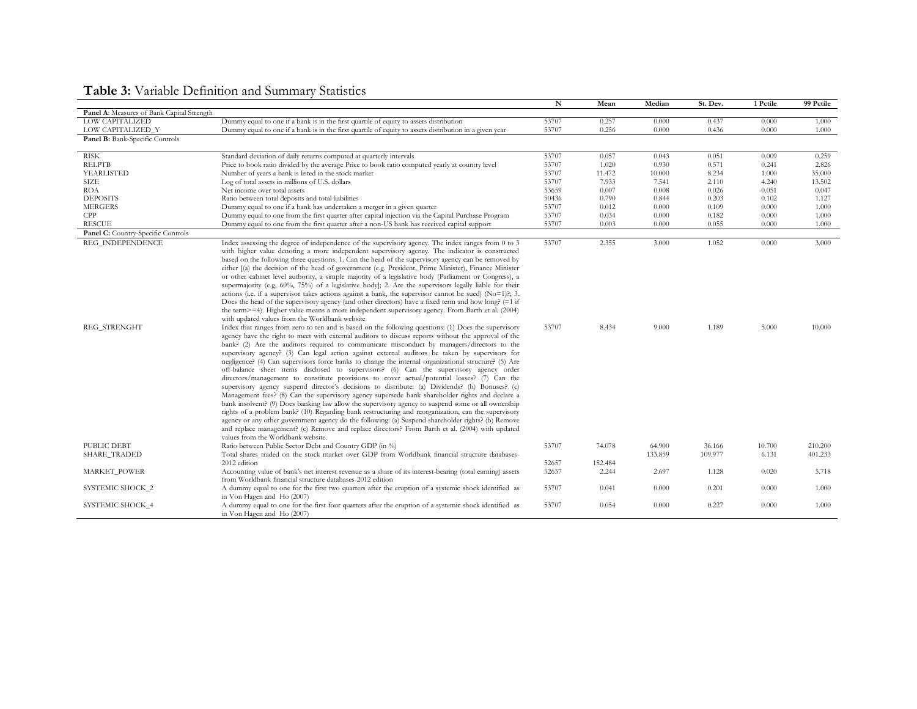**Table 3:** Variable Definition and Summary Statistics

| | | N | Mean | Median | St. Dev. | 1 Pctile | 99 Pctile |
|---|---|---|---|---|---|---|---|
| **Panel A**: Measures of Bank Capital Strength | | | | | | | |
| LOW CAPITALIZED | Dummy equal to one if a bank is in the first quartile of equity to assets distribution | 53707 | 0.257 | 0.000 | 0.437 | 0.000 | 1.000 |
| LOW CAPITALIZED_Y | Dummy equal to one if a bank is in the first quartile of equity to assets distribution in a given year | 53707 | 0.256 | 0.000 | 0.436 | 0.000 | 1.000 |
| **Panel B:** Bank-Specific Controls | | | | | | | |
| RISK | Standard deviation of daily returns computed at quarterly intervals | 53707 | 0.057 | 0.043 | 0.051 | 0.009 | 0.259 |
| RELPTB | Price to book ratio divided by the average Price to book ratio computed yearly at country level | 53707 | 1.020 | 0.930 | 0.571 | 0.241 | 2.826 |
| YEARLISTED | Number of years a bank is listed in the stock market | 53707 | 11.472 | 10.000 | 8.234 | 1.000 | 35.000 |
| SIZE | Log of total assets in millions of U.S. dollars | 53707 | 7.933 | 7.541 | 2.110 | 4.240 | 13.502 |
| ROA | Net income over total assets | 53659 | 0.007 | 0.008 | 0.026 | -0.051 | 0.047 |
| DEPOSITS | Ratio between total deposits and total liabilities | 50436 | 0.790 | 0.844 | 0.203 | 0.102 | 1.127 |
| MERGERS | Dummy equal to one if a bank has undertaken a merger in a given quarter | 53707 | 0.012 | 0.000 | 0.109 | 0.000 | 1.000 |
| CPP | Dummy equal to one from the first quarter after capital injection via the Capital Purchase Program | 53707 | 0.034 | 0.000 | 0.182 | 0.000 | 1.000 |
| RESCUE | Dummy equal to one from the first quarter after a non-US bank has received capital support | 53707 | 0.003 | 0.000 | 0.055 | 0.000 | 1.000 |
| **Panel C:** Country-Specific Controls | | | | | | | |
| REG_INDEPENDENCE | Index assessing the degree of independence of the supervisory agency. The index ranges from 0 to 3 with higher value denoting a more independent supervisory agency. The indicator is constructed based on the following three questions. 1. Can the head of the supervisory agency can be removed by either [(a) the decision of the head of government (e.g. President, Prime Minister), Finance Minister or other cabinet level authority, a simple majority of a legislative body (Parliament or Congress), a supermajority (e.g, 60%, 75%) of a legislative body]; 2. Are the supervisors legally liable for their actions (i.e. if a supervisor takes actions against a bank, the supervisor cannot be sued) (No=1)?; 3. Does the head of the supervisory agency (and other directors) have a fixed term and how long? (=1 if the term>=4). Higher value means a more independent supervisory agency. From Barth et al. (2004) with updated values from the Worldbank website | 53707 | 2.355 | 3.000 | 1.052 | 0.000 | 3.000 |
| REG_STRENGHT | Index that ranges from zero to ten and is based on the following questions: (1) Does the supervisory agency have the right to meet with external auditors to discuss reports without the approval of the bank? (2) Are the auditors required to communicate misconduct by managers/directors to the supervisory agency? (3) Can legal action against external auditors be taken by supervisors for negligence? (4) Can supervisors force banks to change the internal organizational structure? (5) Are off-balance sheet items disclosed to supervisors? (6) Can the supervisory agency order directors/management to constitute provisions to cover actual/potential losses? (7) Can the supervisory agency suspend director's decisions to distribute: (a) Dividends? (b) Bonuses? (c) Management fees? (8) Can the supervisory agency supersede bank shareholder rights and declare a bank insolvent? (9) Does banking law allow the supervisory agency to suspend some or all ownership rights of a problem bank? (10) Regarding bank restructuring and reorganization, can the supervisory agency or any other government agency do the following: (a) Suspend shareholder rights? (b) Remove and replace management? (c) Remove and replace directors? From Barth et al. (2004) with updated values from the Worldbank website. | 53707 | 8.434 | 9.000 | 1.189 | 5.000 | 10.000 |
| PUBLIC DEBT | Ratio between Public Sector Debt and Country GDP (in %) | 53707 | 74.078 | 64.900 | 36.166 | 10.700 | 210.200 |
| SHARE_TRADED | Total shares traded on the stock market over GDP from Worldbank financial structure databases-2012 edition | 52657 | 152.484 | 133.859 | 109.977 | 6.131 | 401.233 |
| MARKET_POWER | Accounting value of bank's net interest revenue as a share of its interest-bearing (total earning) assets from Worldbank financial structure databases-2012 edition | 52657 | 2.244 | 2.697 | 1.128 | 0.020 | 5.718 |
| SYSTEMIC SHOCK_2 | A dummy equal to one for the first two quarters after the eruption of a systemic shock identified as in Von Hagen and Ho (2007) | 53707 | 0.041 | 0.000 | 0.201 | 0.000 | 1.000 |
| SYSTEMIC SHOCK_4 | A dummy equal to one for the first four quarters after the eruption of a systemic shock identified as in Von Hagen and Ho (2007) | 53707 | 0.054 | 0.000 | 0.227 | 0.000 | 1.000 |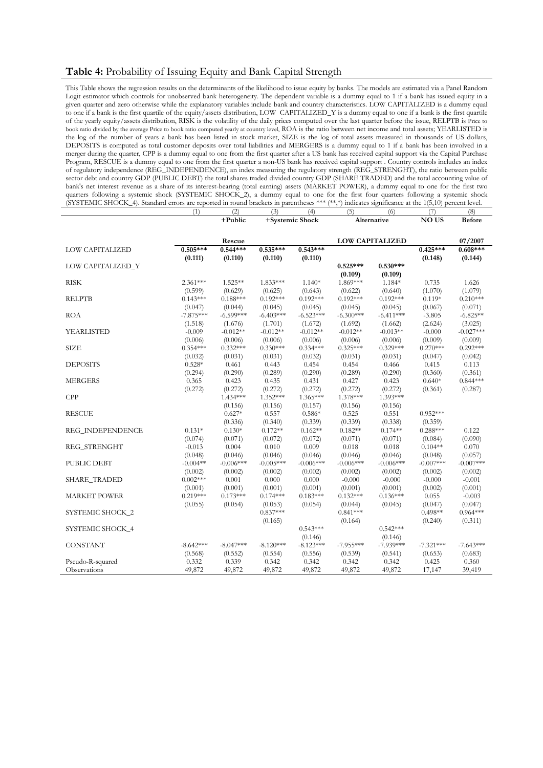## **Table 4:** Probability of Issuing Equity and Bank Capital Strength

This Table shows the regression results on the determinants of the likelihood to issue equity by banks. The models are estimated via a Panel Random Logit estimator which controls for unobserved bank heterogeneity. The dependent variable is a dummy equal to 1 if a bank has issued equity in a given quarter and zero otherwise while the explanatory variables include bank and country characteristics. LOW CAPITALIZED is a dummy equal to one if a bank is the first quartile of the equity/assets distribution, LOW CAPITALIZED_Y is a dummy equal to one if a bank is the first quartile of the yearly equity/assets distribution, RISK is the volatility of the daily prices computed over the last quarter before the issue, RELPTB is Price to book ratio divided by the average Price to book ratio computed yearly at country level, ROA is the ratio between net income and total assets; YEARLISTED is the log of the number of years a bank has been listed in stock market, SIZE is the log of total assets measured in thousands of US dollars, DEPOSITS is computed as total customer deposits over total liabilities and MERGERS is a dummy equal to 1 if a bank has been involved in a merger during the quarter, CPP is a dummy equal to one from the first quarter after a US bank has received capital support via the Capital Purchase Program, RESCUE is a dummy equal to one from the first quarter a non-US bank has received capital support . Country controls includes an index of regulatory independence (REG_INDEPENDENCE), an index measuring the regulatory strength (REG_STRENGHT), the ratio between public sector debt and country GDP (PUBLIC DEBT) the total shares traded divided country GDP (SHARE TRADED) and the total accounting value of bank's net interest revenue as a share of its interest-bearing (total earning) assets (MARKET POWER), a dummy equal to one for the first two quarters following a systemic shock (SYSTEMIC SHOCK_2), a dummy equal to one for the first four quarters following a systemic shock (SYSTEMIC SHOCK_4). Standard errors are reported in round brackets in parentheses *** (**,*) indicates significance at the 1(5,10) percent level.

| | (1) | (2) | (3) | (4) | (5) | (6) | (7) | (8) |
|---|---|---|---|---|---|---|---|---|
| | | **+Public** | **+Systemic Shock** | | **Alternative** | | **NO US** | **Before** |
| | | **Rescue** | | | **LOW CAPITALIZED** | | | **07/2007** |
| LOW CAPITALIZED | **0.505\*\*\*** | **0.544\*\*\*** | **0.535\*\*\*** | **0.543\*\*\*** | | | **0.425\*\*\*** | **0.608\*\*\*** |
| | **(0.111)** | **(0.110)** | **(0.110)** | **(0.110)** | | | **(0.148)** | **(0.144)** |
| LOW CAPITALIZED_Y | | | | | **0.525\*\*\*** | **0.530\*\*\*** | | |
| | | | | | **(0.109)** | **(0.109)** | | |
| RISK | 2.361\*\*\* | 1.525\*\* | 1.833\*\*\* | 1.140\* | 1.869\*\*\* | 1.184\* | 0.735 | 1.626 |
| | (0.599) | (0.629) | (0.625) | (0.643) | (0.622) | (0.640) | (1.070) | (1.079) |
| RELPTB | 0.143\*\*\* | 0.188\*\*\* | 0.192\*\*\* | 0.192\*\*\* | 0.192\*\*\* | 0.192\*\*\* | 0.119\* | 0.210\*\*\* |
| | (0.047) | (0.044) | (0.045) | (0.045) | (0.045) | (0.045) | (0.067) | (0.071) |
| ROA | -7.875\*\*\* | -6.599\*\*\* | -6.403\*\*\* | -6.523\*\*\* | -6.300\*\*\* | -6.411\*\*\* | -3.805 | -6.825\*\* |
| | (1.518) | (1.676) | (1.701) | (1.672) | (1.692) | (1.662) | (2.624) | (3.025) |
| YEARLISTED | -0.009 | -0.012\*\* | -0.012\*\* | -0.012\*\* | -0.012\*\* | -0.013\*\* | -0.000 | -0.027\*\*\* |
| | (0.006) | (0.006) | (0.006) | (0.006) | (0.006) | (0.006) | (0.009) | (0.009) |
| SIZE | 0.354\*\*\* | 0.332\*\*\* | 0.330\*\*\* | 0.334\*\*\* | 0.325\*\*\* | 0.329\*\*\* | 0.270\*\*\* | 0.292\*\*\* |
| | (0.032) | (0.031) | (0.031) | (0.032) | (0.031) | (0.031) | (0.047) | (0.042) |
| DEPOSITS | 0.528\* | 0.461 | 0.443 | 0.454 | 0.454 | 0.466 | 0.415 | 0.113 |
| | (0.294) | (0.290) | (0.289) | (0.290) | (0.289) | (0.290) | (0.360) | (0.361) |
| MERGERS | 0.365 | 0.423 | 0.435 | 0.431 | 0.427 | 0.423 | 0.640\* | 0.844\*\*\* |
| | (0.272) | (0.272) | (0.272) | (0.272) | (0.272) | (0.272) | (0.361) | (0.287) |
| CPP | | 1.434\*\*\* | 1.352\*\*\* | 1.365\*\*\* | 1.378\*\*\* | 1.393\*\*\* | | |
| | | (0.156) | (0.156) | (0.157) | (0.156) | (0.156) | | |
| RESCUE | | 0.627\* | 0.557 | 0.586\* | 0.525 | 0.551 | 0.952\*\*\* | |
| | | (0.336) | (0.340) | (0.339) | (0.339) | (0.338) | (0.359) | |
| REG_INDEPENDENCE | 0.131\* | 0.130\* | 0.172\*\* | 0.162\*\* | 0.182\*\* | 0.174\*\* | 0.288\*\*\* | 0.122 |
| | (0.074) | (0.071) | (0.072) | (0.072) | (0.071) | (0.071) | (0.084) | (0.090) |
| REG_STRENGHT | -0.013 | 0.004 | 0.010 | 0.009 | 0.018 | 0.018 | 0.104\*\* | 0.070 |
| | (0.048) | (0.046) | (0.046) | (0.046) | (0.046) | (0.046) | (0.048) | (0.057) |
| PUBLIC DEBT | -0.004\*\* | -0.006\*\*\* | -0.005\*\*\* | -0.006\*\*\* | -0.006\*\*\* | -0.006\*\*\* | -0.007\*\*\* | -0.007\*\*\* |
| | (0.002) | (0.002) | (0.002) | (0.002) | (0.002) | (0.002) | (0.002) | (0.002) |
| SHARE_TRADED | 0.002\*\*\* | 0.001 | 0.000 | 0.000 | -0.000 | -0.000 | -0.000 | -0.001 |
| | (0.001) | (0.001) | (0.001) | (0.001) | (0.001) | (0.001) | (0.002) | (0.001) |
| MARKET POWER | 0.219\*\*\* | 0.173\*\*\* | 0.174\*\*\* | 0.183\*\*\* | 0.132\*\*\* | 0.136\*\*\* | 0.055 | -0.003 |
| | (0.055) | (0.054) | (0.053) | (0.054) | (0.044) | (0.045) | (0.047) | (0.047) |
| SYSTEMIC SHOCK_2 | | | 0.837\*\*\* | | 0.841\*\*\* | | 0.498\*\* | 0.964\*\*\* |
| | | | (0.165) | | (0.164) | | (0.240) | (0.311) |
| SYSTEMIC SHOCK_4 | | | | 0.543\*\*\* | | 0.542\*\*\* | | |
| | | | | (0.146) | | (0.146) | | |
| CONSTANT | -8.642\*\*\* | -8.047\*\*\* | -8.120\*\*\* | -8.123\*\*\* | -7.955\*\*\* | -7.939\*\*\* | -7.321\*\*\* | -7.643\*\*\* |
| | (0.568) | (0.552) | (0.554) | (0.556) | (0.539) | (0.541) | (0.653) | (0.683) |
| Pseudo-R-squared | 0.332 | 0.339 | 0.342 | 0.342 | 0.342 | 0.342 | 0.425 | 0.360 |
| Observations | 49,872 | 49,872 | 49,872 | 49,872 | 49,872 | 49,872 | 17,147 | 39,419 |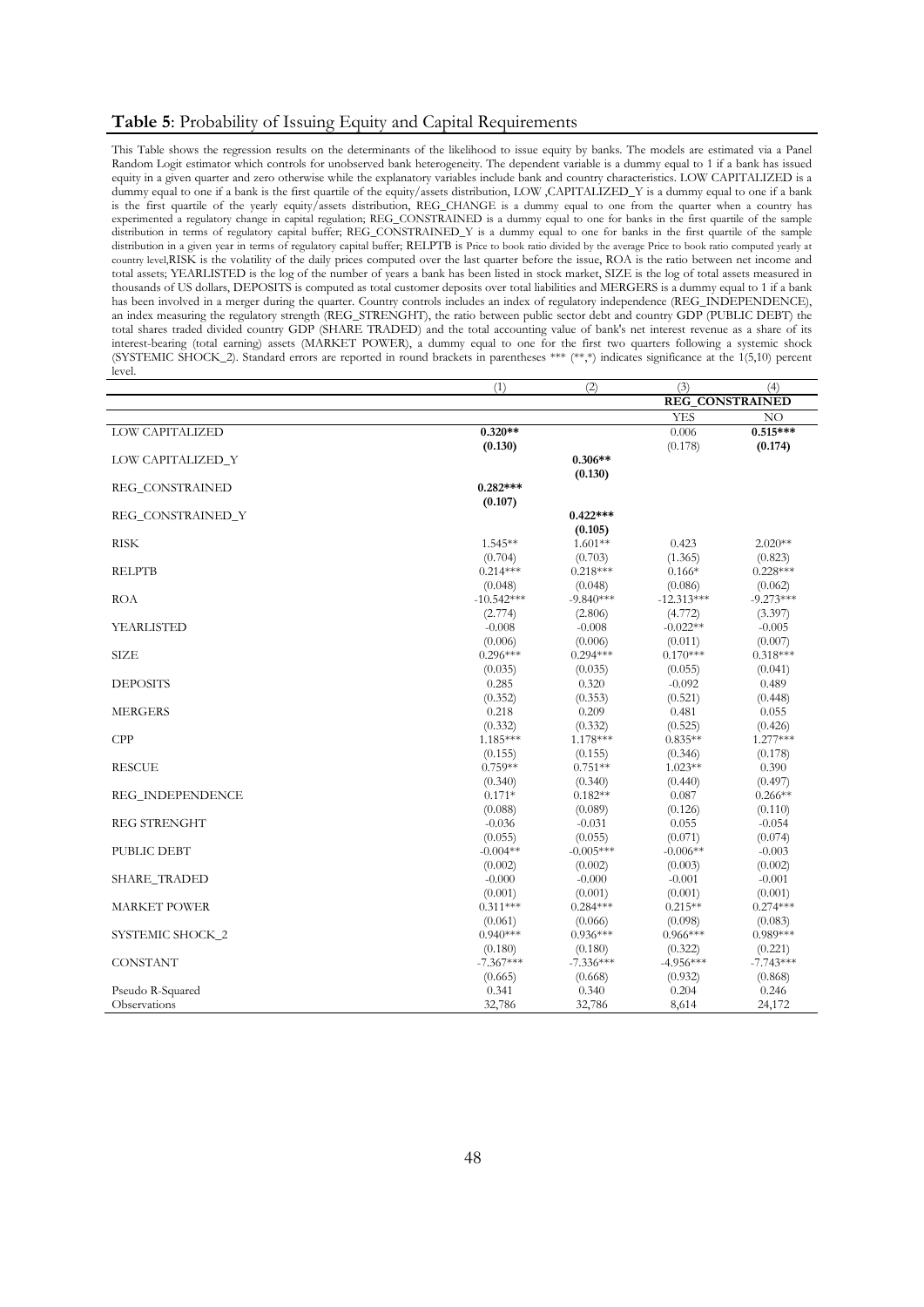## **Table 5**: Probability of Issuing Equity and Capital Requirements

This Table shows the regression results on the determinants of the likelihood to issue equity by banks. The models are estimated via a Panel Random Logit estimator which controls for unobserved bank heterogeneity. The dependent variable is a dummy equal to 1 if a bank has issued equity in a given quarter and zero otherwise while the explanatory variables include bank and country characteristics. LOW CAPITALIZED is a dummy equal to one if a bank is the first quartile of the equity/assets distribution, LOW ,CAPITALIZED_Y is a dummy equal to one if a bank is the first quartile of the yearly equity/assets distribution, REG_CHANGE is a dummy equal to one from the quarter when a country has experimented a regulatory change in capital regulation; REG_CONSTRAINED is a dummy equal to one for banks in the first quartile of the sample distribution in terms of regulatory capital buffer; REG_CONSTRAINED_Y is a dummy equal to one for banks in the first quartile of the sample distribution in a given year in terms of regulatory capital buffer; RELPTB is Price to book ratio divided by the average Price to book ratio computed yearly at country level,RISK is the volatility of the daily prices computed over the last quarter before the issue, ROA is the ratio between net income and total assets; YEARLISTED is the log of the number of years a bank has been listed in stock market, SIZE is the log of total assets measured in thousands of US dollars, DEPOSITS is computed as total customer deposits over total liabilities and MERGERS is a dummy equal to 1 if a bank has been involved in a merger during the quarter. Country controls includes an index of regulatory independence (REG_INDEPENDENCE), an index measuring the regulatory strength (REG_STRENGHT), the ratio between public sector debt and country GDP (PUBLIC DEBT) the total shares traded divided country GDP (SHARE TRADED) and the total accounting value of bank's net interest revenue as a share of its interest-bearing (total earning) assets (MARKET POWER), a dummy equal to one for the first two quarters following a systemic shock (SYSTEMIC SHOCK_2). Standard errors are reported in round brackets in parentheses *** (**,*) indicates significance at the 1(5,10) percent level.

| | (1) | (2) | (3) | (4) |
|---|---|---|---|---|
| | | | REG_CONSTRAINED | |
| | | | YES | NO |
| LOW CAPITALIZED | **0.320**** | | 0.006 | **0.515***** |
| | **(0.130)** | | (0.178) | **(0.174)** |
| LOW CAPITALIZED_Y | | **0.306**** | | |
| | | **(0.130)** | | |
| REG_CONSTRAINED | **0.282***** | | | |
| | **(0.107)** | | | |
| REG_CONSTRAINED_Y | | **0.422***** | | |
| | | **(0.105)** | | |
| RISK | 1.545** | 1.601** | 0.423 | 2.020** |
| | (0.704) | (0.703) | (1.365) | (0.823) |
| RELPTB | 0.214*** | 0.218*** | 0.166* | 0.228*** |
| | (0.048) | (0.048) | (0.086) | (0.062) |
| ROA | -10.542*** | -9.840*** | -12.313*** | -9.273*** |
| | (2.774) | (2.806) | (4.772) | (3.397) |
| YEARLISTED | -0.008 | -0.008 | -0.022** | -0.005 |
| | (0.006) | (0.006) | (0.011) | (0.007) |
| SIZE | 0.296*** | 0.294*** | 0.170*** | 0.318*** |
| | (0.035) | (0.035) | (0.055) | (0.041) |
| DEPOSITS | 0.285 | 0.320 | -0.092 | 0.489 |
| | (0.352) | (0.353) | (0.521) | (0.448) |
| MERGERS | 0.218 | 0.209 | 0.481 | 0.055 |
| | (0.332) | (0.332) | (0.525) | (0.426) |
| CPP | 1.185*** | 1.178*** | 0.835** | 1.277*** |
| | (0.155) | (0.155) | (0.346) | (0.178) |
| RESCUE | 0.759** | 0.751** | 1.023** | 0.390 |
| | (0.340) | (0.340) | (0.440) | (0.497) |
| REG_INDEPENDENCE | 0.171* | 0.182** | 0.087 | 0.266** |
| | (0.088) | (0.089) | (0.126) | (0.110) |
| REG STRENGHT | -0.036 | -0.031 | 0.055 | -0.054 |
| | (0.055) | (0.055) | (0.071) | (0.074) |
| PUBLIC DEBT | -0.004** | -0.005*** | -0.006** | -0.003 |
| | (0.002) | (0.002) | (0.003) | (0.002) |
| SHARE_TRADED | -0.000 | -0.000 | -0.001 | -0.001 |
| | (0.001) | (0.001) | (0.001) | (0.001) |
| MARKET POWER | 0.311*** | 0.284*** | 0.215** | 0.274*** |
| | (0.061) | (0.066) | (0.098) | (0.083) |
| SYSTEMIC SHOCK_2 | 0.940*** | 0.936*** | 0.966*** | 0.989*** |
| | (0.180) | (0.180) | (0.322) | (0.221) |
| CONSTANT | -7.367*** | -7.336*** | -4.956*** | -7.743*** |
| | (0.665) | (0.668) | (0.932) | (0.868) |
| Pseudo R-Squared | 0.341 | 0.340 | 0.204 | 0.246 |
| Observations | 32,786 | 32,786 | 8,614 | 24,172 |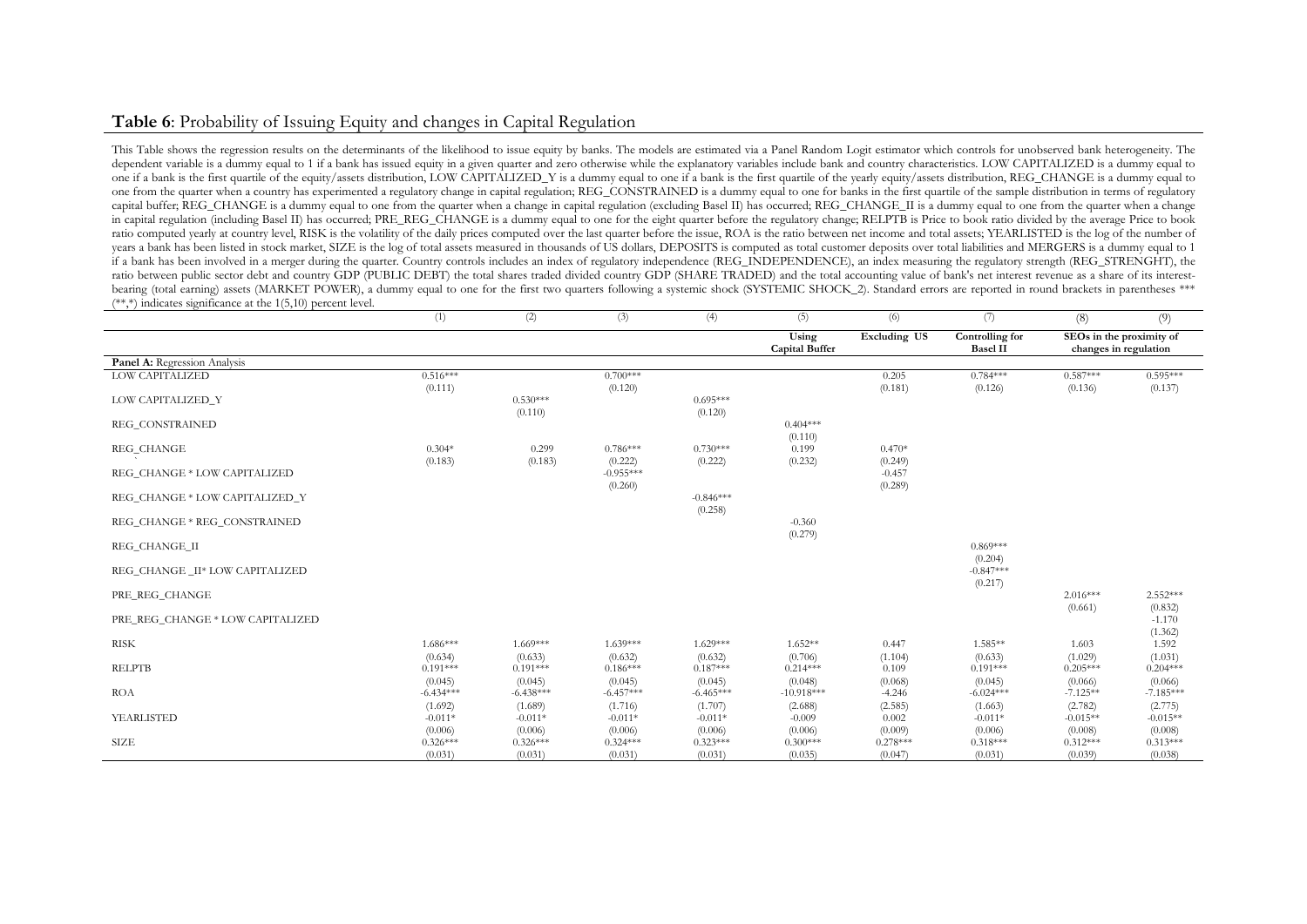**Table 6**: Probability of Issuing Equity and changes in Capital Regulation

This Table shows the regression results on the determinants of the likelihood to issue equity by banks. The models are estimated via a Panel Random Logit estimator which controls for unobserved bank heterogeneity. The dependent variable is a dummy equal to 1 if a bank has issued equity in a given quarter and zero otherwise while the explanatory variables include bank and country characteristics. LOW CAPITALIZED is a dummy equal to one if a bank is the first quartile of the equity/assets distribution, LOW CAPITALIZED_Y is a dummy equal to one if a bank is the first quartile of the yearly equity/assets distribution, REG_CHANGE is a dummy equal to one from the quarter when a country has experimented a regulatory change in capital regulation; REG_CONSTRAINED is a dummy equal to one for banks in the first quartile of the sample distribution in terms of regulatory capital buffer; REG_CHANGE is a dummy equal to one from the quarter when a change in capital regulation (excluding Basel II) has occurred; REG_CHANGE_II is a dummy equal to one from the quarter when a change in capital regulation (including Basel II) has occurred; PRE_REG_CHANGE is a dummy equal to one for the eight quarter before the regulatory change; RELPTB is Price to book ratio divided by the average Price to book ratio computed yearly at country level, RISK is the volatility of the daily prices computed over the last quarter before the issue, ROA is the ratio between net income and total assets; YEARLISTED is the log of the number of years a bank has been listed in stock market, SIZE is the log of total assets measured in thousands of US dollars, DEPOSITS is computed as total customer deposits over total liabilities and MERGERS is a dummy equal to 1 if a bank has been involved in a merger during the quarter. Country controls includes an index of regulatory independence (REG_INDEPENDENCE), an index measuring the regulatory strength (REG_STRENGHT), the ratio between public sector debt and country GDP (PUBLIC DEBT) the total shares traded divided country GDP (SHARE TRADED) and the total accounting value of bank's net interest revenue as a share of its interest-bearing (total earning) assets (MARKET POWER), a dummy equal to one for the first two quarters following a systemic shock (SYSTEMIC SHOCK_2). Standard errors are reported in round brackets in parentheses *** (**,*) indicates significance at the 1(5,10) percent level.

| | (1) | (2) | (3) | (4) | (5) | (6) | (7) | (8) | (9) |
|---|---|---|---|---|---|---|---|---|---|
| | | | | | Using Capital Buffer | Excluding US | Controlling for Basel II | SEOs in the proximity of changes in regulation | |
| **Panel A:** Regression Analysis | | | | | | | | | |
| LOW CAPITALIZED | 0.516*** | | 0.700*** | | | 0.205 | 0.784*** | 0.587*** | 0.595*** |
| | (0.111) | | (0.120) | | | (0.181) | (0.126) | (0.136) | (0.137) |
| LOW CAPITALIZED_Y | | 0.530*** | | 0.695*** | | | | | |
| | | (0.110) | | (0.120) | | | | | |
| REG_CONSTRAINED | | | | | 0.404*** | | | | |
| | | | | | (0.110) | | | | |
| REG_CHANGE | 0.304* | 0.299 | 0.786*** | 0.730*** | 0.199 | 0.470* | | | |
| | (0.183) | (0.183) | (0.222) | (0.222) | (0.232) | (0.249) | | | |
| REG_CHANGE * LOW CAPITALIZED | | | -0.955*** | | | -0.457 | | | |
| | | | (0.260) | | | (0.289) | | | |
| REG_CHANGE * LOW CAPITALIZED_Y | | | | -0.846*** | | | | | |
| | | | | (0.258) | | | | | |
| REG_CHANGE * REG_CONSTRAINED | | | | | -0.360 | | | | |
| | | | | | (0.279) | | | | |
| REG_CHANGE_II | | | | | | | 0.869*** | | |
| | | | | | | | (0.204) | | |
| REG_CHANGE _II* LOW CAPITALIZED | | | | | | | -0.847*** | | |
| | | | | | | | (0.217) | | |
| PRE_REG_CHANGE | | | | | | | | 2.016*** | 2.552*** |
| | | | | | | | | (0.661) | (0.832) |
| PRE_REG_CHANGE * LOW CAPITALIZED | | | | | | | | | -1.170 |
| | | | | | | | | | (1.362) |
| RISK | 1.686*** | 1.669*** | 1.639*** | 1.629*** | 1.652** | 0.447 | 1.585** | 1.603 | 1.592 |
| | (0.634) | (0.633) | (0.632) | (0.632) | (0.706) | (1.104) | (0.633) | (1.029) | (1.031) |
| RELPTB | 0.191*** | 0.191*** | 0.186*** | 0.187*** | 0.214*** | 0.109 | 0.191*** | 0.205*** | 0.204*** |
| | (0.045) | (0.045) | (0.045) | (0.045) | (0.048) | (0.068) | (0.045) | (0.066) | (0.066) |
| ROA | -6.434*** | -6.438*** | -6.457*** | -6.465*** | -10.918*** | -4.246 | -6.024*** | -7.125** | -7.185*** |
| | (1.692) | (1.689) | (1.716) | (1.707) | (2.688) | (2.585) | (1.663) | (2.782) | (2.775) |
| YEARLISTED | -0.011* | -0.011* | -0.011* | -0.011* | -0.009 | 0.002 | -0.011* | -0.015** | -0.015** |
| | (0.006) | (0.006) | (0.006) | (0.006) | (0.006) | (0.009) | (0.006) | (0.008) | (0.008) |
| SIZE | 0.326*** | 0.326*** | 0.324*** | 0.323*** | 0.300*** | 0.278*** | 0.318*** | 0.312*** | 0.313*** |
| | (0.031) | (0.031) | (0.031) | (0.031) | (0.035) | (0.047) | (0.031) | (0.039) | (0.038) |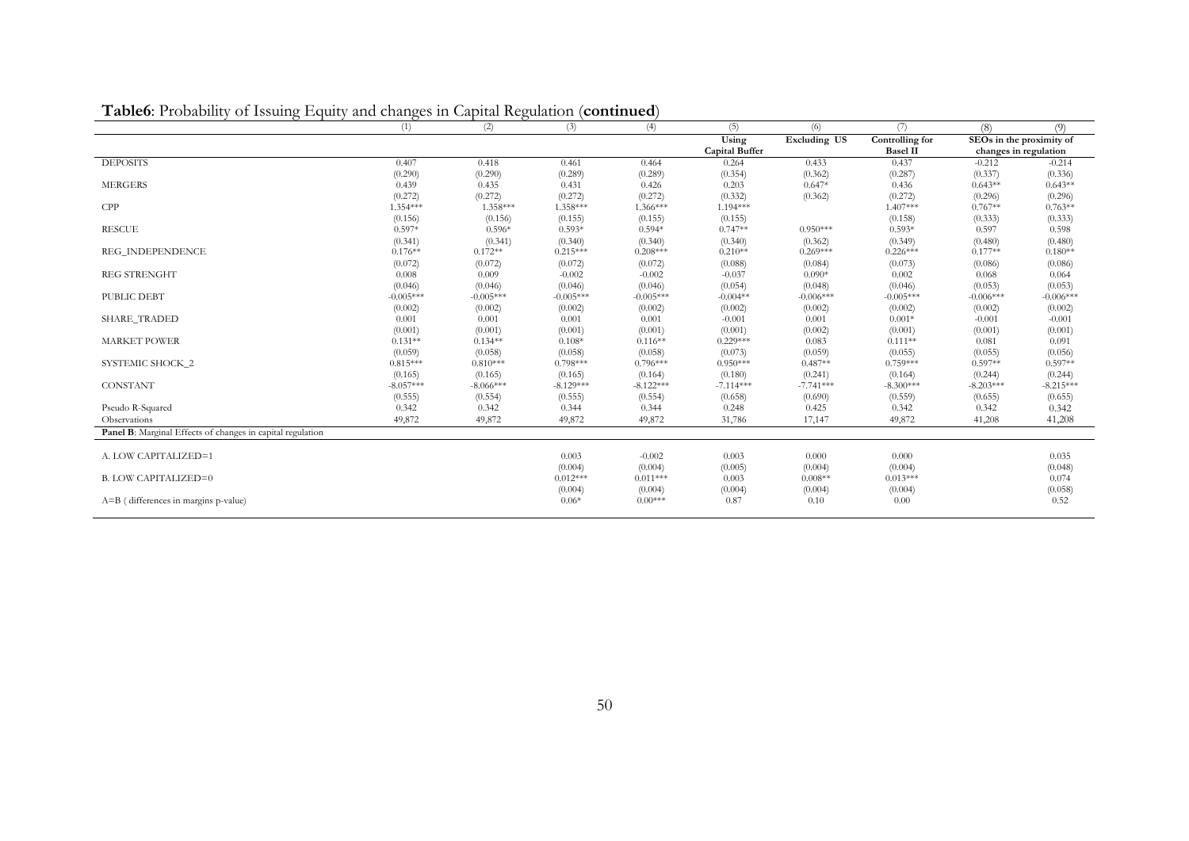**Table6**: Probability of Issuing Equity and changes in Capital Regulation (**continued**)

| | (1) | (2) | (3) | (4) | (5) | (6) | (7) | (8) | (9) |
|---|---|---|---|---|---|---|---|---|---|
| | | | | | **Using Capital Buffer** | **Excluding US** | **Controlling for Basel II** | **SEOs in the proximity of changes in regulation** | |
| DEPOSITS | 0.407 | 0.418 | 0.461 | 0.464 | 0.264 | 0.433 | 0.437 | -0.212 | -0.214 |
| | (0.290) | (0.290) | (0.289) | (0.289) | (0.354) | (0.362) | (0.287) | (0.337) | (0.336) |
| MERGERS | 0.439 | 0.435 | 0.431 | 0.426 | 0.203 | 0.647* | 0.436 | 0.643** | 0.643** |
| | (0.272) | (0.272) | (0.272) | (0.272) | (0.332) | (0.362) | (0.272) | (0.296) | (0.296) |
| CPP | 1.354*** | 1.358*** | 1.358*** | 1.366*** | 1.194*** | | 1.407*** | 0.767** | 0.763** |
| | (0.156) | (0.156) | (0.155) | (0.155) | (0.155) | | (0.158) | (0.333) | (0.333) |
| RESCUE | 0.597* | 0.596* | 0.593* | 0.594* | 0.747** | 0.950*** | 0.593* | 0.597 | 0.598 |
| | (0.341) | (0.341) | (0.340) | (0.340) | (0.340) | (0.362) | (0.349) | (0.480) | (0.480) |
| REG_INDEPENDENCE | 0.176** | 0.172** | 0.215*** | 0.208*** | 0.210** | 0.269*** | 0.226*** | 0.177** | 0.180** |
| | (0.072) | (0.072) | (0.072) | (0.072) | (0.088) | (0.084) | (0.073) | (0.086) | (0.086) |
| REG STRENGHT | 0.008 | 0.009 | -0.002 | -0.002 | -0.037 | 0.090* | 0.002 | 0.068 | 0.064 |
| | (0.046) | (0.046) | (0.046) | (0.046) | (0.054) | (0.048) | (0.046) | (0.053) | (0.053) |
| PUBLIC DEBT | -0.005*** | -0.005*** | -0.005*** | -0.005*** | -0.004** | -0.006*** | -0.005*** | -0.006*** | -0.006*** |
| | (0.002) | (0.002) | (0.002) | (0.002) | (0.002) | (0.002) | (0.002) | (0.002) | (0.002) |
| SHARE_TRADED | 0.001 | 0.001 | 0.001 | 0.001 | -0.001 | 0.001 | 0.001* | -0.001 | -0.001 |
| | (0.001) | (0.001) | (0.001) | (0.001) | (0.001) | (0.002) | (0.001) | (0.001) | (0.001) |
| MARKET POWER | 0.131** | 0.134** | 0.108* | 0.116** | 0.229*** | 0.083 | 0.111** | 0.081 | 0.091 |
| | (0.059) | (0.058) | (0.058) | (0.058) | (0.073) | (0.059) | (0.055) | (0.055) | (0.056) |
| SYSTEMIC SHOCK_2 | 0.815*** | 0.810*** | 0.798*** | 0.796*** | 0.950*** | 0.487** | 0.759*** | 0.597** | 0.597** |
| | (0.165) | (0.165) | (0.165) | (0.164) | (0.180) | (0.241) | (0.164) | (0.244) | (0.244) |
| CONSTANT | -8.057*** | -8.066*** | -8.129*** | -8.122*** | -7.114*** | -7.741*** | -8.300*** | -8.203*** | -8.215*** |
| | (0.555) | (0.554) | (0.555) | (0.554) | (0.658) | (0.690) | (0.559) | (0.655) | (0.655) |
| Pseudo R-Squared | 0.342 | 0.342 | 0.344 | 0.344 | 0.248 | 0.425 | 0.342 | 0.342 | 0.342 |
| Observations | 49,872 | 49,872 | 49,872 | 49,872 | 31,786 | 17,147 | 49,872 | 41,208 | 41,208 |
| **Panel B**: Marginal Effects of changes in capital regulation | | | | | | | | | |
| A. LOW CAPITALIZED=1 | | | 0.003 | -0.002 | 0.003 | 0.000 | 0.000 | | 0.035 |
| | | | (0.004) | (0.004) | (0.005) | (0.004) | (0.004) | | (0.048) |
| B. LOW CAPITALIZED=0 | | | 0.012*** | 0.011*** | 0.003 | 0.008** | 0.013*** | | 0.074 |
| | | | (0.004) | (0.004) | (0.004) | (0.004) | (0.004) | | (0.058) |
| A=B ( differences in margins p-value) | | | 0.06* | 0.00*** | 0.87 | 0.10 | 0.00 | | 0.52 |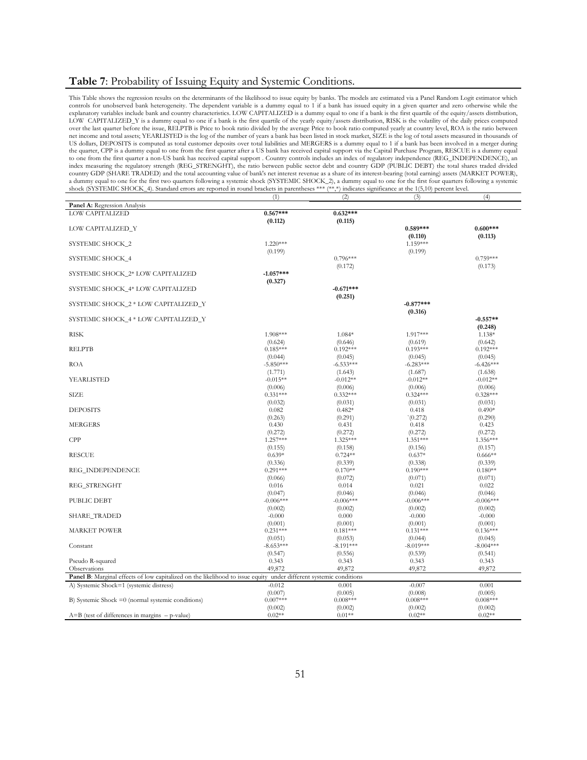## **Table 7**: Probability of Issuing Equity and Systemic Conditions.

This Table shows the regression results on the determinants of the likelihood to issue equity by banks. The models are estimated via a Panel Random Logit estimator which controls for unobserved bank heterogeneity. The dependent variable is a dummy equal to 1 if a bank has issued equity in a given quarter and zero otherwise while the explanatory variables include bank and country characteristics. LOW CAPITALIZED is a dummy equal to one if a bank is the first quartile of the equity/assets distribution, LOW CAPITALIZED_Y is a dummy equal to one if a bank is the first quartile of the yearly equity/assets distribution, RISK is the volatility of the daily prices computed over the last quarter before the issue, RELPTB is Price to book ratio divided by the average Price to book ratio computed yearly at country level, ROA is the ratio between net income and total assets; YEARLISTED is the log of the number of years a bank has been listed in stock market, SIZE is the log of total assets measured in thousands of US dollars, DEPOSITS is computed as total customer deposits over total liabilities and MERGERS is a dummy equal to 1 if a bank has been involved in a merger during the quarter, CPP is a dummy equal to one from the first quarter after a US bank has received capital support via the Capital Purchase Program, RESCUE is a dummy equal to one from the first quarter a non-US bank has received capital support . Country controls includes an index of regulatory independence (REG_INDEPENDENCE), an index measuring the regulatory strength (REG_STRENGHT), the ratio between public sector debt and country GDP (PUBLIC DEBT) the total shares traded divided country GDP (SHARE TRADED) and the total accounting value of bank's net interest revenue as a share of its interest-bearing (total earning) assets (MARKET POWER), a dummy equal to one for the first two quarters following a systemic shock (SYSTEMIC SHOCK_2), a dummy equal to one for the first four quarters following a systemic shock (SYSTEMIC SHOCK_4). Standard errors are reported in round brackets in parentheses *** (**,*) indicates significance at the 1(5,10) percent level.

| | (1) | (2) | (3) | (4) |
|---|---|---|---|---|
| **Panel A:** Regression Analysis | | | | |
| LOW CAPITALIZED | **0.567*** ** | **0.632*** ** | | |
| | **(0.112)** | **(0.115)** | | |
| LOW CAPITALIZED_Y | | | **0.589*** ** | **0.600*** ** |
| | | | **(0.110)** | **(0.113)** |
| SYSTEMIC SHOCK_2 | 1.220*** | | 1.159*** | |
| | (0.199) | | (0.199) | |
| SYSTEMIC SHOCK_4 | | 0.796*** | | 0.759*** |
| | | (0.172) | | (0.173) |
| SYSTEMIC SHOCK_2* LOW CAPITALIZED | **-1.057*** ** | | | |
| | **(0.327)** | | | |
| SYSTEMIC SHOCK_4* LOW CAPITALIZED | | **-0.671*** ** | | |
| | | **(0.251)** | | |
| SYSTEMIC SHOCK_2 * LOW CAPITALIZED_Y | | | **-0.877*** ** | |
| | | | **(0.316)** | |
| SYSTEMIC SHOCK_4 * LOW CAPITALIZED_Y | | | | **-0.557** ** |
| | | | | **(0.248)** |
| RISK | 1.908*** | 1.084* | 1.917*** | 1.138* |
| | (0.624) | (0.646) | (0.619) | (0.642) |
| RELPTB | 0.185*** | 0.192*** | 0.193*** | 0.192*** |
| | (0.044) | (0.045) | (0.045) | (0.045) |
| ROA | -5.850*** | -6.533*** | -6.283*** | -6.426*** |
| | (1.771) | (1.643) | (1.687) | (1.638) |
| YEARLISTED | -0.015** | -0.012** | -0.012** | -0.012** |
| | (0.006) | (0.006) | (0.006) | (0.006) |
| SIZE | 0.331*** | 0.332*** | 0.324*** | 0.328*** |
| | (0.032) | (0.031) | (0.031) | (0.031) |
| DEPOSITS | 0.082 | 0.482* | 0.418 | 0.490* |
| | (0.263) | (0.291) | `(0.272) | (0.290) |
| MERGERS | 0.430 | 0.431 | 0.418 | 0.423 |
| | (0.272) | (0.272) | (0.272) | (0.272) |
| CPP | 1.257*** | 1.325*** | 1.351*** | 1.356*** |
| | (0.155) | (0.158) | (0.156) | (0.157) |
| RESCUE | 0.639* | 0.724** | 0.637* | 0.666** |
| | (0.336) | (0.339) | (0.338) | (0.339) |
| REG_INDEPENDENCE | 0.291*** | 0.170** | 0.190*** | 0.180** |
| | (0.066) | (0.072) | (0.071) | (0.071) |
| REG_STRENGHT | 0.016 | 0.014 | 0.021 | 0.022 |
| | (0.047) | (0.046) | (0.046) | (0.046) |
| PUBLIC DEBT | -0.006*** | -0.006*** | -0.006*** | -0.006*** |
| | (0.002) | (0.002) | (0.002) | (0.002) |
| SHARE_TRADED | -0.000 | 0.000 | -0.000 | -0.000 |
| | (0.001) | (0.001) | (0.001) | (0.001) |
| MARKET POWER | 0.231*** | 0.181*** | 0.131*** | 0.136*** |
| | (0.051) | (0.053) | (0.044) | (0.045) |
| Constant | -8.653*** | -8.191*** | -8.019*** | -8.004*** |
| | (0.547) | (0.556) | (0.539) | (0.541) |
| Pseudo R-squared | 0.343 | 0.343 | 0.343 | 0.343 |
| Observations | 49,872 | 49,872 | 49,872 | 49,872 |
| **Panel B**: Marginal effects of low capitalized on the likelihood to issue equity under different systemic conditions | | | | |
| A) Systemic Shock=1 (systemic distress) | -0.012 | 0.001 | -0.007 | 0.001 |
| | (0.007) | (0.005) | (0.008) | (0.005) |
| B) Systemic Shock =0 (normal systemic conditions) | 0.007*** | 0.008*** | 0.008*** | 0.008*** |
| | (0.002) | (0.002) | (0.002) | (0.002) |
| A=B (test of differences in margins – p-value) | 0.02** | 0.01** | 0.02** | 0.02** |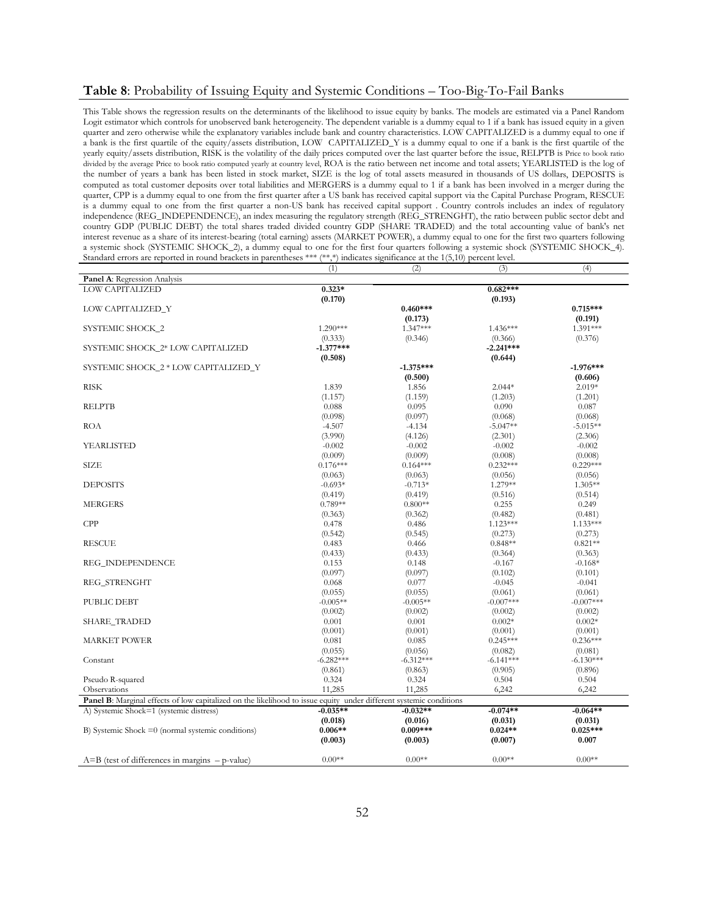## **Table 8**: Probability of Issuing Equity and Systemic Conditions – Too-Big-To-Fail Banks

This Table shows the regression results on the determinants of the likelihood to issue equity by banks. The models are estimated via a Panel Random Logit estimator which controls for unobserved bank heterogeneity. The dependent variable is a dummy equal to 1 if a bank has issued equity in a given quarter and zero otherwise while the explanatory variables include bank and country characteristics. LOW CAPITALIZED is a dummy equal to one if a bank is the first quartile of the equity/assets distribution, LOW CAPITALIZED_Y is a dummy equal to one if a bank is the first quartile of the yearly equity/assets distribution, RISK is the volatility of the daily prices computed over the last quarter before the issue, RELPTB is Price to book ratio divided by the average Price to book ratio computed yearly at country level, ROA is the ratio between net income and total assets; YEARLISTED is the log of the number of years a bank has been listed in stock market, SIZE is the log of total assets measured in thousands of US dollars, DEPOSITS is computed as total customer deposits over total liabilities and MERGERS is a dummy equal to 1 if a bank has been involved in a merger during the quarter, CPP is a dummy equal to one from the first quarter after a US bank has received capital support via the Capital Purchase Program, RESCUE is a dummy equal to one from the first quarter a non-US bank has received capital support . Country controls includes an index of regulatory independence (REG_INDEPENDENCE), an index measuring the regulatory strength (REG_STRENGHT), the ratio between public sector debt and country GDP (PUBLIC DEBT) the total shares traded divided country GDP (SHARE TRADED) and the total accounting value of bank's net interest revenue as a share of its interest-bearing (total earning) assets (MARKET POWER), a dummy equal to one for the first two quarters following a systemic shock (SYSTEMIC SHOCK_2), a dummy equal to one for the first four quarters following a systemic shock (SYSTEMIC SHOCK_4). Standard errors are reported in round brackets in parentheses *** (**,*) indicates significance at the 1(5,10) percent level.

| | (1) | (2) | (3) | (4) |
|---|---|---|---|---|
| **Panel A**: Regression Analysis | | | | |
| LOW CAPITALIZED | **0.323*** | | **0.682***** | |
| | **(0.170)** | | **(0.193)** | |
| LOW CAPITALIZED_Y | | **0.460***** | | **0.715***** |
| | | **(0.173)** | | **(0.191)** |
| SYSTEMIC SHOCK_2 | 1.290*** | 1.347*** | 1.436*** | 1.391*** |
| | (0.333) | (0.346) | (0.366) | (0.376) |
| SYSTEMIC SHOCK_2* LOW CAPITALIZED | **-1.377***** | | **-2.241***** | |
| | **(0.508)** | | **(0.644)** | |
| SYSTEMIC SHOCK_2 * LOW CAPITALIZED_Y | | **-1.375***** | | **-1.976***** |
| | | **(0.500)** | | **(0.606)** |
| RISK | 1.839 | 1.856 | 2.044* | 2.019* |
| | (1.157) | (1.159) | (1.203) | (1.201) |
| RELPTB | 0.088 | 0.095 | 0.090 | 0.087 |
| | (0.098) | (0.097) | (0.068) | (0.068) |
| ROA | -4.507 | -4.134 | -5.047** | -5.015** |
| | (3.990) | (4.126) | (2.301) | (2.306) |
| YEARLISTED | -0.002 | -0.002 | -0.002 | -0.002 |
| | (0.009) | (0.009) | (0.008) | (0.008) |
| SIZE | 0.176*** | 0.164*** | 0.232*** | 0.229*** |
| | (0.063) | (0.063) | (0.056) | (0.056) |
| DEPOSITS | -0.693* | -0.713* | 1.279** | 1.305** |
| | (0.419) | (0.419) | (0.516) | (0.514) |
| MERGERS | 0.789** | 0.800** | 0.255 | 0.249 |
| | (0.363) | (0.362) | (0.482) | (0.481) |
| CPP | 0.478 | 0.486 | 1.123*** | 1.133*** |
| | (0.542) | (0.545) | (0.273) | (0.273) |
| RESCUE | 0.483 | 0.466 | 0.848** | 0.821** |
| | (0.433) | (0.433) | (0.364) | (0.363) |
| REG_INDEPENDENCE | 0.153 | 0.148 | -0.167 | -0.168* |
| | (0.097) | (0.097) | (0.102) | (0.101) |
| REG_STRENGHT | 0.068 | 0.077 | -0.045 | -0.041 |
| | (0.055) | (0.055) | (0.061) | (0.061) |
| PUBLIC DEBT | -0.005** | -0.005** | -0.007*** | -0.007*** |
| | (0.002) | (0.002) | (0.002) | (0.002) |
| SHARE_TRADED | 0.001 | 0.001 | 0.002* | 0.002* |
| | (0.001) | (0.001) | (0.001) | (0.001) |
| MARKET POWER | 0.081 | 0.085 | 0.245*** | 0.236*** |
| | (0.055) | (0.056) | (0.082) | (0.081) |
| Constant | -6.282*** | -6.312*** | -6.141*** | -6.130*** |
| | (0.861) | (0.863) | (0.905) | (0.896) |
| Pseudo R-squared | 0.324 | 0.324 | 0.504 | 0.504 |
| Observations | 11,285 | 11,285 | 6,242 | 6,242 |
| **Panel B**: Marginal effects of low capitalized on the likelihood to issue equity under different systemic conditions | | | | |
| A) Systemic Shock=1 (systemic distress) | **-0.035**** | **-0.032**** | **-0.074**** | **-0.064**** |
| | **(0.018)** | **(0.016)** | **(0.031)** | **(0.031)** |
| B) Systemic Shock =0 (normal systemic conditions) | **0.006**** | **0.009***** | **0.024**** | **0.025***** |
| | **(0.003)** | **(0.003)** | **(0.007)** | **0.007** |
| A=B (test of differences in margins – p-value) | 0.00** | 0.00** | 0.00** | 0.00** |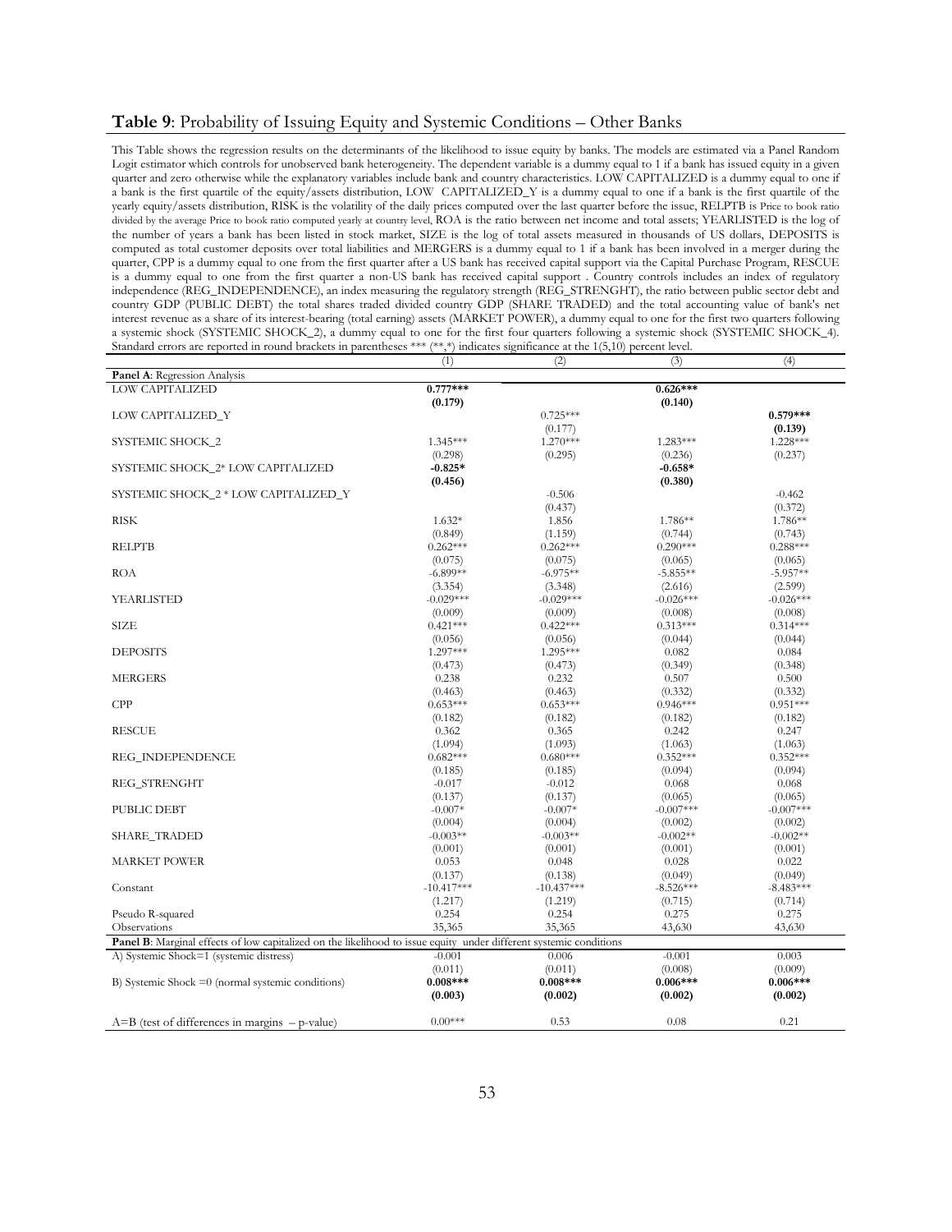## **Table 9**: Probability of Issuing Equity and Systemic Conditions – Other Banks

This Table shows the regression results on the determinants of the likelihood to issue equity by banks. The models are estimated via a Panel Random Logit estimator which controls for unobserved bank heterogeneity. The dependent variable is a dummy equal to 1 if a bank has issued equity in a given quarter and zero otherwise while the explanatory variables include bank and country characteristics. LOW CAPITALIZED is a dummy equal to one if a bank is the first quartile of the equity/assets distribution, LOW CAPITALIZED_Y is a dummy equal to one if a bank is the first quartile of the yearly equity/assets distribution, RISK is the volatility of the daily prices computed over the last quarter before the issue, RELPTB is Price to book ratio divided by the average Price to book ratio computed yearly at country level, ROA is the ratio between net income and total assets; YEARLISTED is the log of the number of years a bank has been listed in stock market, SIZE is the log of total assets measured in thousands of US dollars, DEPOSITS is computed as total customer deposits over total liabilities and MERGERS is a dummy equal to 1 if a bank has been involved in a merger during the quarter, CPP is a dummy equal to one from the first quarter after a US bank has received capital support via the Capital Purchase Program, RESCUE is a dummy equal to one from the first quarter a non-US bank has received capital support . Country controls includes an index of regulatory independence (REG_INDEPENDENCE), an index measuring the regulatory strength (REG_STRENGHT), the ratio between public sector debt and country GDP (PUBLIC DEBT) the total shares traded divided country GDP (SHARE TRADED) and the total accounting value of bank's net interest revenue as a share of its interest-bearing (total earning) assets (MARKET POWER), a dummy equal to one for the first two quarters following a systemic shock (SYSTEMIC SHOCK_2), a dummy equal to one for the first four quarters following a systemic shock (SYSTEMIC SHOCK_4). Standard errors are reported in round brackets in parentheses *** (**,*) indicates significance at the 1(5,10) percent level.

| | (1) | (2) | (3) | (4) |
|---|---|---|---|---|
| **Panel A**: Regression Analysis | | | | |
| LOW CAPITALIZED | **0.777\*\*\*** | | **0.626\*\*\*** | |
| | **(0.179)** | | **(0.140)** | |
| LOW CAPITALIZED_Y | | 0.725\*\*\* | | **0.579\*\*\*** |
| | | (0.177) | | **(0.139)** |
| SYSTEMIC SHOCK_2 | 1.345\*\*\* | 1.270\*\*\* | 1.283\*\*\* | 1.228\*\*\* |
| | (0.298) | (0.295) | (0.236) | (0.237) |
| SYSTEMIC SHOCK_2\* LOW CAPITALIZED | **-0.825\*** | | **-0.658\*** | |
| | **(0.456)** | | **(0.380)** | |
| SYSTEMIC SHOCK_2 \* LOW CAPITALIZED_Y | | -0.506 | | -0.462 |
| | | (0.437) | | (0.372) |
| RISK | 1.632\* | 1.856 | 1.786\*\* | 1.786\*\* |
| | (0.849) | (1.159) | (0.744) | (0.743) |
| RELPTB | 0.262\*\*\* | 0.262\*\*\* | 0.290\*\*\* | 0.288\*\*\* |
| | (0.075) | (0.075) | (0.065) | (0.065) |
| ROA | -6.899\*\* | -6.975\*\* | -5.855\*\* | -5.957\*\* |
| | (3.354) | (3.348) | (2.616) | (2.599) |
| YEARLISTED | -0.029\*\*\* | -0.029\*\*\* | -0.026\*\*\* | -0.026\*\*\* |
| | (0.009) | (0.009) | (0.008) | (0.008) |
| SIZE | 0.421\*\*\* | 0.422\*\*\* | 0.313\*\*\* | 0.314\*\*\* |
| | (0.056) | (0.056) | (0.044) | (0.044) |
| DEPOSITS | 1.297\*\*\* | 1.295\*\*\* | 0.082 | 0.084 |
| | (0.473) | (0.473) | (0.349) | (0.348) |
| MERGERS | 0.238 | 0.232 | 0.507 | 0.500 |
| | (0.463) | (0.463) | (0.332) | (0.332) |
| CPP | 0.653\*\*\* | 0.653\*\*\* | 0.946\*\*\* | 0.951\*\*\* |
| | (0.182) | (0.182) | (0.182) | (0.182) |
| RESCUE | 0.362 | 0.365 | 0.242 | 0.247 |
| | (1.094) | (1.093) | (1.063) | (1.063) |
| REG_INDEPENDENCE | 0.682\*\*\* | 0.680\*\*\* | 0.352\*\*\* | 0.352\*\*\* |
| | (0.185) | (0.185) | (0.094) | (0.094) |
| REG_STRENGHT | -0.017 | -0.012 | 0.068 | 0.068 |
| | (0.137) | (0.137) | (0.065) | (0.065) |
| PUBLIC DEBT | -0.007\* | -0.007\* | -0.007\*\*\* | -0.007\*\*\* |
| | (0.004) | (0.004) | (0.002) | (0.002) |
| SHARE_TRADED | -0.003\*\* | -0.003\*\* | -0.002\*\* | -0.002\*\* |
| | (0.001) | (0.001) | (0.001) | (0.001) |
| MARKET POWER | 0.053 | 0.048 | 0.028 | 0.022 |
| | (0.137) | (0.138) | (0.049) | (0.049) |
| Constant | -10.417\*\*\* | -10.437\*\*\* | -8.526\*\*\* | -8.483\*\*\* |
| | (1.217) | (1.219) | (0.715) | (0.714) |
| Pseudo R-squared | 0.254 | 0.254 | 0.275 | 0.275 |
| Observations | 35,365 | 35,365 | 43,630 | 43,630 |
| **Panel B**: Marginal effects of low capitalized on the likelihood to issue equity under different systemic conditions | | | | |
| A) Systemic Shock=1 (systemic distress) | -0.001 | 0.006 | -0.001 | 0.003 |
| | (0.011) | (0.011) | (0.008) | (0.009) |
| B) Systemic Shock =0 (normal systemic conditions) | **0.008\*\*\*** | **0.008\*\*\*** | **0.006\*\*\*** | **0.006\*\*\*** |
| | **(0.003)** | **(0.002)** | **(0.002)** | **(0.002)** |
| A=B (test of differences in margins – p-value) | 0.00\*\*\* | 0.53 | 0.08 | 0.21 |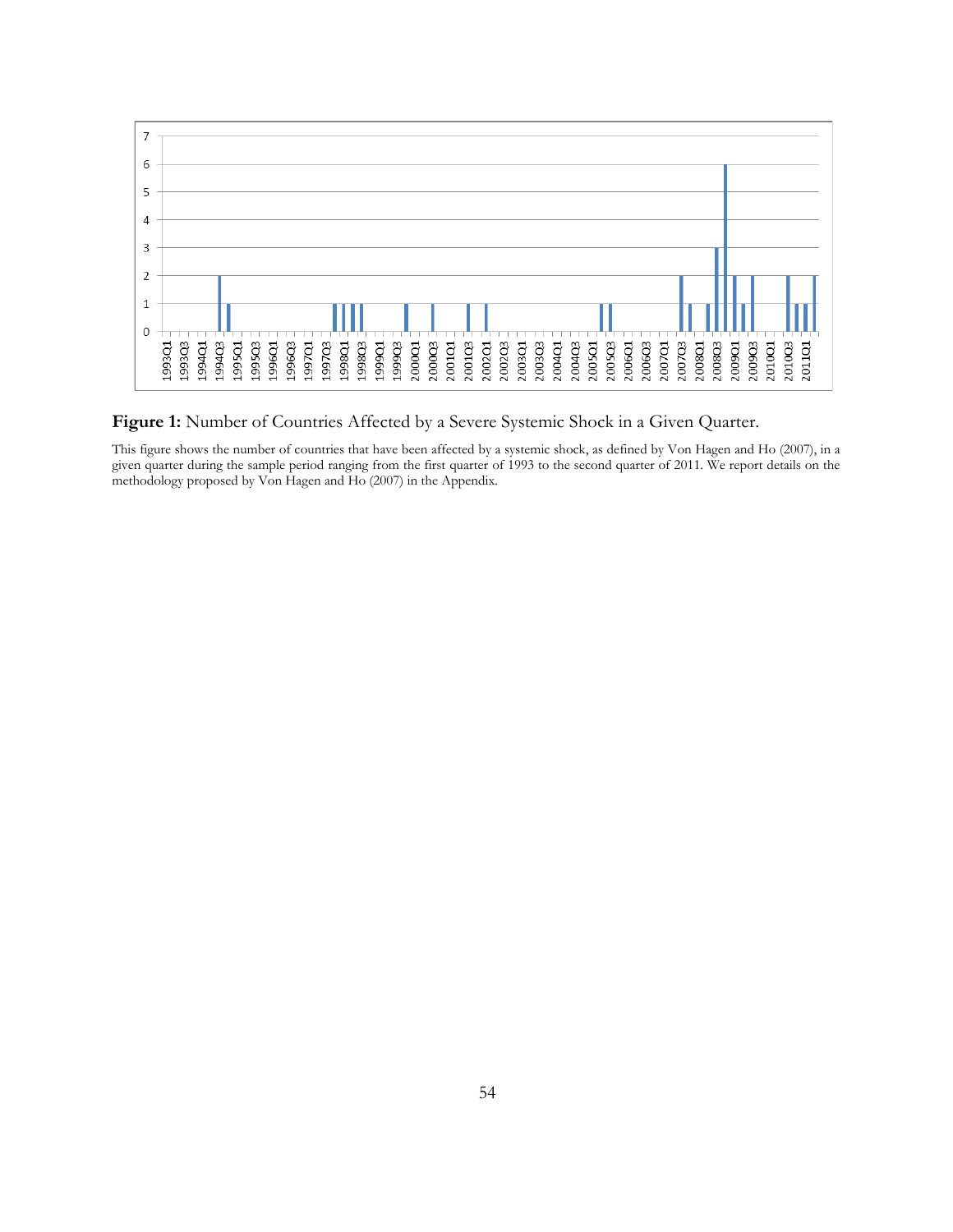**Figure 1:** Number of Countries Affected by a Severe Systemic Shock in a Given Quarter.

This figure shows the number of countries that have been affected by a systemic shock, as defined by Von Hagen and Ho (2007), in a given quarter during the sample period ranging from the first quarter of 1993 to the second quarter of 2011. We report details on the methodology proposed by Von Hagen and Ho (2007) in the Appendix.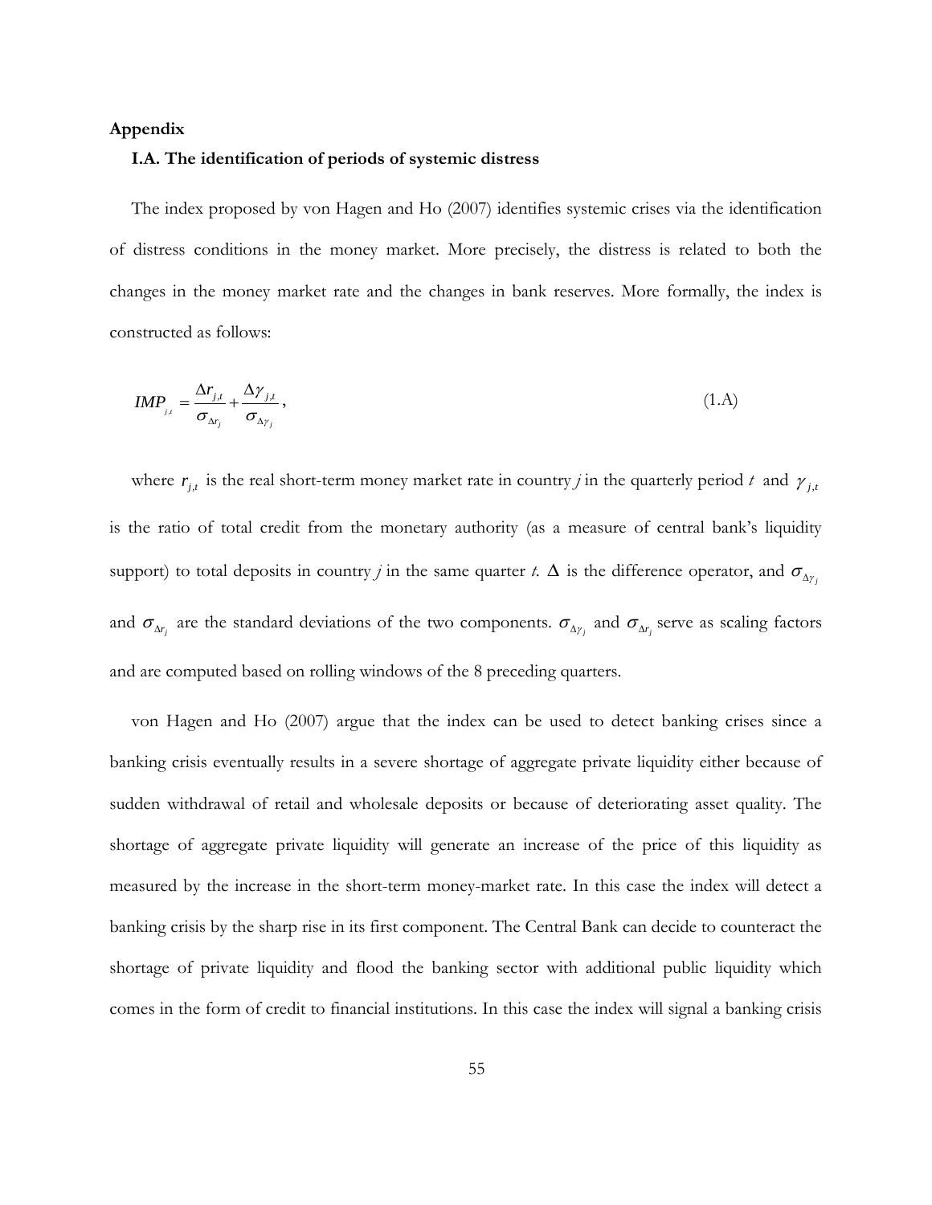## Appendix

### I.A. The identification of periods of systemic distress

The index proposed by von Hagen and Ho (2007) identifies systemic crises via the identification of distress conditions in the money market. More precisely, the distress is related to both the changes in the money market rate and the changes in bank reserves. More formally, the index is constructed as follows:

$$IMP_{j,t} = \frac{\Delta r_{j,t}}{\sigma_{\Delta r_j}} + \frac{\Delta \gamma_{j,t}}{\sigma_{\Delta \gamma_j}}, \tag{1.A}$$

where $r_{j,t}$ is the real short-term money market rate in country *j* in the quarterly period $t$ and $\gamma_{j,t}$ is the ratio of total credit from the monetary authority (as a measure of central bank's liquidity support) to total deposits in country *j* in the same quarter *t*. $\Delta$ is the difference operator, and $\sigma_{\Delta \gamma_j}$ and $\sigma_{\Delta r_j}$ are the standard deviations of the two components. $\sigma_{\Delta \gamma_j}$ and $\sigma_{\Delta r_j}$ serve as scaling factors and are computed based on rolling windows of the 8 preceding quarters.

von Hagen and Ho (2007) argue that the index can be used to detect banking crises since a banking crisis eventually results in a severe shortage of aggregate private liquidity either because of sudden withdrawal of retail and wholesale deposits or because of deteriorating asset quality. The shortage of aggregate private liquidity will generate an increase of the price of this liquidity as measured by the increase in the short-term money-market rate. In this case the index will detect a banking crisis by the sharp rise in its first component. The Central Bank can decide to counteract the shortage of private liquidity and flood the banking sector with additional public liquidity which comes in the form of credit to financial institutions. In this case the index will signal a banking crisis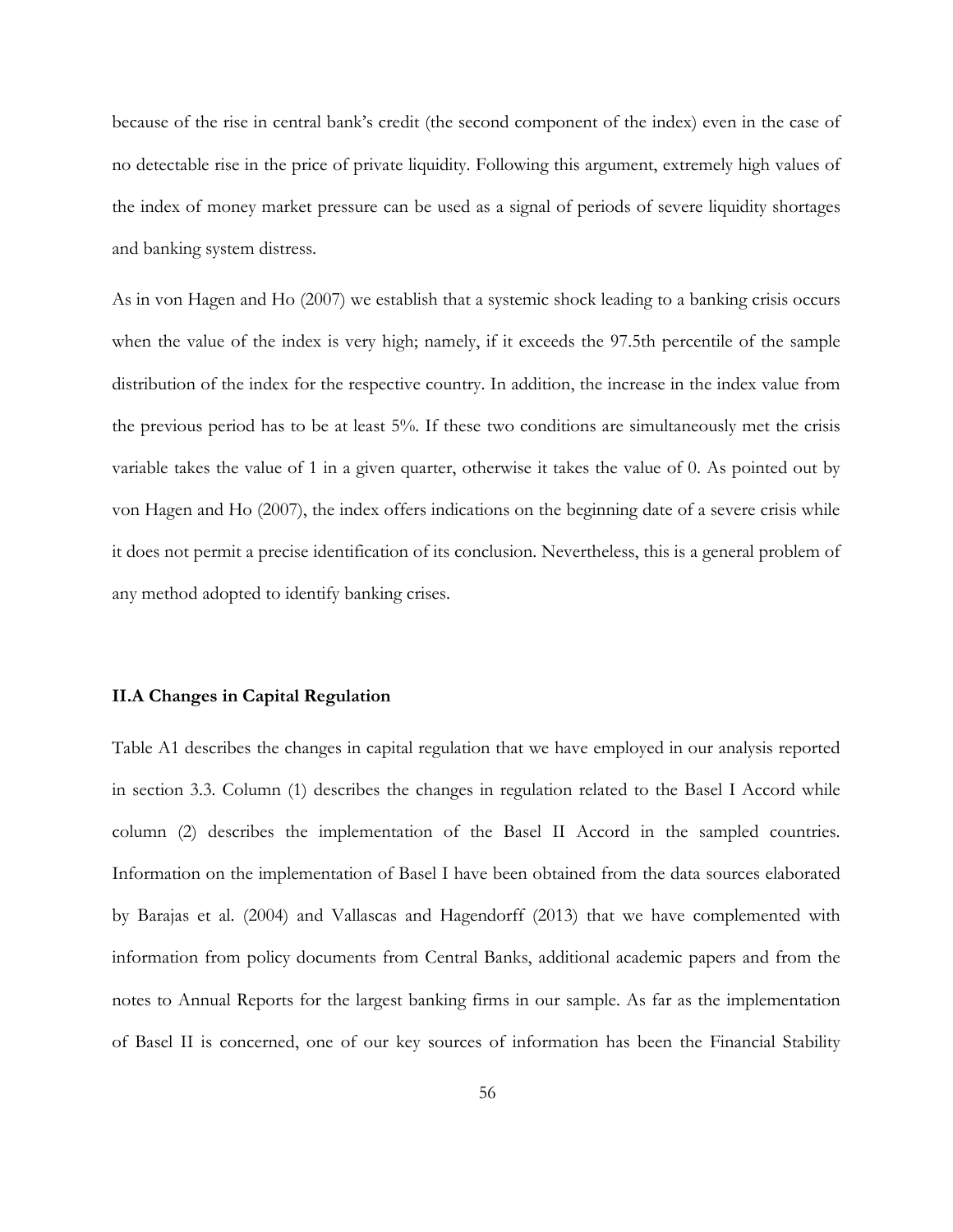because of the rise in central bank's credit (the second component of the index) even in the case of no detectable rise in the price of private liquidity. Following this argument, extremely high values of the index of money market pressure can be used as a signal of periods of severe liquidity shortages and banking system distress.

As in von Hagen and Ho (2007) we establish that a systemic shock leading to a banking crisis occurs when the value of the index is very high; namely, if it exceeds the 97.5th percentile of the sample distribution of the index for the respective country. In addition, the increase in the index value from the previous period has to be at least 5%. If these two conditions are simultaneously met the crisis variable takes the value of 1 in a given quarter, otherwise it takes the value of 0. As pointed out by von Hagen and Ho (2007), the index offers indications on the beginning date of a severe crisis while it does not permit a precise identification of its conclusion. Nevertheless, this is a general problem of any method adopted to identify banking crises.

### II.A Changes in Capital Regulation

Table A1 describes the changes in capital regulation that we have employed in our analysis reported in section 3.3. Column (1) describes the changes in regulation related to the Basel I Accord while column (2) describes the implementation of the Basel II Accord in the sampled countries. Information on the implementation of Basel I have been obtained from the data sources elaborated by Barajas et al. (2004) and Vallascas and Hagendorff (2013) that we have complemented with information from policy documents from Central Banks, additional academic papers and from the notes to Annual Reports for the largest banking firms in our sample. As far as the implementation of Basel II is concerned, one of our key sources of information has been the Financial Stability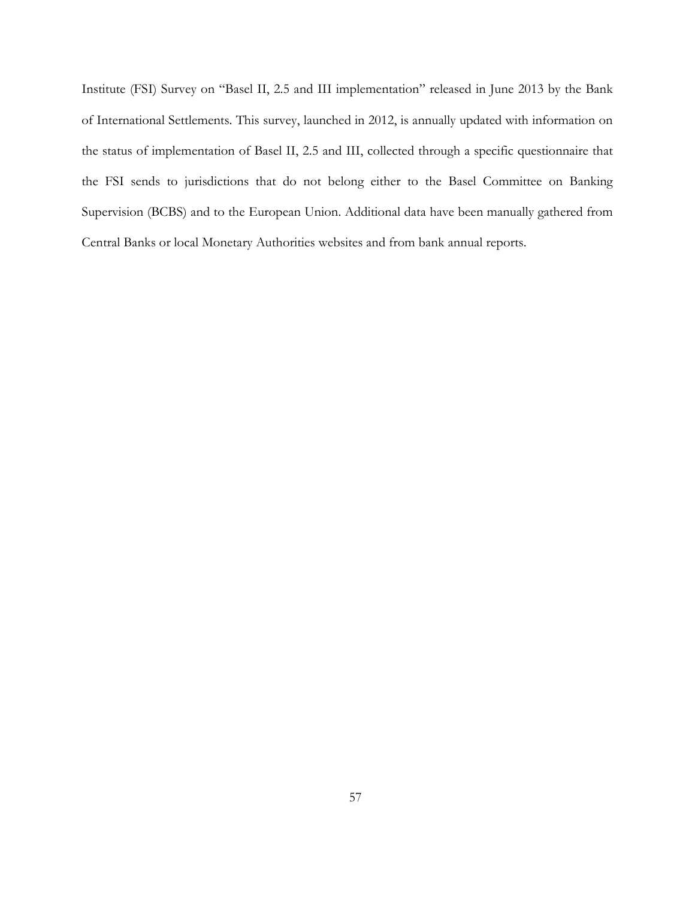Institute (FSI) Survey on "Basel II, 2.5 and III implementation" released in June 2013 by the Bank of International Settlements. This survey, launched in 2012, is annually updated with information on the status of implementation of Basel II, 2.5 and III, collected through a specific questionnaire that the FSI sends to jurisdictions that do not belong either to the Basel Committee on Banking Supervision (BCBS) and to the European Union. Additional data have been manually gathered from Central Banks or local Monetary Authorities websites and from bank annual reports.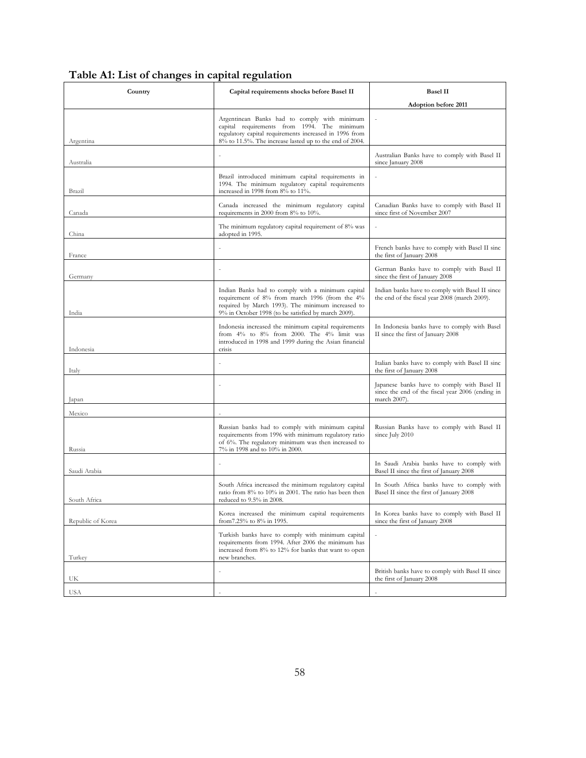## Table A1: List of changes in capital regulation

| Country | Capital requirements shocks before Basel II | Basel II<br>Adoption before 2011 |
|---|---|---|
| Argentina | Argentinean Banks had to comply with minimum capital requirements from 1994. The minimum regulatory capital requirements increased in 1996 from 8% to 11.5%. The increase lasted up to the end of 2004. | - |
| Australia | - | Australian Banks have to comply with Basel II since January 2008 |
| Brazil | Brazil introduced minimum capital requirements in 1994. The minimum regulatory capital requirements increased in 1998 from 8% to 11%. | - |
| Canada | Canada increased the minimum regulatory capital requirements in 2000 from 8% to 10%. | Canadian Banks have to comply with Basel II since first of November 2007 |
| China | The minimum regulatory capital requirement of 8% was adopted in 1995. | - |
| France | - | French banks have to comply with Basel II sinc the first of January 2008 |
| Germany | - | German Banks have to comply with Basel II since the first of January 2008 |
| India | Indian Banks had to comply with a minimum capital requirement of 8% from march 1996 (from the 4% required by March 1993). The minimum increased to 9% in October 1998 (to be satisfied by march 2009). | Indian banks have to comply with Basel II since the end of the fiscal year 2008 (march 2009). |
| Indonesia | Indonesia increased the minimum capital requirements from 4% to 8% from 2000. The 4% limit was introduced in 1998 and 1999 during the Asian financial crisis | In Indonesia banks have to comply with Basel II since the first of January 2008 |
| Italy | - | Italian banks have to comply with Basel II sinc the first of January 2008 |
| Japan | - | Japanese banks have to comply with Basel II since the end of the fiscal year 2006 (ending in march 2007). |
| Mexico | - | |
| Russia | Russian banks had to comply with minimum capital requirements from 1996 with minimum regulatory ratio of 6%. The regulatory minimum was then increased to 7% in 1998 and to 10% in 2000. | Russian Banks have to comply with Basel II since July 2010 |
| Saudi Arabia | - | In Saudi Arabia banks have to comply with Basel II since the first of January 2008 |
| South Africa | South Africa increased the minimum regulatory capital ratio from 8% to 10% in 2001. The ratio has been then reduced to 9.5% in 2008. | In South Africa banks have to comply with Basel II since the first of January 2008 |
| Republic of Korea | Korea increased the minimum capital requirements from7.25% to 8% in 1995. | In Korea banks have to comply with Basel II since the first of January 2008 |
| Turkey | Turkish banks have to comply with minimum capital requirements from 1994. After 2006 the minimum has increased from 8% to 12% for banks that want to open new branches. | - |
| UK | - | British banks have to comply with Basel II since the first of January 2008 |
| USA | - | - |